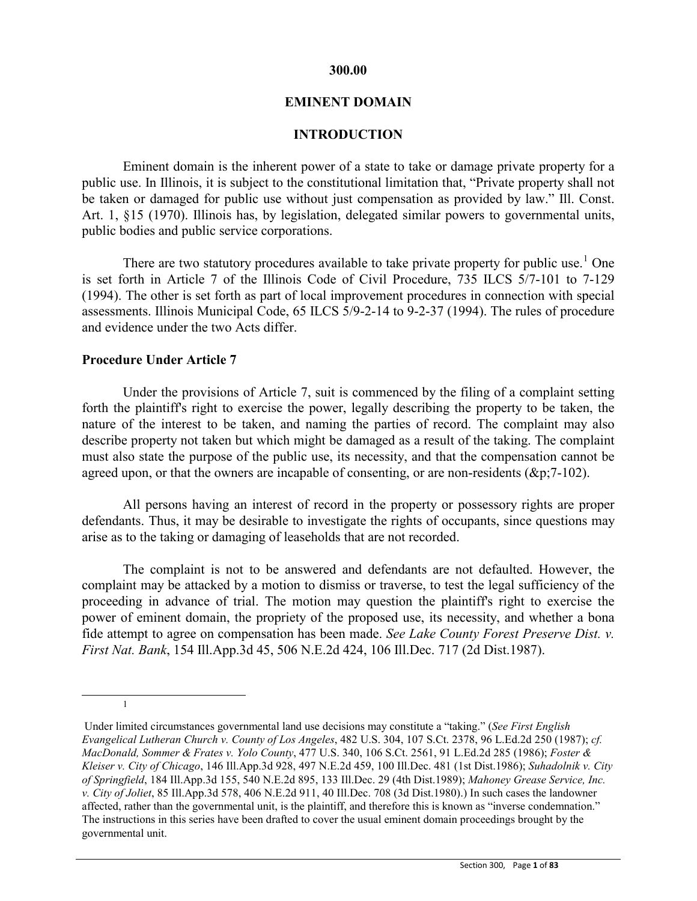# 300.00

# EMINENT DOMAIN

## INTRODUCTION

Eminent domain is the inherent power of a state to take or damage private property for a public use. In Illinois, it is subject to the constitutional limitation that, "Private property shall not be taken or damaged for public use without just compensation as provided by law." Ill. Const. Art. 1, §15 (1970). Illinois has, by legislation, delegated similar powers to governmental units, public bodies and public service corporations.

There are two statutory procedures available to take private property for public use.[1] One is set forth in Article 7 of the Illinois Code of Civil Procedure, 735 ILCS 5/7-101 to 7-129 (1994). The other is set forth as part of local improvement procedures in connection with special assessments. Illinois Municipal Code, 65 ILCS 5/9-2-14 to 9-2-37 (1994). The rules of procedure and evidence under the two Acts differ.

### Procedure Under Article 7

Under the provisions of Article 7, suit is commenced by the filing of a complaint setting forth the plaintiff's right to exercise the power, legally describing the property to be taken, the nature of the interest to be taken, and naming the parties of record. The complaint may also describe property not taken but which might be damaged as a result of the taking. The complaint must also state the purpose of the public use, its necessity, and that the compensation cannot be agreed upon, or that the owners are incapable of consenting, or are non-residents (&p;7-102).

All persons having an interest of record in the property or possessory rights are proper defendants. Thus, it may be desirable to investigate the rights of occupants, since questions may arise as to the taking or damaging of leaseholds that are not recorded.

The complaint is not to be answered and defendants are not defaulted. However, the complaint may be attacked by a motion to dismiss or traverse, to test the legal sufficiency of the proceeding in advance of trial. The motion may question the plaintiff's right to exercise the power of eminent domain, the propriety of the proposed use, its necessity, and whether a bona fide attempt to agree on compensation has been made. *See Lake County Forest Preserve Dist. v. First Nat. Bank*, 154 Ill.App.3d 45, 506 N.E.2d 424, 106 Ill.Dec. 717 (2d Dist.1987).

---

[1] Under limited circumstances governmental land use decisions may constitute a "taking." (*See First English Evangelical Lutheran Church v. County of Los Angeles*, 482 U.S. 304, 107 S.Ct. 2378, 96 L.Ed.2d 250 (1987); *cf. MacDonald, Sommer & Frates v. Yolo County*, 477 U.S. 340, 106 S.Ct. 2561, 91 L.Ed.2d 285 (1986); *Foster & Kleiser v. City of Chicago*, 146 Ill.App.3d 928, 497 N.E.2d 459, 100 Ill.Dec. 481 (1st Dist.1986); *Suhadolnik v. City of Springfield*, 184 Ill.App.3d 155, 540 N.E.2d 895, 133 Ill.Dec. 29 (4th Dist.1989); *Mahoney Grease Service, Inc. v. City of Joliet*, 85 Ill.App.3d 578, 406 N.E.2d 911, 40 Ill.Dec. 708 (3d Dist.1980).) In such cases the landowner affected, rather than the governmental unit, is the plaintiff, and therefore this is known as "inverse condemnation." The instructions in this series have been drafted to cover the usual eminent domain proceedings brought by the governmental unit.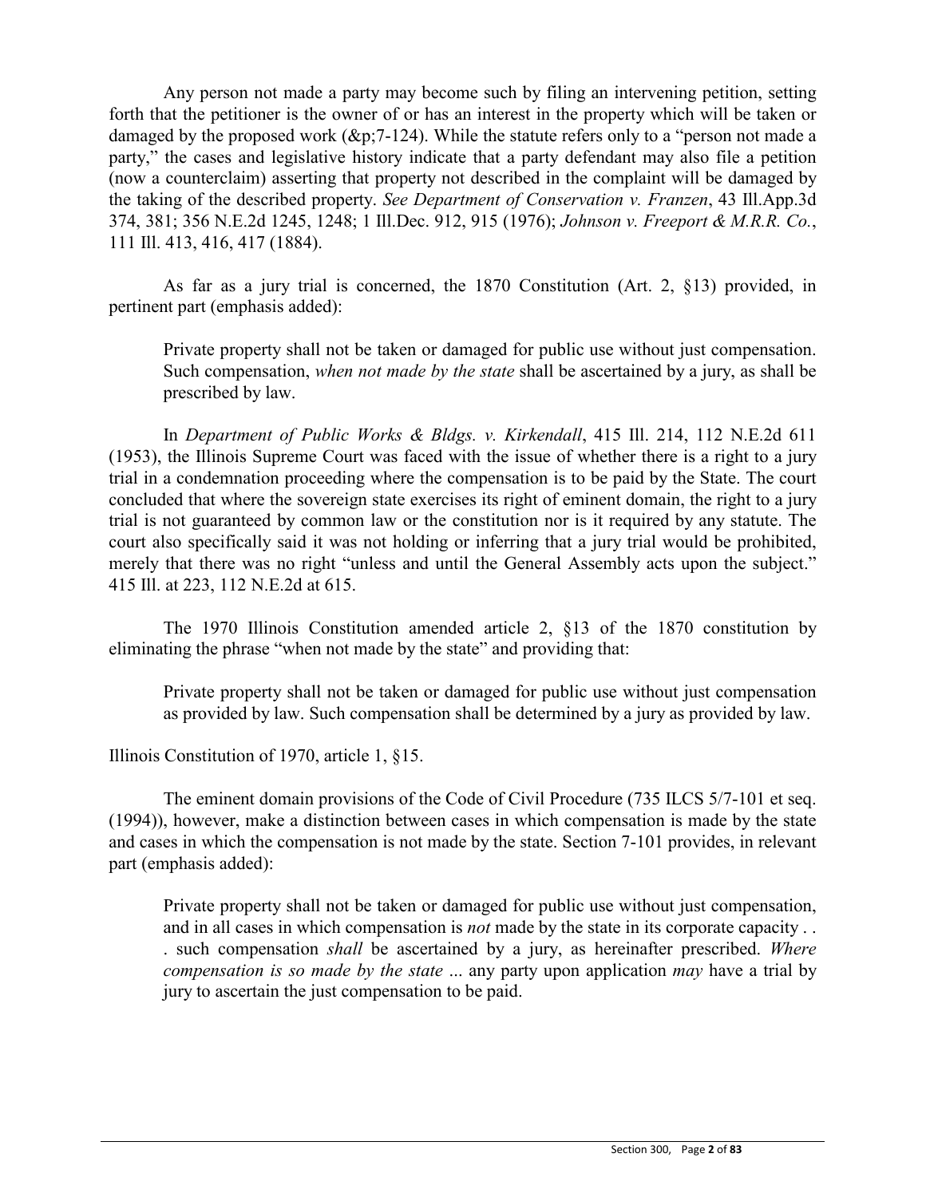Any person not made a party may become such by filing an intervening petition, setting forth that the petitioner is the owner of or has an interest in the property which will be taken or damaged by the proposed work (&p;7-124). While the statute refers only to a "person not made a party," the cases and legislative history indicate that a party defendant may also file a petition (now a counterclaim) asserting that property not described in the complaint will be damaged by the taking of the described property. *See Department of Conservation v. Franzen*, 43 Ill.App.3d 374, 381; 356 N.E.2d 1245, 1248; 1 Ill.Dec. 912, 915 (1976); *Johnson v. Freeport & M.R.R. Co.*, 111 Ill. 413, 416, 417 (1884).

As far as a jury trial is concerned, the 1870 Constitution (Art. 2, §13) provided, in pertinent part (emphasis added):

> Private property shall not be taken or damaged for public use without just compensation. Such compensation, *when not made by the state* shall be ascertained by a jury, as shall be prescribed by law.

In *Department of Public Works & Bldgs. v. Kirkendall*, 415 Ill. 214, 112 N.E.2d 611 (1953), the Illinois Supreme Court was faced with the issue of whether there is a right to a jury trial in a condemnation proceeding where the compensation is to be paid by the State. The court concluded that where the sovereign state exercises its right of eminent domain, the right to a jury trial is not guaranteed by common law or the constitution nor is it required by any statute. The court also specifically said it was not holding or inferring that a jury trial would be prohibited, merely that there was no right "unless and until the General Assembly acts upon the subject." 415 Ill. at 223, 112 N.E.2d at 615.

The 1970 Illinois Constitution amended article 2, §13 of the 1870 constitution by eliminating the phrase "when not made by the state" and providing that:

> Private property shall not be taken or damaged for public use without just compensation as provided by law. Such compensation shall be determined by a jury as provided by law.

Illinois Constitution of 1970, article 1, §15.

The eminent domain provisions of the Code of Civil Procedure (735 ILCS 5/7-101 et seq. (1994)), however, make a distinction between cases in which compensation is made by the state and cases in which the compensation is not made by the state. Section 7-101 provides, in relevant part (emphasis added):

> Private property shall not be taken or damaged for public use without just compensation, and in all cases in which compensation is *not* made by the state in its corporate capacity . . . such compensation *shall* be ascertained by a jury, as hereinafter prescribed. *Where compensation is so made by the state* ... any party upon application *may* have a trial by jury to ascertain the just compensation to be paid.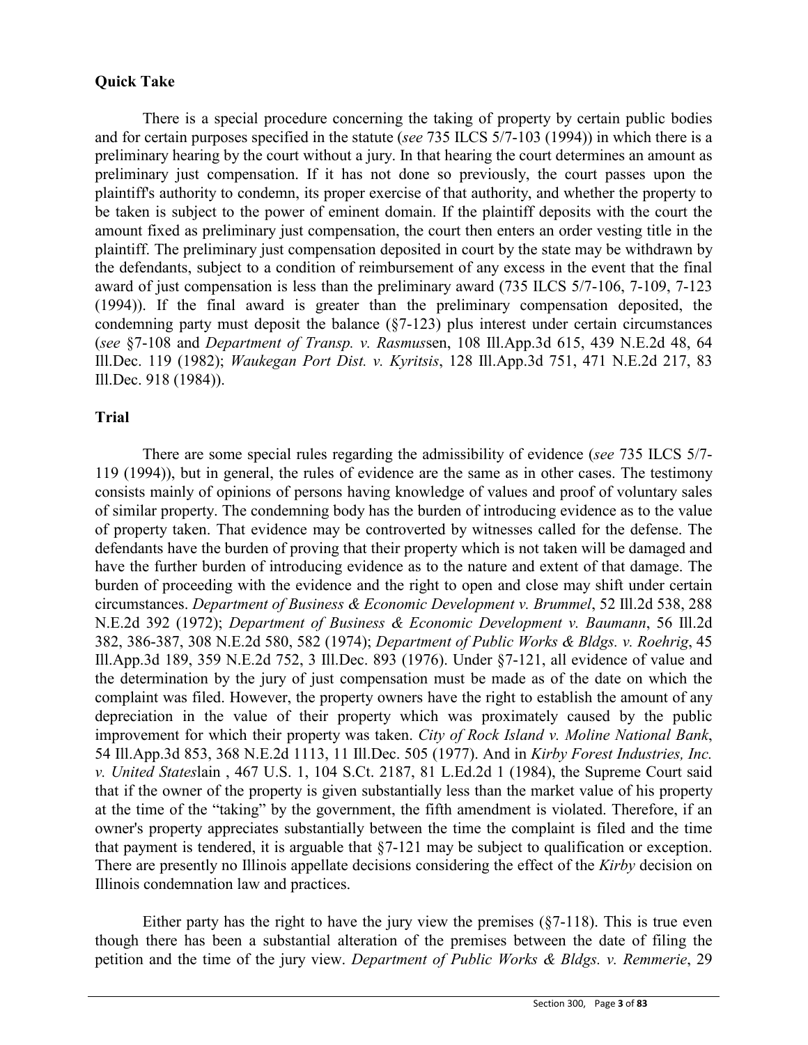**Quick Take**

There is a special procedure concerning the taking of property by certain public bodies and for certain purposes specified in the statute (*see* 735 ILCS 5/7-103 (1994)) in which there is a preliminary hearing by the court without a jury. In that hearing the court determines an amount as preliminary just compensation. If it has not done so previously, the court passes upon the plaintiff's authority to condemn, its proper exercise of that authority, and whether the property to be taken is subject to the power of eminent domain. If the plaintiff deposits with the court the amount fixed as preliminary just compensation, the court then enters an order vesting title in the plaintiff. The preliminary just compensation deposited in court by the state may be withdrawn by the defendants, subject to a condition of reimbursement of any excess in the event that the final award of just compensation is less than the preliminary award (735 ILCS 5/7-106, 7-109, 7-123 (1994)). If the final award is greater than the preliminary compensation deposited, the condemning party must deposit the balance (§7-123) plus interest under certain circumstances (*see* §7-108 and *Department of Transp. v. Rasmus*sen, 108 Ill.App.3d 615, 439 N.E.2d 48, 64 Ill.Dec. 119 (1982); *Waukegan Port Dist. v. Kyritsis*, 128 Ill.App.3d 751, 471 N.E.2d 217, 83 Ill.Dec. 918 (1984)).

**Trial**

There are some special rules regarding the admissibility of evidence (*see* 735 ILCS 5/7-119 (1994)), but in general, the rules of evidence are the same as in other cases. The testimony consists mainly of opinions of persons having knowledge of values and proof of voluntary sales of similar property. The condemning body has the burden of introducing evidence as to the value of property taken. That evidence may be controverted by witnesses called for the defense. The defendants have the burden of proving that their property which is not taken will be damaged and have the further burden of introducing evidence as to the nature and extent of that damage. The burden of proceeding with the evidence and the right to open and close may shift under certain circumstances. *Department of Business & Economic Development v. Brummel*, 52 Ill.2d 538, 288 N.E.2d 392 (1972); *Department of Business & Economic Development v. Baumann*, 56 Ill.2d 382, 386-387, 308 N.E.2d 580, 582 (1974); *Department of Public Works & Bldgs. v. Roehrig*, 45 Ill.App.3d 189, 359 N.E.2d 752, 3 Ill.Dec. 893 (1976). Under §7-121, all evidence of value and the determination by the jury of just compensation must be made as of the date on which the complaint was filed. However, the property owners have the right to establish the amount of any depreciation in the value of their property which was proximately caused by the public improvement for which their property was taken. *City of Rock Island v. Moline National Bank*, 54 Ill.App.3d 853, 368 N.E.2d 1113, 11 Ill.Dec. 505 (1977). And in *Kirby Forest Industries, Inc. v. United States*lain , 467 U.S. 1, 104 S.Ct. 2187, 81 L.Ed.2d 1 (1984), the Supreme Court said that if the owner of the property is given substantially less than the market value of his property at the time of the "taking" by the government, the fifth amendment is violated. Therefore, if an owner's property appreciates substantially between the time the complaint is filed and the time that payment is tendered, it is arguable that §7-121 may be subject to qualification or exception. There are presently no Illinois appellate decisions considering the effect of the *Kirby* decision on Illinois condemnation law and practices.

Either party has the right to have the jury view the premises (§7-118). This is true even though there has been a substantial alteration of the premises between the date of filing the petition and the time of the jury view. *Department of Public Works & Bldgs. v. Remmerie*, 29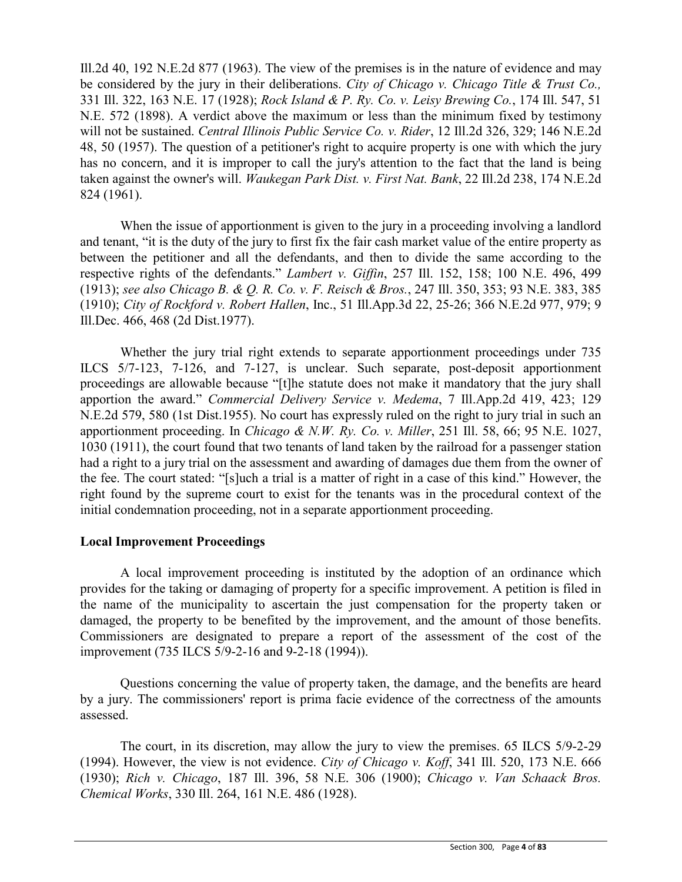Ill.2d 40, 192 N.E.2d 877 (1963). The view of the premises is in the nature of evidence and may be considered by the jury in their deliberations. *City of Chicago v. Chicago Title & Trust Co.,* 331 Ill. 322, 163 N.E. 17 (1928); *Rock Island & P. Ry. Co. v. Leisy Brewing Co.*, 174 Ill. 547, 51 N.E. 572 (1898). A verdict above the maximum or less than the minimum fixed by testimony will not be sustained. *Central Illinois Public Service Co. v. Rider*, 12 Ill.2d 326, 329; 146 N.E.2d 48, 50 (1957). The question of a petitioner's right to acquire property is one with which the jury has no concern, and it is improper to call the jury's attention to the fact that the land is being taken against the owner's will. *Waukegan Park Dist. v. First Nat. Bank*, 22 Ill.2d 238, 174 N.E.2d 824 (1961).

When the issue of apportionment is given to the jury in a proceeding involving a landlord and tenant, "it is the duty of the jury to first fix the fair cash market value of the entire property as between the petitioner and all the defendants, and then to divide the same according to the respective rights of the defendants." *Lambert v. Giffin*, 257 Ill. 152, 158; 100 N.E. 496, 499 (1913); *see also Chicago B. & Q. R. Co. v. F. Reisch & Bros.*, 247 Ill. 350, 353; 93 N.E. 383, 385 (1910); *City of Rockford v. Robert Hallen*, Inc., 51 Ill.App.3d 22, 25-26; 366 N.E.2d 977, 979; 9 Ill.Dec. 466, 468 (2d Dist.1977).

Whether the jury trial right extends to separate apportionment proceedings under 735 ILCS 5/7-123, 7-126, and 7-127, is unclear. Such separate, post-deposit apportionment proceedings are allowable because "[t]he statute does not make it mandatory that the jury shall apportion the award." *Commercial Delivery Service v. Medema*, 7 Ill.App.2d 419, 423; 129 N.E.2d 579, 580 (1st Dist.1955). No court has expressly ruled on the right to jury trial in such an apportionment proceeding. In *Chicago & N.W. Ry. Co. v. Miller*, 251 Ill. 58, 66; 95 N.E. 1027, 1030 (1911), the court found that two tenants of land taken by the railroad for a passenger station had a right to a jury trial on the assessment and awarding of damages due them from the owner of the fee. The court stated: "[s]uch a trial is a matter of right in a case of this kind." However, the right found by the supreme court to exist for the tenants was in the procedural context of the initial condemnation proceeding, not in a separate apportionment proceeding.

**Local Improvement Proceedings**

A local improvement proceeding is instituted by the adoption of an ordinance which provides for the taking or damaging of property for a specific improvement. A petition is filed in the name of the municipality to ascertain the just compensation for the property taken or damaged, the property to be benefited by the improvement, and the amount of those benefits. Commissioners are designated to prepare a report of the assessment of the cost of the improvement (735 ILCS 5/9-2-16 and 9-2-18 (1994)).

Questions concerning the value of property taken, the damage, and the benefits are heard by a jury. The commissioners' report is prima facie evidence of the correctness of the amounts assessed.

The court, in its discretion, may allow the jury to view the premises. 65 ILCS 5/9-2-29 (1994). However, the view is not evidence. *City of Chicago v. Koff*, 341 Ill. 520, 173 N.E. 666 (1930); *Rich v. Chicago*, 187 Ill. 396, 58 N.E. 306 (1900); *Chicago v. Van Schaack Bros. Chemical Works*, 330 Ill. 264, 161 N.E. 486 (1928).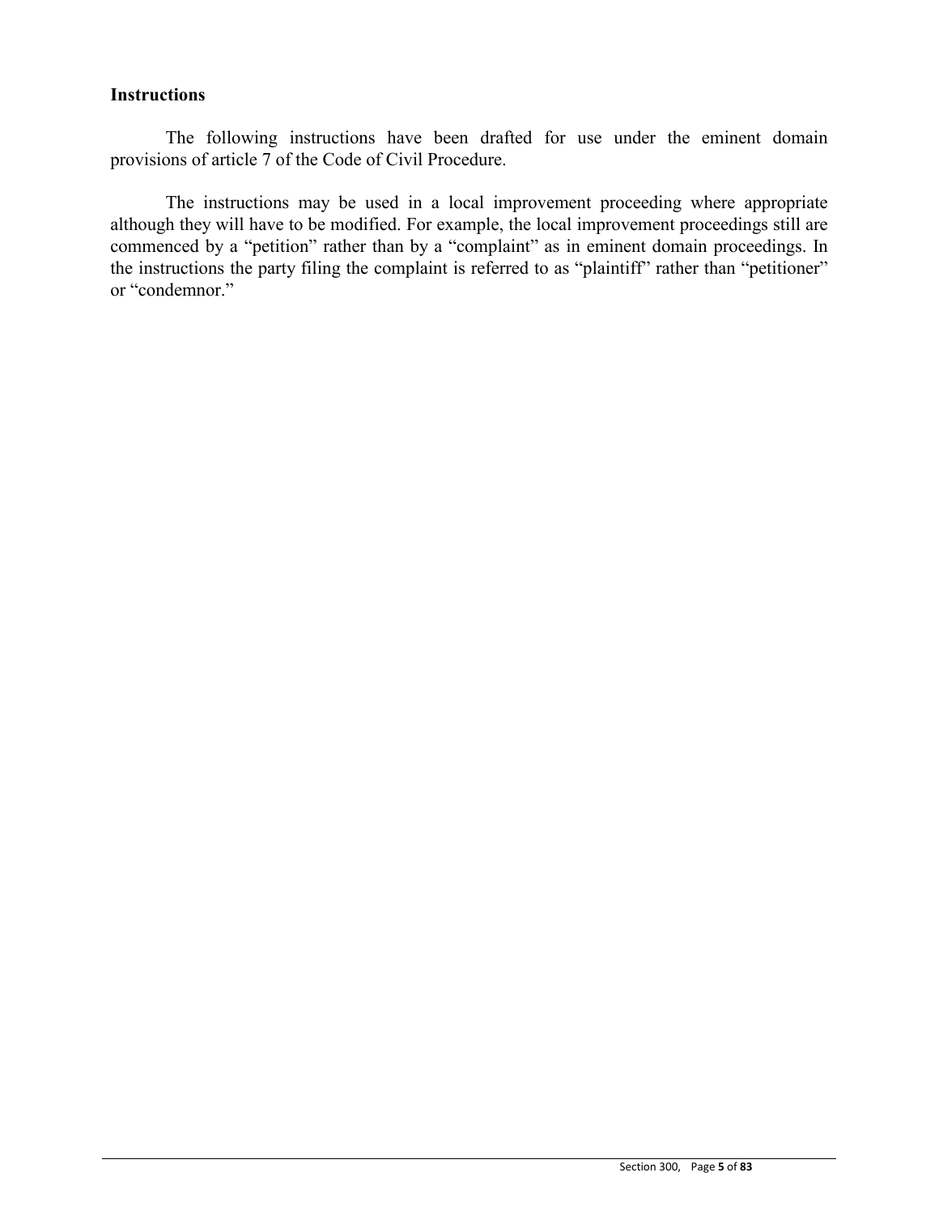**Instructions**

The following instructions have been drafted for use under the eminent domain provisions of article 7 of the Code of Civil Procedure.

The instructions may be used in a local improvement proceeding where appropriate although they will have to be modified. For example, the local improvement proceedings still are commenced by a "petition" rather than by a "complaint" as in eminent domain proceedings. In the instructions the party filing the complaint is referred to as "plaintiff" rather than "petitioner" or "condemnor."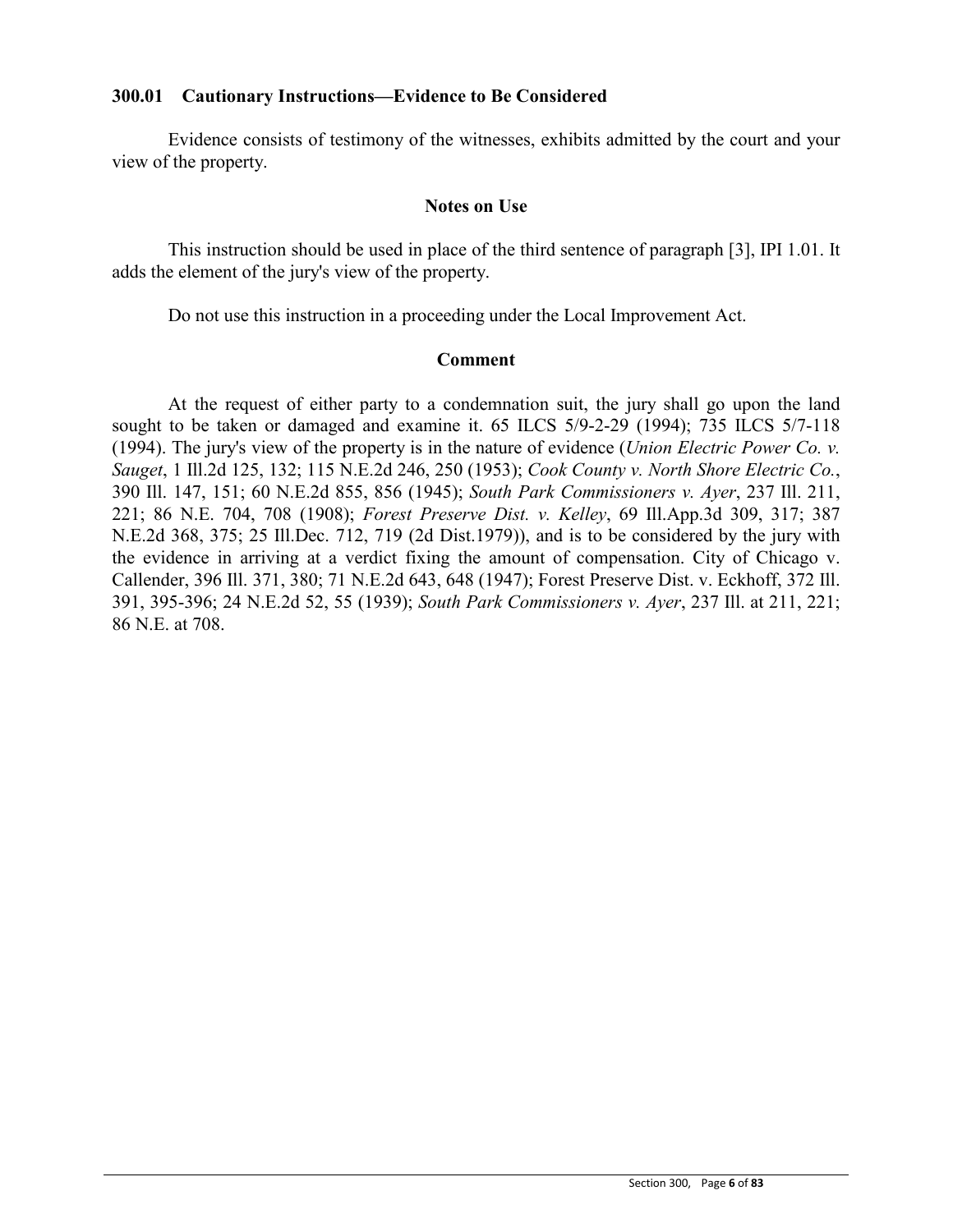### 300.01 Cautionary Instructions—Evidence to Be Considered

Evidence consists of testimony of the witnesses, exhibits admitted by the court and your view of the property.

**Notes on Use**

This instruction should be used in place of the third sentence of paragraph [3], IPI 1.01. It adds the element of the jury's view of the property.

Do not use this instruction in a proceeding under the Local Improvement Act.

**Comment**

At the request of either party to a condemnation suit, the jury shall go upon the land sought to be taken or damaged and examine it. 65 ILCS 5/9-2-29 (1994); 735 ILCS 5/7-118 (1994). The jury's view of the property is in the nature of evidence (*Union Electric Power Co. v. Sauget*, 1 Ill.2d 125, 132; 115 N.E.2d 246, 250 (1953); *Cook County v. North Shore Electric Co.*, 390 Ill. 147, 151; 60 N.E.2d 855, 856 (1945); *South Park Commissioners v. Ayer*, 237 Ill. 211, 221; 86 N.E. 704, 708 (1908); *Forest Preserve Dist. v. Kelley*, 69 Ill.App.3d 309, 317; 387 N.E.2d 368, 375; 25 Ill.Dec. 712, 719 (2d Dist.1979)), and is to be considered by the jury with the evidence in arriving at a verdict fixing the amount of compensation. City of Chicago v. Callender, 396 Ill. 371, 380; 71 N.E.2d 643, 648 (1947); Forest Preserve Dist. v. Eckhoff, 372 Ill. 391, 395-396; 24 N.E.2d 52, 55 (1939); *South Park Commissioners v. Ayer*, 237 Ill. at 211, 221; 86 N.E. at 708.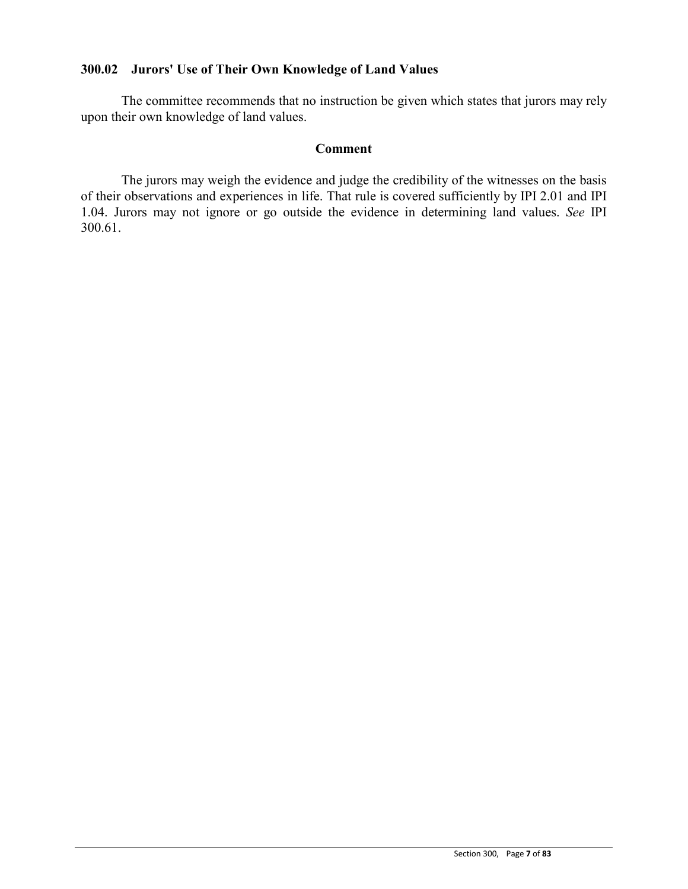## 300.02 Jurors' Use of Their Own Knowledge of Land Values

The committee recommends that no instruction be given which states that jurors may rely upon their own knowledge of land values.

### Comment

The jurors may weigh the evidence and judge the credibility of the witnesses on the basis of their observations and experiences in life. That rule is covered sufficiently by IPI 2.01 and IPI 1.04. Jurors may not ignore or go outside the evidence in determining land values. *See* IPI 300.61.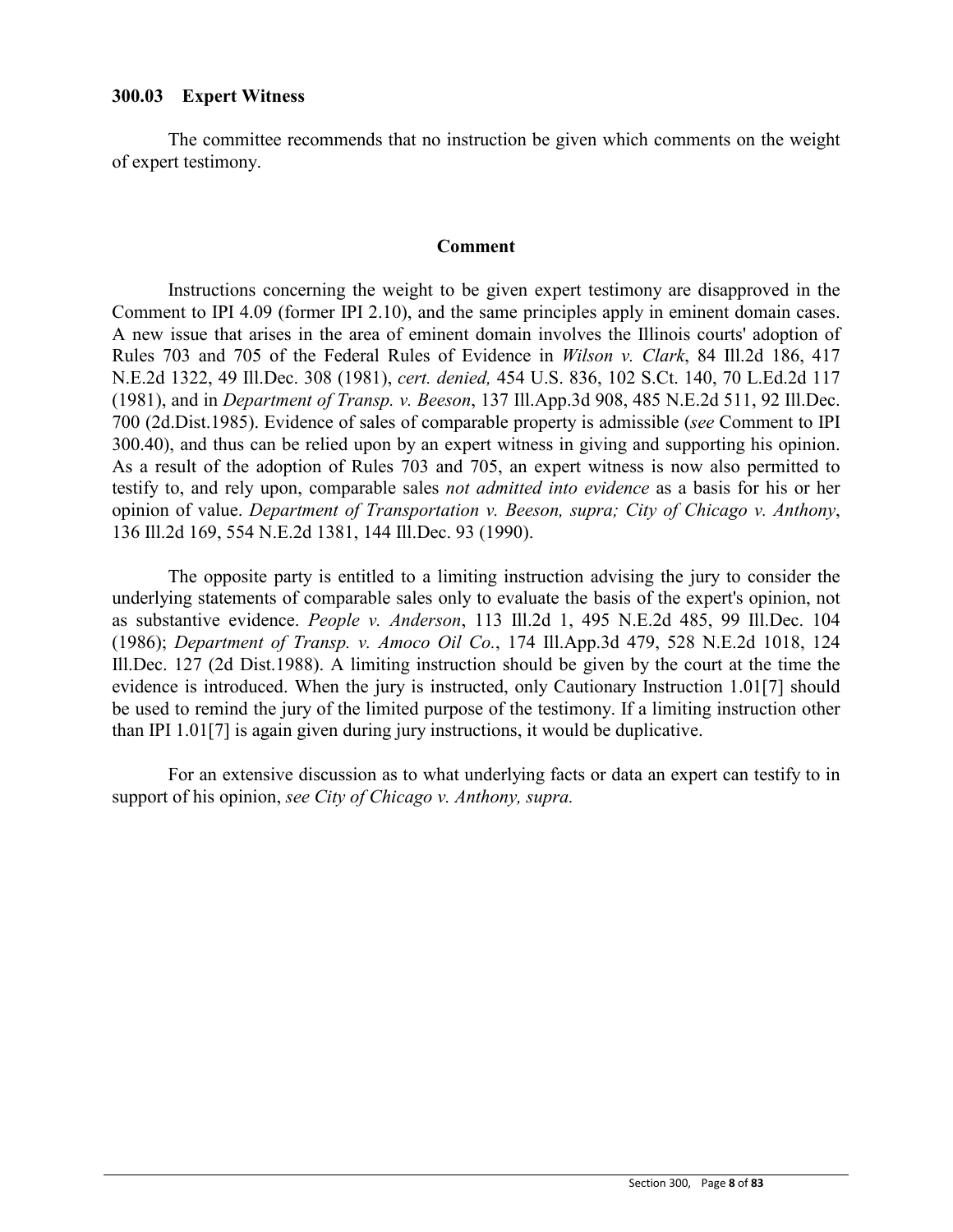### 300.03 Expert Witness

The committee recommends that no instruction be given which comments on the weight of expert testimony.

#### Comment

Instructions concerning the weight to be given expert testimony are disapproved in the Comment to IPI 4.09 (former IPI 2.10), and the same principles apply in eminent domain cases. A new issue that arises in the area of eminent domain involves the Illinois courts' adoption of Rules 703 and 705 of the Federal Rules of Evidence in *Wilson v. Clark*, 84 Ill.2d 186, 417 N.E.2d 1322, 49 Ill.Dec. 308 (1981), *cert. denied,* 454 U.S. 836, 102 S.Ct. 140, 70 L.Ed.2d 117 (1981), and in *Department of Transp. v. Beeson*, 137 Ill.App.3d 908, 485 N.E.2d 511, 92 Ill.Dec. 700 (2d.Dist.1985). Evidence of sales of comparable property is admissible (*see* Comment to IPI 300.40), and thus can be relied upon by an expert witness in giving and supporting his opinion. As a result of the adoption of Rules 703 and 705, an expert witness is now also permitted to testify to, and rely upon, comparable sales *not admitted into evidence* as a basis for his or her opinion of value. *Department of Transportation v. Beeson, supra; City of Chicago v. Anthony*, 136 Ill.2d 169, 554 N.E.2d 1381, 144 Ill.Dec. 93 (1990).

The opposite party is entitled to a limiting instruction advising the jury to consider the underlying statements of comparable sales only to evaluate the basis of the expert's opinion, not as substantive evidence. *People v. Anderson*, 113 Ill.2d 1, 495 N.E.2d 485, 99 Ill.Dec. 104 (1986); *Department of Transp. v. Amoco Oil Co.*, 174 Ill.App.3d 479, 528 N.E.2d 1018, 124 Ill.Dec. 127 (2d Dist.1988). A limiting instruction should be given by the court at the time the evidence is introduced. When the jury is instructed, only Cautionary Instruction 1.01[7] should be used to remind the jury of the limited purpose of the testimony. If a limiting instruction other than IPI 1.01[7] is again given during jury instructions, it would be duplicative.

For an extensive discussion as to what underlying facts or data an expert can testify to in support of his opinion, *see City of Chicago v. Anthony, supra.*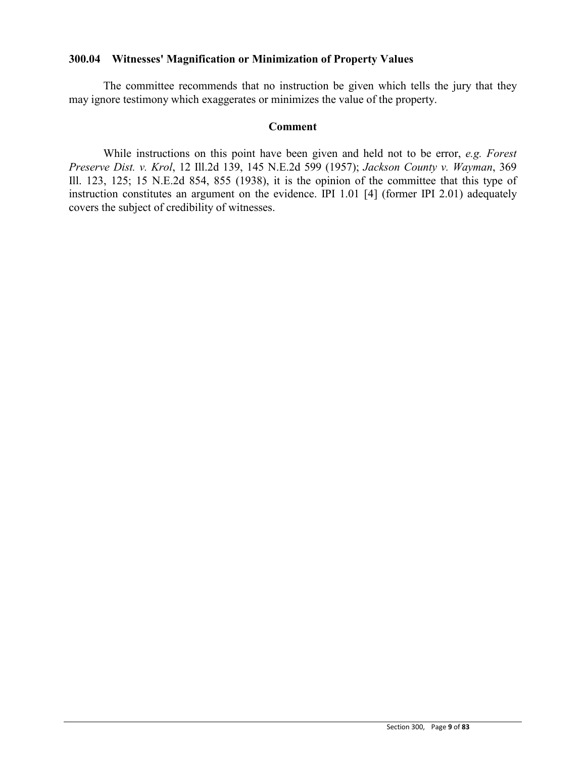### 300.04 Witnesses' Magnification or Minimization of Property Values

The committee recommends that no instruction be given which tells the jury that they may ignore testimony which exaggerates or minimizes the value of the property.

#### Comment

While instructions on this point have been given and held not to be error, *e.g. Forest Preserve Dist. v. Krol*, 12 Ill.2d 139, 145 N.E.2d 599 (1957); *Jackson County v. Wayman*, 369 Ill. 123, 125; 15 N.E.2d 854, 855 (1938), it is the opinion of the committee that this type of instruction constitutes an argument on the evidence. IPI 1.01 [4] (former IPI 2.01) adequately covers the subject of credibility of witnesses.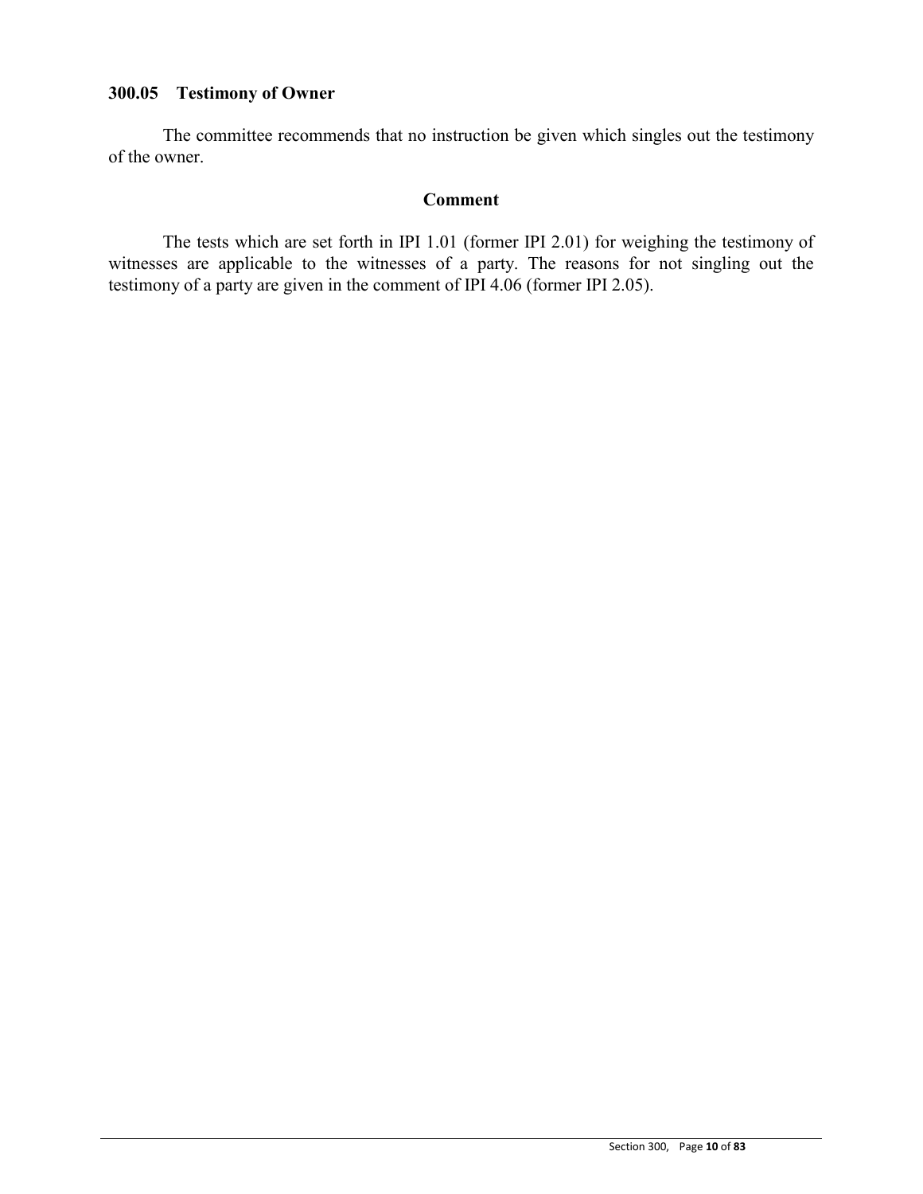## 300.05 Testimony of Owner

The committee recommends that no instruction be given which singles out the testimony of the owner.

### Comment

The tests which are set forth in IPI 1.01 (former IPI 2.01) for weighing the testimony of witnesses are applicable to the witnesses of a party. The reasons for not singling out the testimony of a party are given in the comment of IPI 4.06 (former IPI 2.05).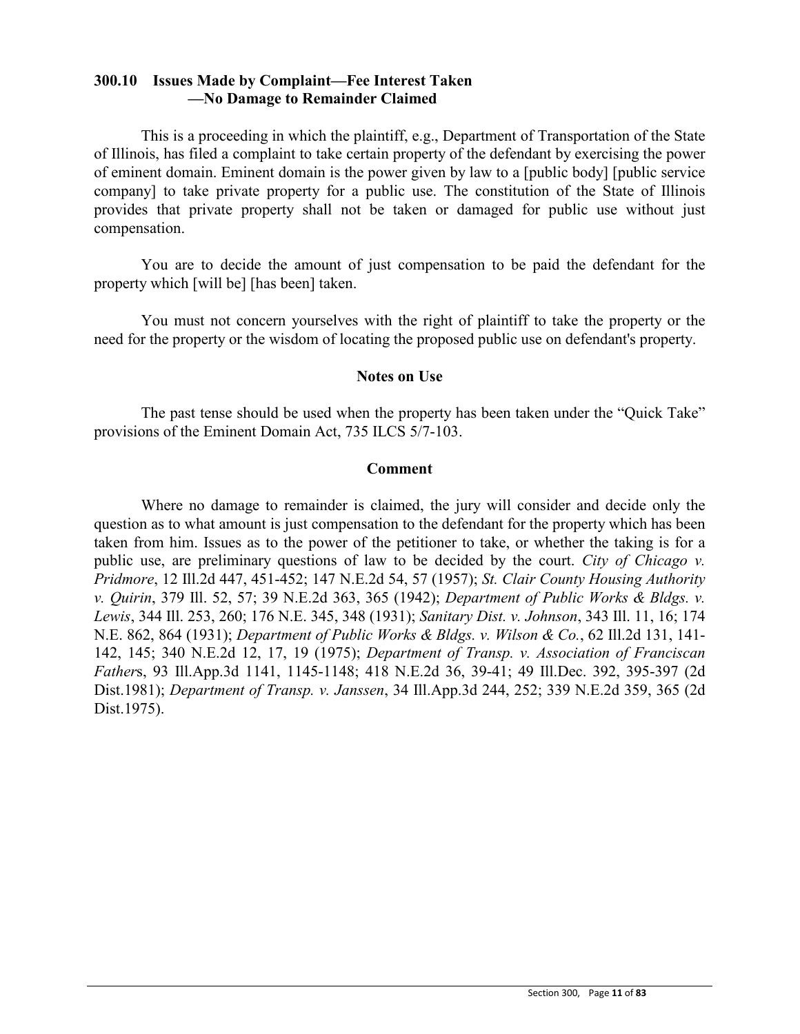### 300.10 Issues Made by Complaint—Fee Interest Taken —No Damage to Remainder Claimed

This is a proceeding in which the plaintiff, e.g., Department of Transportation of the State of Illinois, has filed a complaint to take certain property of the defendant by exercising the power of eminent domain. Eminent domain is the power given by law to a [public body] [public service company] to take private property for a public use. The constitution of the State of Illinois provides that private property shall not be taken or damaged for public use without just compensation.

You are to decide the amount of just compensation to be paid the defendant for the property which [will be] [has been] taken.

You must not concern yourselves with the right of plaintiff to take the property or the need for the property or the wisdom of locating the proposed public use on defendant's property.

**Notes on Use**

The past tense should be used when the property has been taken under the "Quick Take" provisions of the Eminent Domain Act, 735 ILCS 5/7-103.

**Comment**

Where no damage to remainder is claimed, the jury will consider and decide only the question as to what amount is just compensation to the defendant for the property which has been taken from him. Issues as to the power of the petitioner to take, or whether the taking is for a public use, are preliminary questions of law to be decided by the court. *City of Chicago v. Pridmore*, 12 Ill.2d 447, 451-452; 147 N.E.2d 54, 57 (1957); *St. Clair County Housing Authority v. Quirin*, 379 Ill. 52, 57; 39 N.E.2d 363, 365 (1942); *Department of Public Works & Bldgs. v. Lewis*, 344 Ill. 253, 260; 176 N.E. 345, 348 (1931); *Sanitary Dist. v. Johnson*, 343 Ill. 11, 16; 174 N.E. 862, 864 (1931); *Department of Public Works & Bldgs. v. Wilson & Co.*, 62 Ill.2d 131, 141-142, 145; 340 N.E.2d 12, 17, 19 (1975); *Department of Transp. v. Association of Franciscan Fathers*, 93 Ill.App.3d 1141, 1145-1148; 418 N.E.2d 36, 39-41; 49 Ill.Dec. 392, 395-397 (2d Dist.1981); *Department of Transp. v. Janssen*, 34 Ill.App.3d 244, 252; 339 N.E.2d 359, 365 (2d Dist.1975).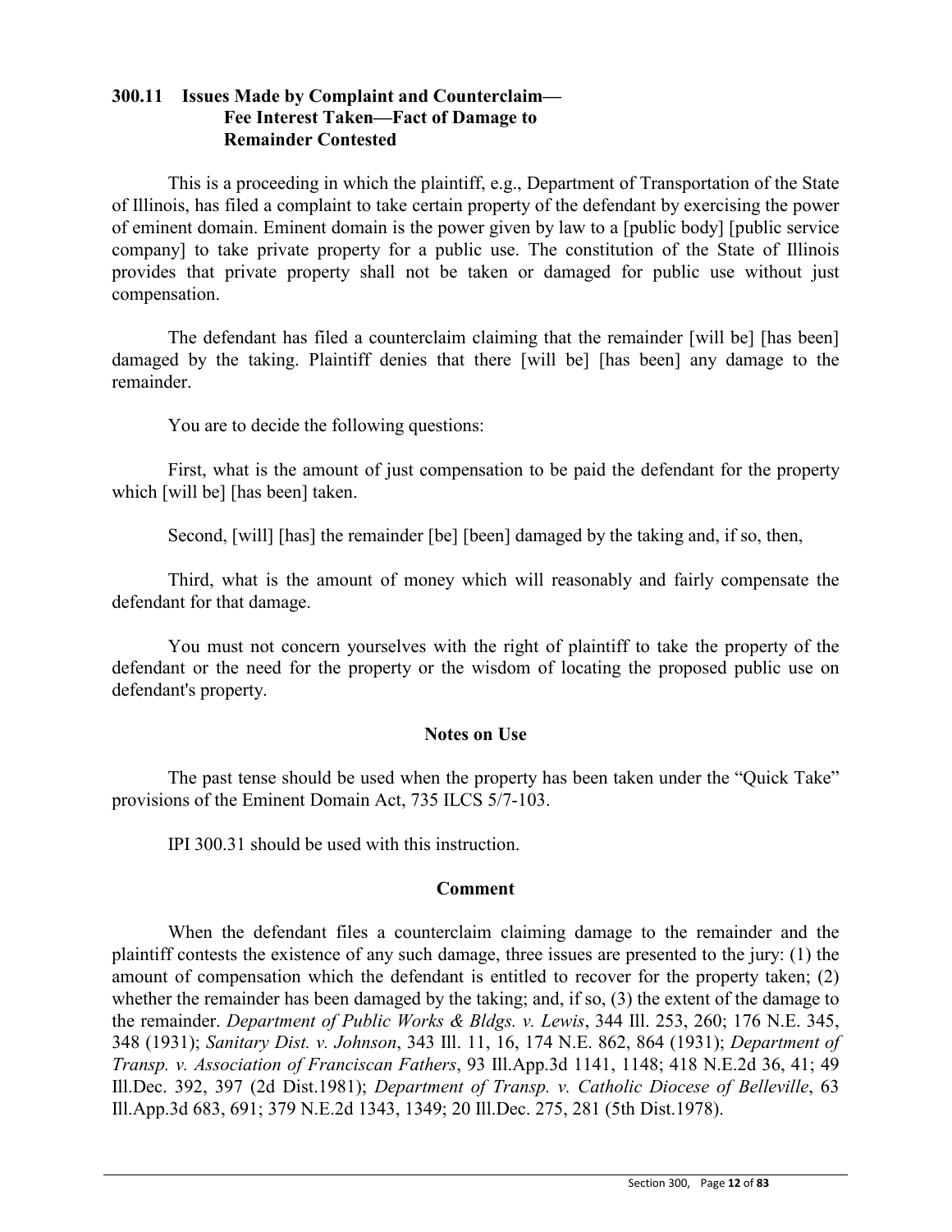## 300.11 Issues Made by Complaint and Counterclaim—Fee Interest Taken—Fact of Damage to Remainder Contested

This is a proceeding in which the plaintiff, e.g., Department of Transportation of the State of Illinois, has filed a complaint to take certain property of the defendant by exercising the power of eminent domain. Eminent domain is the power given by law to a [public body] [public service company] to take private property for a public use. The constitution of the State of Illinois provides that private property shall not be taken or damaged for public use without just compensation.

The defendant has filed a counterclaim claiming that the remainder [will be] [has been] damaged by the taking. Plaintiff denies that there [will be] [has been] any damage to the remainder.

You are to decide the following questions:

First, what is the amount of just compensation to be paid the defendant for the property which [will be] [has been] taken.

Second, [will] [has] the remainder [be] [been] damaged by the taking and, if so, then,

Third, what is the amount of money which will reasonably and fairly compensate the defendant for that damage.

You must not concern yourselves with the right of plaintiff to take the property of the defendant or the need for the property or the wisdom of locating the proposed public use on defendant's property.

### Notes on Use

The past tense should be used when the property has been taken under the "Quick Take" provisions of the Eminent Domain Act, 735 ILCS 5/7-103.

IPI 300.31 should be used with this instruction.

### Comment

When the defendant files a counterclaim claiming damage to the remainder and the plaintiff contests the existence of any such damage, three issues are presented to the jury: (1) the amount of compensation which the defendant is entitled to recover for the property taken; (2) whether the remainder has been damaged by the taking; and, if so, (3) the extent of the damage to the remainder. *Department of Public Works & Bldgs. v. Lewis*, 344 Ill. 253, 260; 176 N.E. 345, 348 (1931); *Sanitary Dist. v. Johnson*, 343 Ill. 11, 16, 174 N.E. 862, 864 (1931); *Department of Transp. v. Association of Franciscan Fathers*, 93 Ill.App.3d 1141, 1148; 418 N.E.2d 36, 41; 49 Ill.Dec. 392, 397 (2d Dist.1981); *Department of Transp. v. Catholic Diocese of Belleville*, 63 Ill.App.3d 683, 691; 379 N.E.2d 1343, 1349; 20 Ill.Dec. 275, 281 (5th Dist.1978).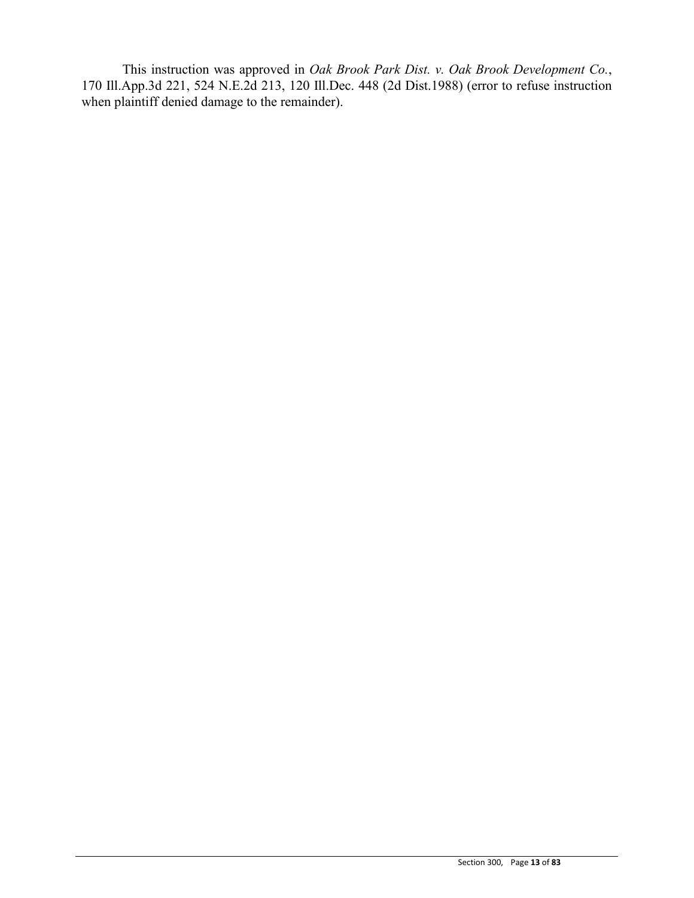This instruction was approved in *Oak Brook Park Dist. v. Oak Brook Development Co.*, 170 Ill.App.3d 221, 524 N.E.2d 213, 120 Ill.Dec. 448 (2d Dist.1988) (error to refuse instruction when plaintiff denied damage to the remainder).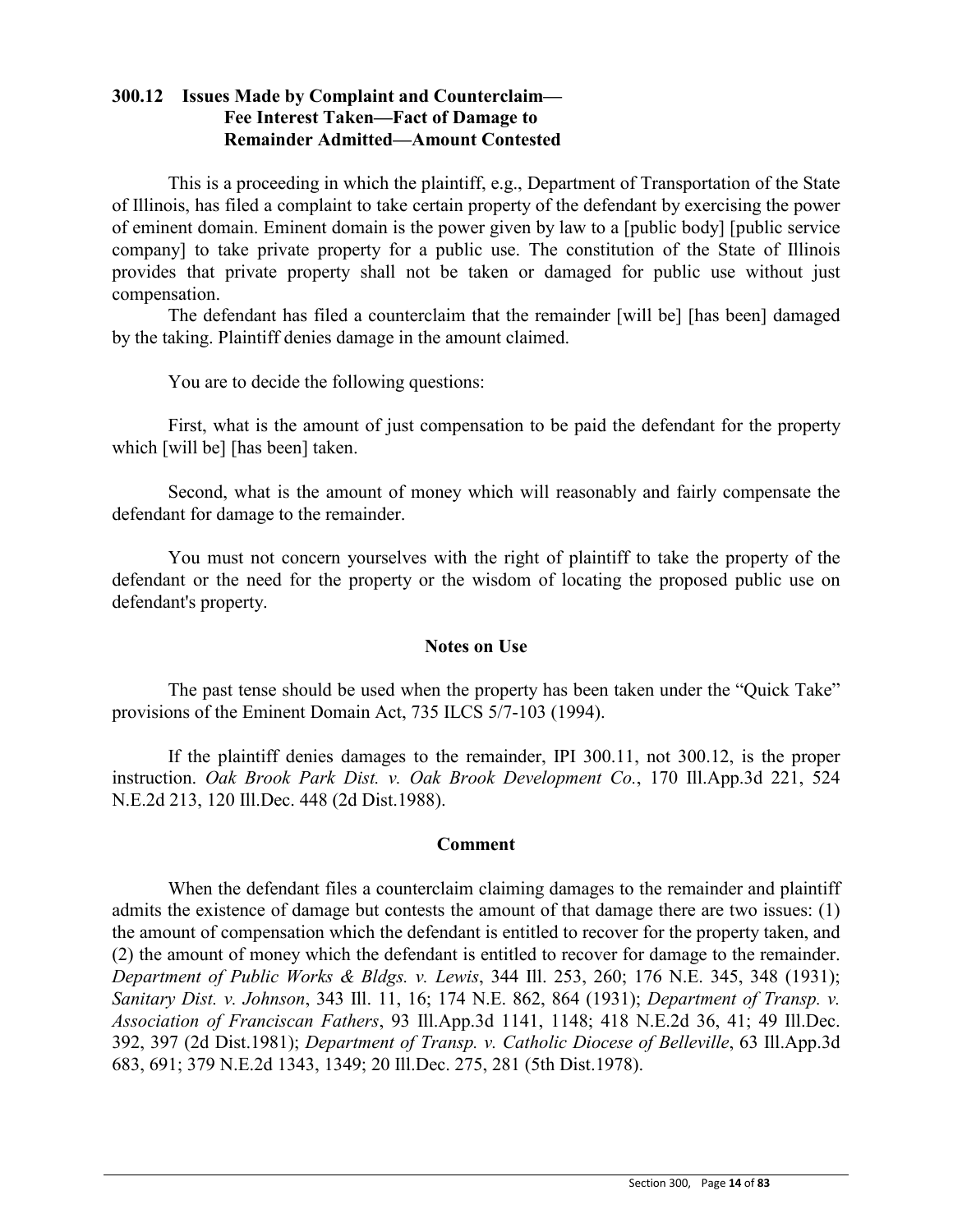### 300.12 Issues Made by Complaint and Counterclaim—Fee Interest Taken—Fact of Damage to Remainder Admitted—Amount Contested

This is a proceeding in which the plaintiff, e.g., Department of Transportation of the State of Illinois, has filed a complaint to take certain property of the defendant by exercising the power of eminent domain. Eminent domain is the power given by law to a [public body] [public service company] to take private property for a public use. The constitution of the State of Illinois provides that private property shall not be taken or damaged for public use without just compensation.

The defendant has filed a counterclaim that the remainder [will be] [has been] damaged by the taking. Plaintiff denies damage in the amount claimed.

You are to decide the following questions:

First, what is the amount of just compensation to be paid the defendant for the property which [will be] [has been] taken.

Second, what is the amount of money which will reasonably and fairly compensate the defendant for damage to the remainder.

You must not concern yourselves with the right of plaintiff to take the property of the defendant or the need for the property or the wisdom of locating the proposed public use on defendant's property.

#### Notes on Use

The past tense should be used when the property has been taken under the "Quick Take" provisions of the Eminent Domain Act, 735 ILCS 5/7-103 (1994).

If the plaintiff denies damages to the remainder, IPI 300.11, not 300.12, is the proper instruction. *Oak Brook Park Dist. v. Oak Brook Development Co.*, 170 Ill.App.3d 221, 524 N.E.2d 213, 120 Ill.Dec. 448 (2d Dist.1988).

#### Comment

When the defendant files a counterclaim claiming damages to the remainder and plaintiff admits the existence of damage but contests the amount of that damage there are two issues: (1) the amount of compensation which the defendant is entitled to recover for the property taken, and (2) the amount of money which the defendant is entitled to recover for damage to the remainder. *Department of Public Works & Bldgs. v. Lewis*, 344 Ill. 253, 260; 176 N.E. 345, 348 (1931); *Sanitary Dist. v. Johnson*, 343 Ill. 11, 16; 174 N.E. 862, 864 (1931); *Department of Transp. v. Association of Franciscan Fathers*, 93 Ill.App.3d 1141, 1148; 418 N.E.2d 36, 41; 49 Ill.Dec. 392, 397 (2d Dist.1981); *Department of Transp. v. Catholic Diocese of Belleville*, 63 Ill.App.3d 683, 691; 379 N.E.2d 1343, 1349; 20 Ill.Dec. 275, 281 (5th Dist.1978).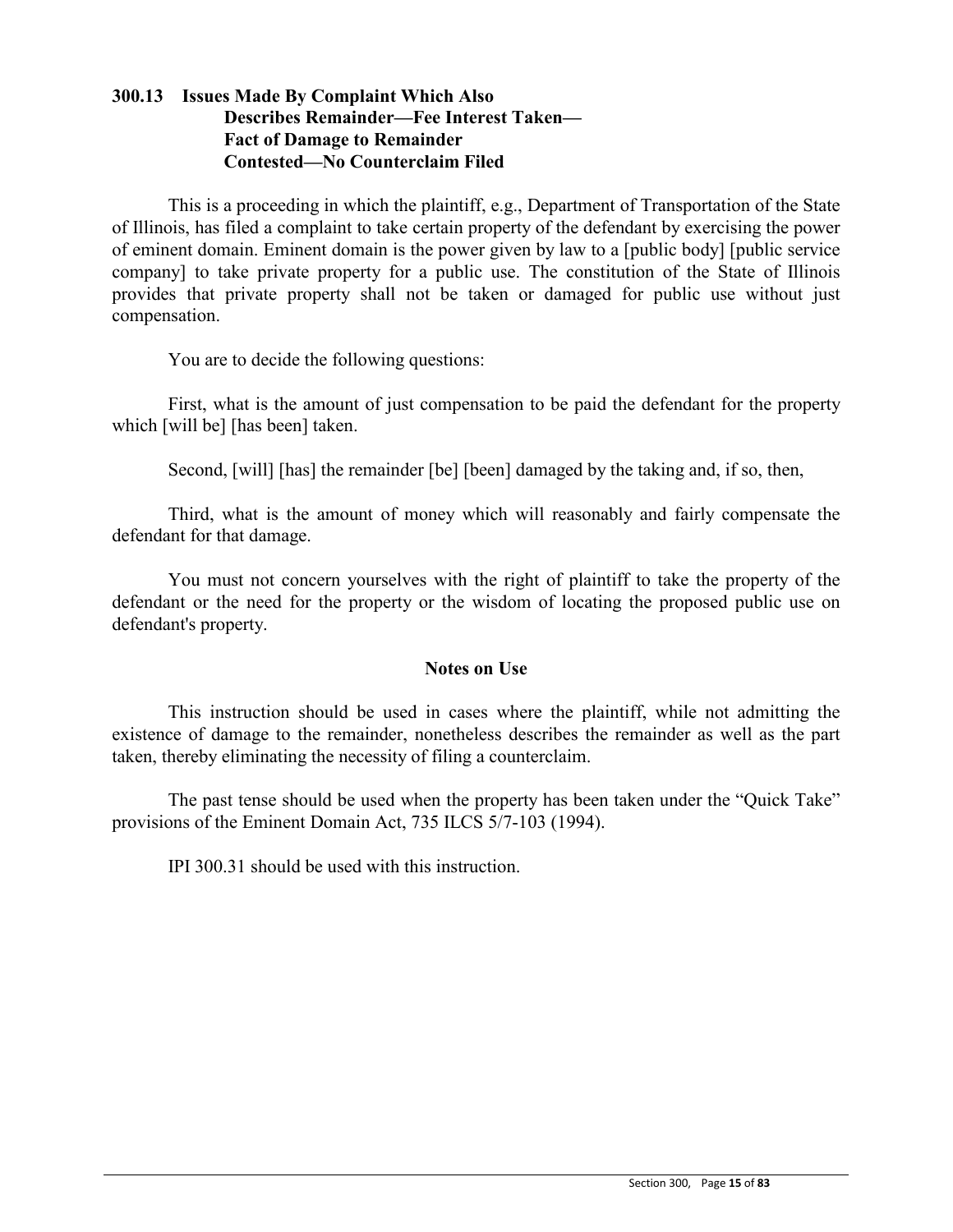### 300.13 Issues Made By Complaint Which Also Describes Remainder—Fee Interest Taken—Fact of Damage to Remainder Contested—No Counterclaim Filed

This is a proceeding in which the plaintiff, e.g., Department of Transportation of the State of Illinois, has filed a complaint to take certain property of the defendant by exercising the power of eminent domain. Eminent domain is the power given by law to a [public body] [public service company] to take private property for a public use. The constitution of the State of Illinois provides that private property shall not be taken or damaged for public use without just compensation.

You are to decide the following questions:

First, what is the amount of just compensation to be paid the defendant for the property which [will be] [has been] taken.

Second, [will] [has] the remainder [be] [been] damaged by the taking and, if so, then,

Third, what is the amount of money which will reasonably and fairly compensate the defendant for that damage.

You must not concern yourselves with the right of plaintiff to take the property of the defendant or the need for the property or the wisdom of locating the proposed public use on defendant's property.

#### Notes on Use

This instruction should be used in cases where the plaintiff, while not admitting the existence of damage to the remainder, nonetheless describes the remainder as well as the part taken, thereby eliminating the necessity of filing a counterclaim.

The past tense should be used when the property has been taken under the "Quick Take" provisions of the Eminent Domain Act, 735 ILCS 5/7-103 (1994).

IPI 300.31 should be used with this instruction.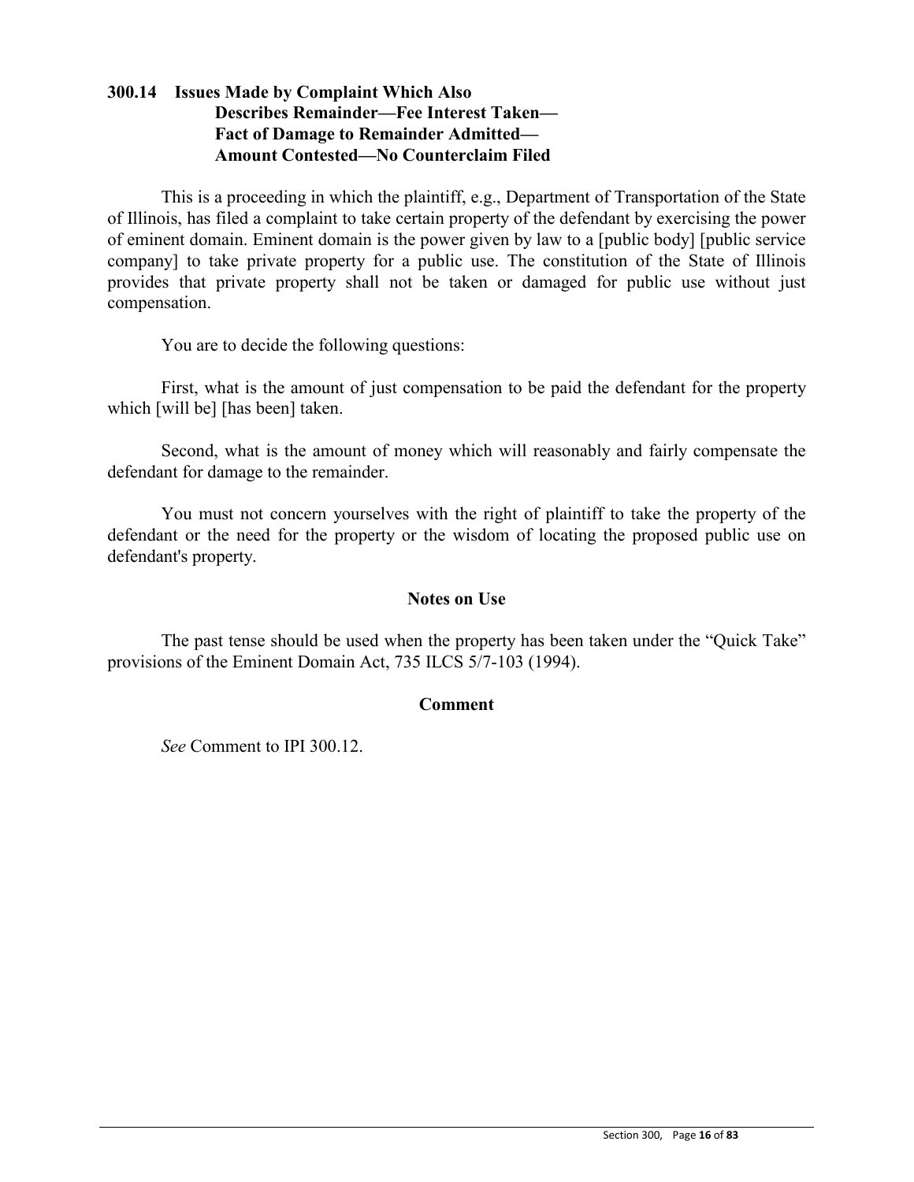### 300.14 Issues Made by Complaint Which Also Describes Remainder—Fee Interest Taken—Fact of Damage to Remainder Admitted—Amount Contested—No Counterclaim Filed

This is a proceeding in which the plaintiff, e.g., Department of Transportation of the State of Illinois, has filed a complaint to take certain property of the defendant by exercising the power of eminent domain. Eminent domain is the power given by law to a [public body] [public service company] to take private property for a public use. The constitution of the State of Illinois provides that private property shall not be taken or damaged for public use without just compensation.

You are to decide the following questions:

First, what is the amount of just compensation to be paid the defendant for the property which [will be] [has been] taken.

Second, what is the amount of money which will reasonably and fairly compensate the defendant for damage to the remainder.

You must not concern yourselves with the right of plaintiff to take the property of the defendant or the need for the property or the wisdom of locating the proposed public use on defendant's property.

#### Notes on Use

The past tense should be used when the property has been taken under the "Quick Take" provisions of the Eminent Domain Act, 735 ILCS 5/7-103 (1994).

#### Comment

*See* Comment to IPI 300.12.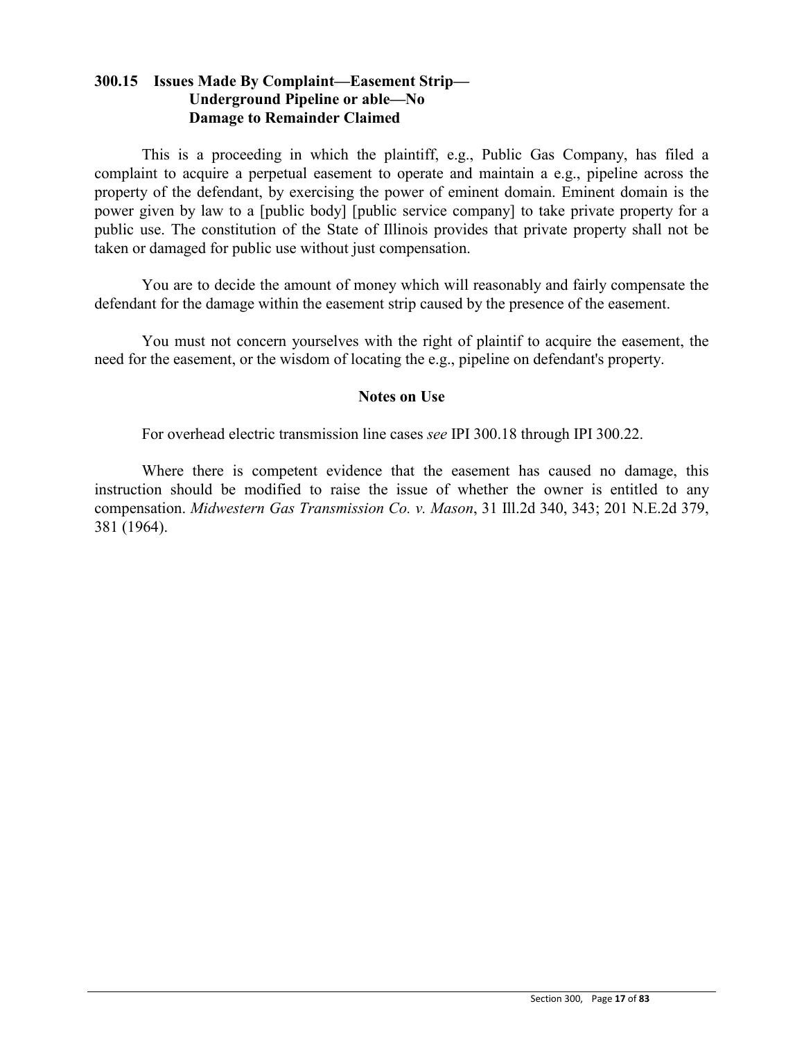**300.15 Issues Made By Complaint—Easement Strip— Underground Pipeline or able—No Damage to Remainder Claimed**

This is a proceeding in which the plaintiff, e.g., Public Gas Company, has filed a complaint to acquire a perpetual easement to operate and maintain a e.g., pipeline across the property of the defendant, by exercising the power of eminent domain. Eminent domain is the power given by law to a [public body] [public service company] to take private property for a public use. The constitution of the State of Illinois provides that private property shall not be taken or damaged for public use without just compensation.

You are to decide the amount of money which will reasonably and fairly compensate the defendant for the damage within the easement strip caused by the presence of the easement.

You must not concern yourselves with the right of plaintif to acquire the easement, the need for the easement, or the wisdom of locating the e.g., pipeline on defendant's property.

**Notes on Use**

For overhead electric transmission line cases *see* IPI 300.18 through IPI 300.22.

Where there is competent evidence that the easement has caused no damage, this instruction should be modified to raise the issue of whether the owner is entitled to any compensation. *Midwestern Gas Transmission Co. v. Mason*, 31 Ill.2d 340, 343; 201 N.E.2d 379, 381 (1964).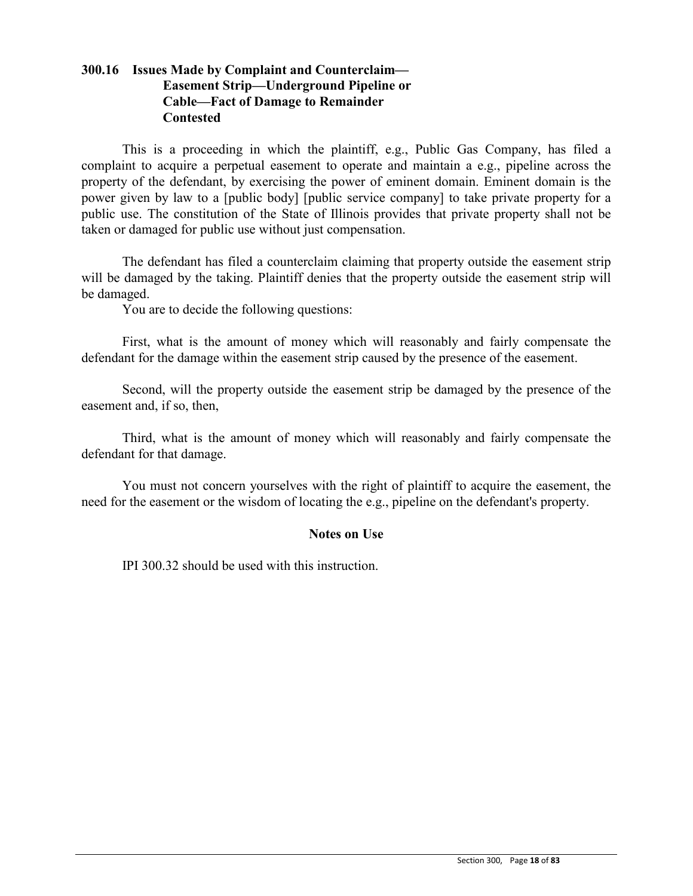### 300.16 Issues Made by Complaint and Counterclaim—Easement Strip—Underground Pipeline or Cable—Fact of Damage to Remainder Contested

This is a proceeding in which the plaintiff, e.g., Public Gas Company, has filed a complaint to acquire a perpetual easement to operate and maintain a e.g., pipeline across the property of the defendant, by exercising the power of eminent domain. Eminent domain is the power given by law to a [public body] [public service company] to take private property for a public use. The constitution of the State of Illinois provides that private property shall not be taken or damaged for public use without just compensation.

The defendant has filed a counterclaim claiming that property outside the easement strip will be damaged by the taking. Plaintiff denies that the property outside the easement strip will be damaged.

You are to decide the following questions:

First, what is the amount of money which will reasonably and fairly compensate the defendant for the damage within the easement strip caused by the presence of the easement.

Second, will the property outside the easement strip be damaged by the presence of the easement and, if so, then,

Third, what is the amount of money which will reasonably and fairly compensate the defendant for that damage.

You must not concern yourselves with the right of plaintiff to acquire the easement, the need for the easement or the wisdom of locating the e.g., pipeline on the defendant's property.

**Notes on Use**

IPI 300.32 should be used with this instruction.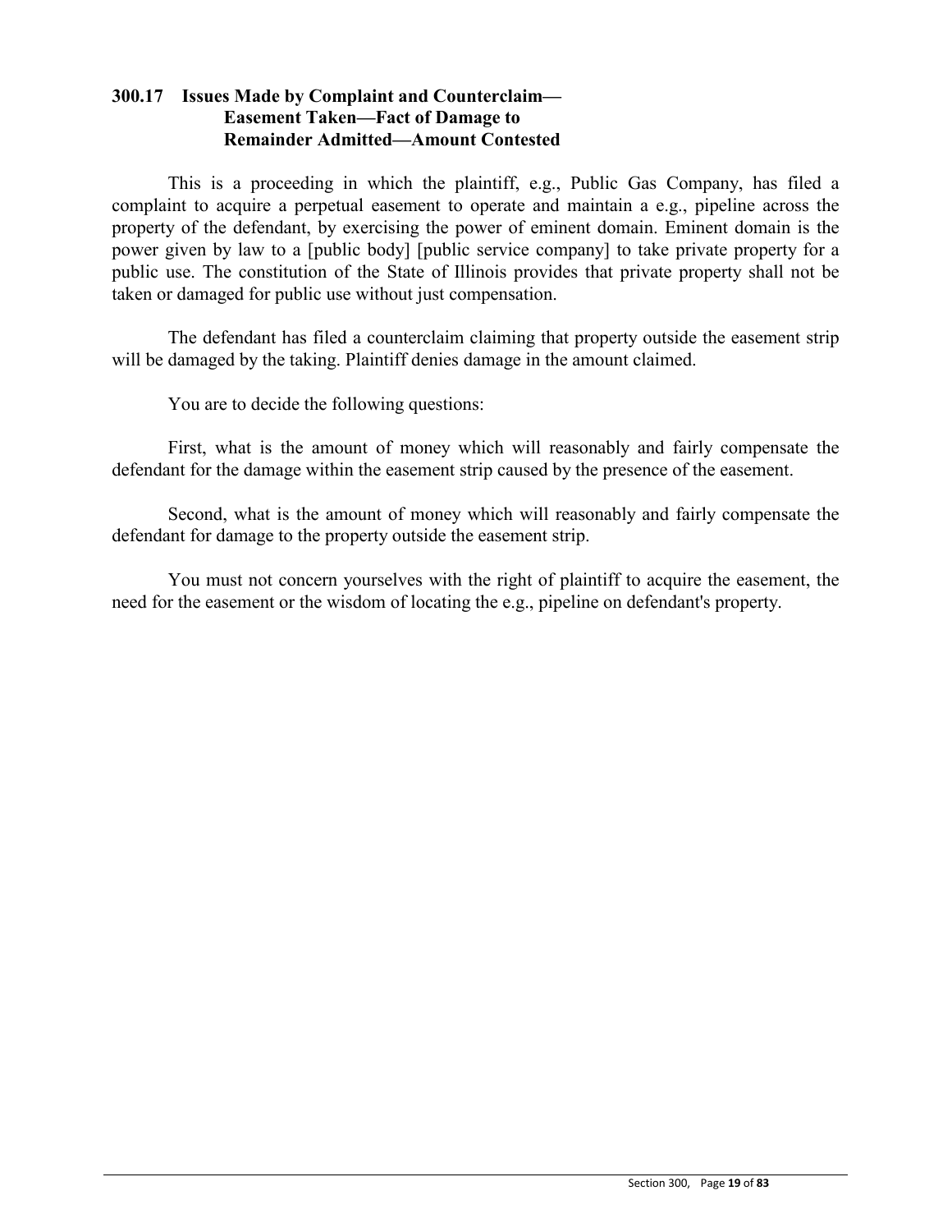### 300.17 Issues Made by Complaint and Counterclaim—Easement Taken—Fact of Damage to Remainder Admitted—Amount Contested

This is a proceeding in which the plaintiff, e.g., Public Gas Company, has filed a complaint to acquire a perpetual easement to operate and maintain a e.g., pipeline across the property of the defendant, by exercising the power of eminent domain. Eminent domain is the power given by law to a [public body] [public service company] to take private property for a public use. The constitution of the State of Illinois provides that private property shall not be taken or damaged for public use without just compensation.

The defendant has filed a counterclaim claiming that property outside the easement strip will be damaged by the taking. Plaintiff denies damage in the amount claimed.

You are to decide the following questions:

First, what is the amount of money which will reasonably and fairly compensate the defendant for the damage within the easement strip caused by the presence of the easement.

Second, what is the amount of money which will reasonably and fairly compensate the defendant for damage to the property outside the easement strip.

You must not concern yourselves with the right of plaintiff to acquire the easement, the need for the easement or the wisdom of locating the e.g., pipeline on defendant's property.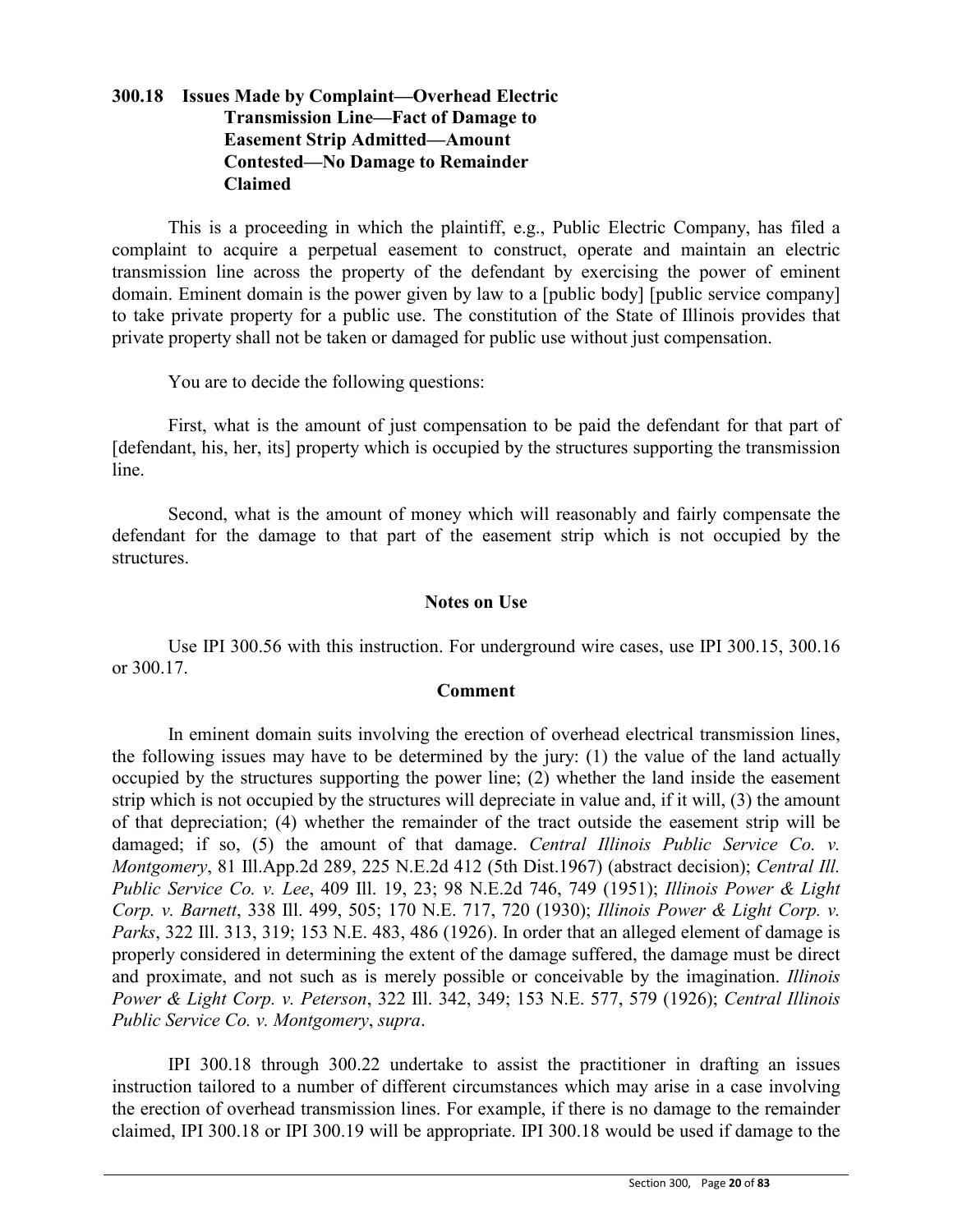### 300.18 Issues Made by Complaint—Overhead Electric Transmission Line—Fact of Damage to Easement Strip Admitted—Amount Contested—No Damage to Remainder Claimed

This is a proceeding in which the plaintiff, e.g., Public Electric Company, has filed a complaint to acquire a perpetual easement to construct, operate and maintain an electric transmission line across the property of the defendant by exercising the power of eminent domain. Eminent domain is the power given by law to a [public body] [public service company] to take private property for a public use. The constitution of the State of Illinois provides that private property shall not be taken or damaged for public use without just compensation.

You are to decide the following questions:

First, what is the amount of just compensation to be paid the defendant for that part of [defendant, his, her, its] property which is occupied by the structures supporting the transmission line.

Second, what is the amount of money which will reasonably and fairly compensate the defendant for the damage to that part of the easement strip which is not occupied by the structures.

#### Notes on Use

Use IPI 300.56 with this instruction. For underground wire cases, use IPI 300.15, 300.16 or 300.17.

#### Comment

In eminent domain suits involving the erection of overhead electrical transmission lines, the following issues may have to be determined by the jury: (1) the value of the land actually occupied by the structures supporting the power line; (2) whether the land inside the easement strip which is not occupied by the structures will depreciate in value and, if it will, (3) the amount of that depreciation; (4) whether the remainder of the tract outside the easement strip will be damaged; if so, (5) the amount of that damage. *Central Illinois Public Service Co. v. Montgomery*, 81 Ill.App.2d 289, 225 N.E.2d 412 (5th Dist.1967) (abstract decision); *Central Ill. Public Service Co. v. Lee*, 409 Ill. 19, 23; 98 N.E.2d 746, 749 (1951); *Illinois Power & Light Corp. v. Barnett*, 338 Ill. 499, 505; 170 N.E. 717, 720 (1930); *Illinois Power & Light Corp. v. Parks*, 322 Ill. 313, 319; 153 N.E. 483, 486 (1926). In order that an alleged element of damage is properly considered in determining the extent of the damage suffered, the damage must be direct and proximate, and not such as is merely possible or conceivable by the imagination. *Illinois Power & Light Corp. v. Peterson*, 322 Ill. 342, 349; 153 N.E. 577, 579 (1926); *Central Illinois Public Service Co. v. Montgomery*, *supra*.

IPI 300.18 through 300.22 undertake to assist the practitioner in drafting an issues instruction tailored to a number of different circumstances which may arise in a case involving the erection of overhead transmission lines. For example, if there is no damage to the remainder claimed, IPI 300.18 or IPI 300.19 will be appropriate. IPI 300.18 would be used if damage to the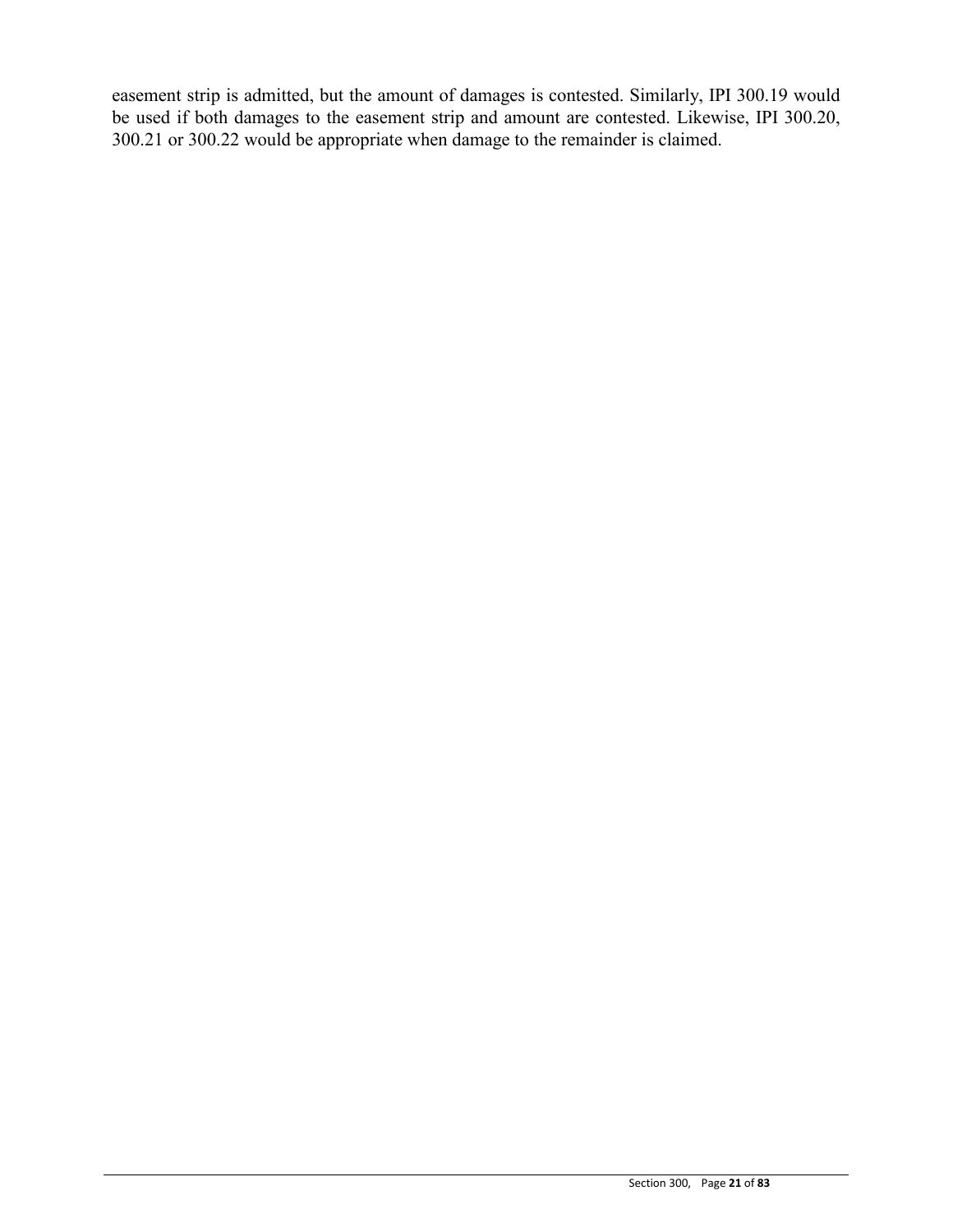easement strip is admitted, but the amount of damages is contested. Similarly, IPI 300.19 would be used if both damages to the easement strip and amount are contested. Likewise, IPI 300.20, 300.21 or 300.22 would be appropriate when damage to the remainder is claimed.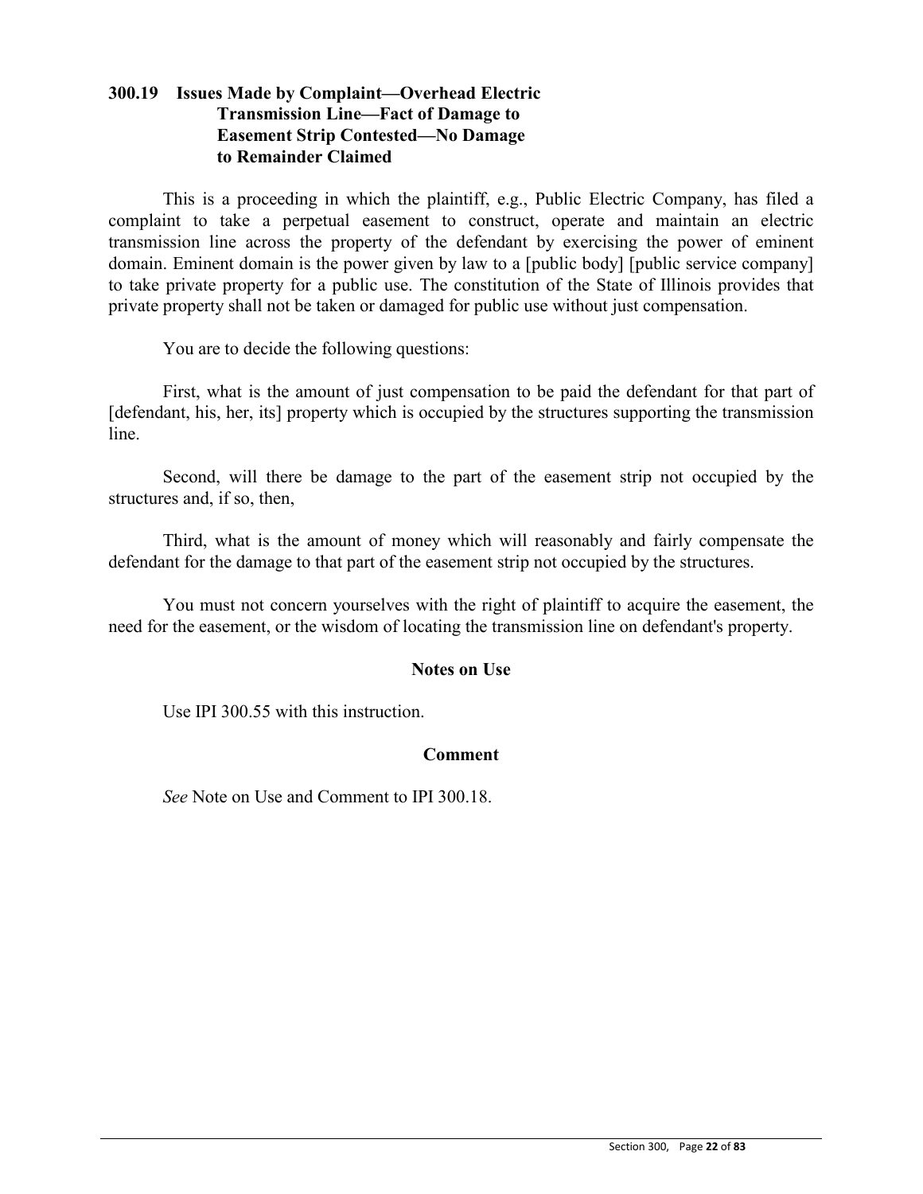### 300.19 Issues Made by Complaint—Overhead Electric Transmission Line—Fact of Damage to Easement Strip Contested—No Damage to Remainder Claimed

This is a proceeding in which the plaintiff, e.g., Public Electric Company, has filed a complaint to take a perpetual easement to construct, operate and maintain an electric transmission line across the property of the defendant by exercising the power of eminent domain. Eminent domain is the power given by law to a [public body] [public service company] to take private property for a public use. The constitution of the State of Illinois provides that private property shall not be taken or damaged for public use without just compensation.

You are to decide the following questions:

First, what is the amount of just compensation to be paid the defendant for that part of [defendant, his, her, its] property which is occupied by the structures supporting the transmission line.

Second, will there be damage to the part of the easement strip not occupied by the structures and, if so, then,

Third, what is the amount of money which will reasonably and fairly compensate the defendant for the damage to that part of the easement strip not occupied by the structures.

You must not concern yourselves with the right of plaintiff to acquire the easement, the need for the easement, or the wisdom of locating the transmission line on defendant's property.

#### Notes on Use

Use IPI 300.55 with this instruction.

#### Comment

*See* Note on Use and Comment to IPI 300.18.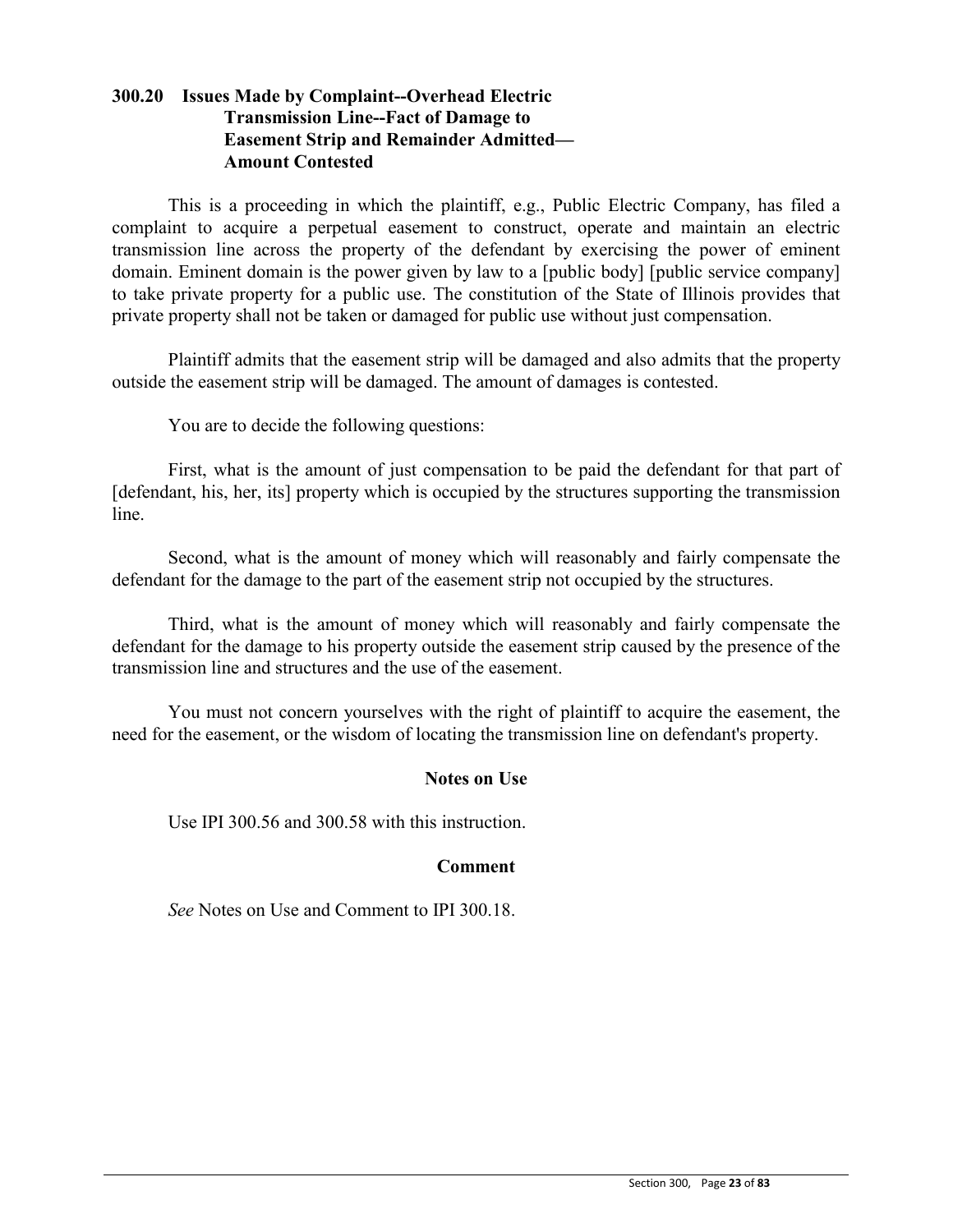### 300.20 Issues Made by Complaint--Overhead Electric Transmission Line--Fact of Damage to Easement Strip and Remainder Admitted—Amount Contested

This is a proceeding in which the plaintiff, e.g., Public Electric Company, has filed a complaint to acquire a perpetual easement to construct, operate and maintain an electric transmission line across the property of the defendant by exercising the power of eminent domain. Eminent domain is the power given by law to a [public body] [public service company] to take private property for a public use. The constitution of the State of Illinois provides that private property shall not be taken or damaged for public use without just compensation.

Plaintiff admits that the easement strip will be damaged and also admits that the property outside the easement strip will be damaged. The amount of damages is contested.

You are to decide the following questions:

First, what is the amount of just compensation to be paid the defendant for that part of [defendant, his, her, its] property which is occupied by the structures supporting the transmission line.

Second, what is the amount of money which will reasonably and fairly compensate the defendant for the damage to the part of the easement strip not occupied by the structures.

Third, what is the amount of money which will reasonably and fairly compensate the defendant for the damage to his property outside the easement strip caused by the presence of the transmission line and structures and the use of the easement.

You must not concern yourselves with the right of plaintiff to acquire the easement, the need for the easement, or the wisdom of locating the transmission line on defendant's property.

**Notes on Use**

Use IPI 300.56 and 300.58 with this instruction.

**Comment**

*See* Notes on Use and Comment to IPI 300.18.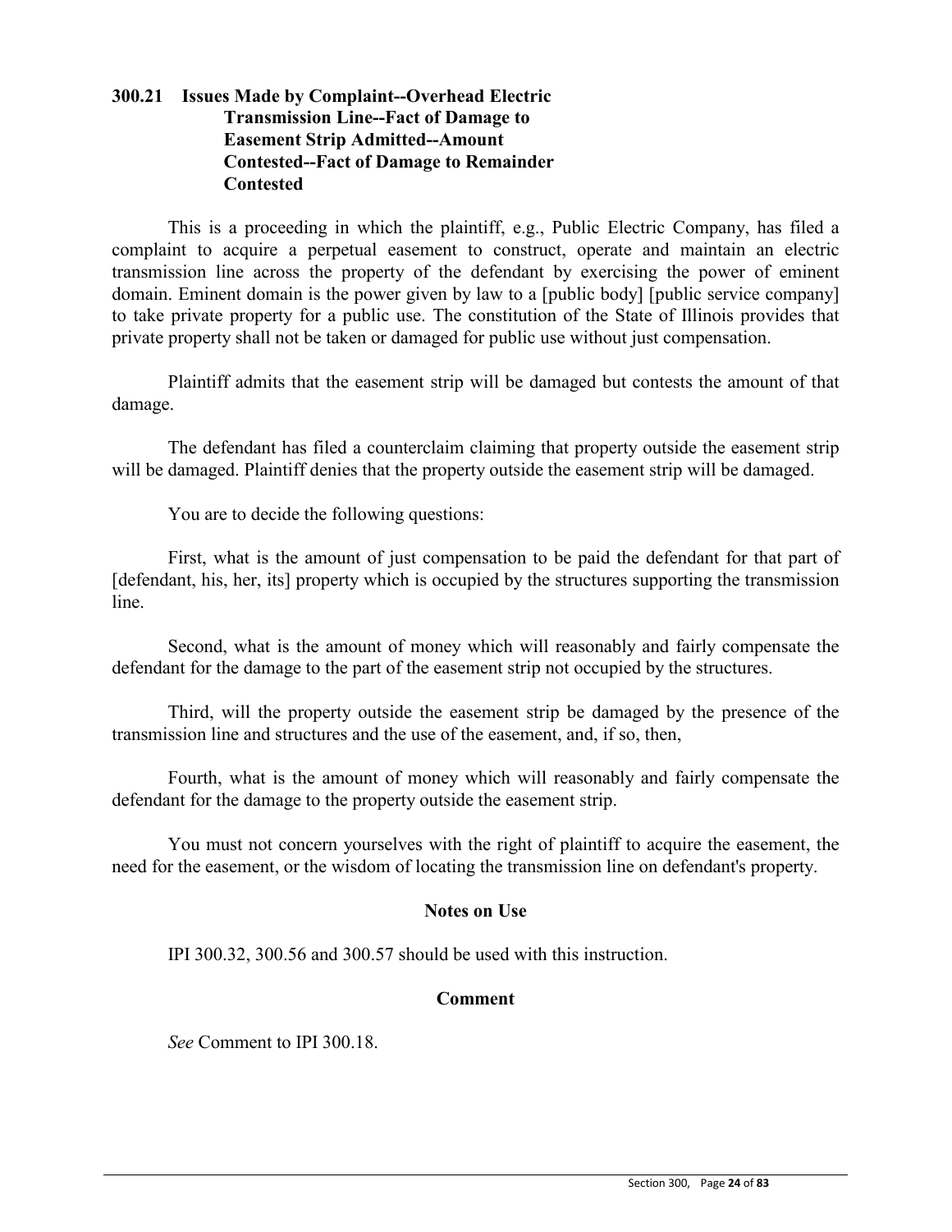### 300.21 Issues Made by Complaint--Overhead Electric Transmission Line--Fact of Damage to Easement Strip Admitted--Amount Contested--Fact of Damage to Remainder Contested

This is a proceeding in which the plaintiff, e.g., Public Electric Company, has filed a complaint to acquire a perpetual easement to construct, operate and maintain an electric transmission line across the property of the defendant by exercising the power of eminent domain. Eminent domain is the power given by law to a [public body] [public service company] to take private property for a public use. The constitution of the State of Illinois provides that private property shall not be taken or damaged for public use without just compensation.

Plaintiff admits that the easement strip will be damaged but contests the amount of that damage.

The defendant has filed a counterclaim claiming that property outside the easement strip will be damaged. Plaintiff denies that the property outside the easement strip will be damaged.

You are to decide the following questions:

First, what is the amount of just compensation to be paid the defendant for that part of [defendant, his, her, its] property which is occupied by the structures supporting the transmission line.

Second, what is the amount of money which will reasonably and fairly compensate the defendant for the damage to the part of the easement strip not occupied by the structures.

Third, will the property outside the easement strip be damaged by the presence of the transmission line and structures and the use of the easement, and, if so, then,

Fourth, what is the amount of money which will reasonably and fairly compensate the defendant for the damage to the property outside the easement strip.

You must not concern yourselves with the right of plaintiff to acquire the easement, the need for the easement, or the wisdom of locating the transmission line on defendant's property.

#### Notes on Use

IPI 300.32, 300.56 and 300.57 should be used with this instruction.

#### Comment

*See* Comment to IPI 300.18.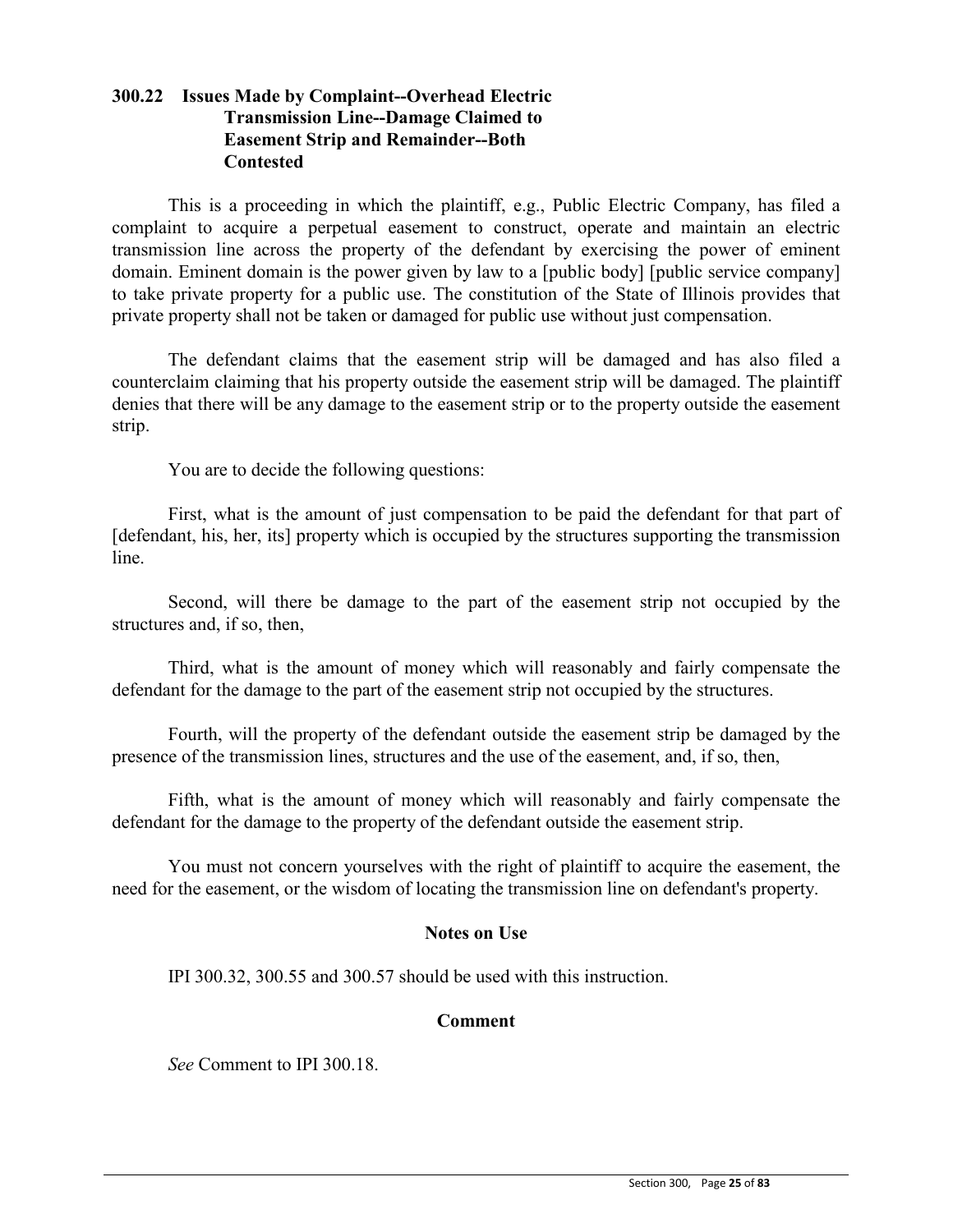## 300.22 Issues Made by Complaint--Overhead Electric Transmission Line--Damage Claimed to Easement Strip and Remainder--Both Contested

This is a proceeding in which the plaintiff, e.g., Public Electric Company, has filed a complaint to acquire a perpetual easement to construct, operate and maintain an electric transmission line across the property of the defendant by exercising the power of eminent domain. Eminent domain is the power given by law to a [public body] [public service company] to take private property for a public use. The constitution of the State of Illinois provides that private property shall not be taken or damaged for public use without just compensation.

The defendant claims that the easement strip will be damaged and has also filed a counterclaim claiming that his property outside the easement strip will be damaged. The plaintiff denies that there will be any damage to the easement strip or to the property outside the easement strip.

You are to decide the following questions:

First, what is the amount of just compensation to be paid the defendant for that part of [defendant, his, her, its] property which is occupied by the structures supporting the transmission line.

Second, will there be damage to the part of the easement strip not occupied by the structures and, if so, then,

Third, what is the amount of money which will reasonably and fairly compensate the defendant for the damage to the part of the easement strip not occupied by the structures.

Fourth, will the property of the defendant outside the easement strip be damaged by the presence of the transmission lines, structures and the use of the easement, and, if so, then,

Fifth, what is the amount of money which will reasonably and fairly compensate the defendant for the damage to the property of the defendant outside the easement strip.

You must not concern yourselves with the right of plaintiff to acquire the easement, the need for the easement, or the wisdom of locating the transmission line on defendant's property.

### Notes on Use

IPI 300.32, 300.55 and 300.57 should be used with this instruction.

### Comment

*See* Comment to IPI 300.18.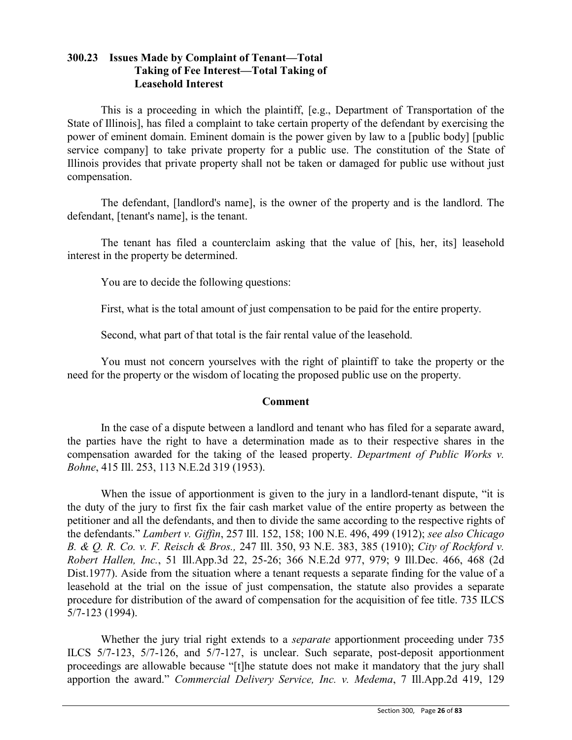### 300.23 Issues Made by Complaint of Tenant—Total Taking of Fee Interest—Total Taking of Leasehold Interest

This is a proceeding in which the plaintiff, [e.g., Department of Transportation of the State of Illinois], has filed a complaint to take certain property of the defendant by exercising the power of eminent domain. Eminent domain is the power given by law to a [public body] [public service company] to take private property for a public use. The constitution of the State of Illinois provides that private property shall not be taken or damaged for public use without just compensation.

The defendant, [landlord's name], is the owner of the property and is the landlord. The defendant, [tenant's name], is the tenant.

The tenant has filed a counterclaim asking that the value of [his, her, its] leasehold interest in the property be determined.

You are to decide the following questions:

First, what is the total amount of just compensation to be paid for the entire property.

Second, what part of that total is the fair rental value of the leasehold.

You must not concern yourselves with the right of plaintiff to take the property or the need for the property or the wisdom of locating the proposed public use on the property.

#### Comment

In the case of a dispute between a landlord and tenant who has filed for a separate award, the parties have the right to have a determination made as to their respective shares in the compensation awarded for the taking of the leased property. *Department of Public Works v. Bohne*, 415 Ill. 253, 113 N.E.2d 319 (1953).

When the issue of apportionment is given to the jury in a landlord-tenant dispute, "it is the duty of the jury to first fix the fair cash market value of the entire property as between the petitioner and all the defendants, and then to divide the same according to the respective rights of the defendants." *Lambert v. Giffin*, 257 Ill. 152, 158; 100 N.E. 496, 499 (1912); *see also Chicago B. & Q. R. Co. v. F. Reisch & Bros.,* 247 Ill. 350, 93 N.E. 383, 385 (1910); *City of Rockford v. Robert Hallen, Inc.*, 51 Ill.App.3d 22, 25-26; 366 N.E.2d 977, 979; 9 Ill.Dec. 466, 468 (2d Dist.1977). Aside from the situation where a tenant requests a separate finding for the value of a leasehold at the trial on the issue of just compensation, the statute also provides a separate procedure for distribution of the award of compensation for the acquisition of fee title. 735 ILCS 5/7-123 (1994).

Whether the jury trial right extends to a *separate* apportionment proceeding under 735 ILCS 5/7-123, 5/7-126, and 5/7-127, is unclear. Such separate, post-deposit apportionment proceedings are allowable because "[t]he statute does not make it mandatory that the jury shall apportion the award." *Commercial Delivery Service, Inc. v. Medema*, 7 Ill.App.2d 419, 129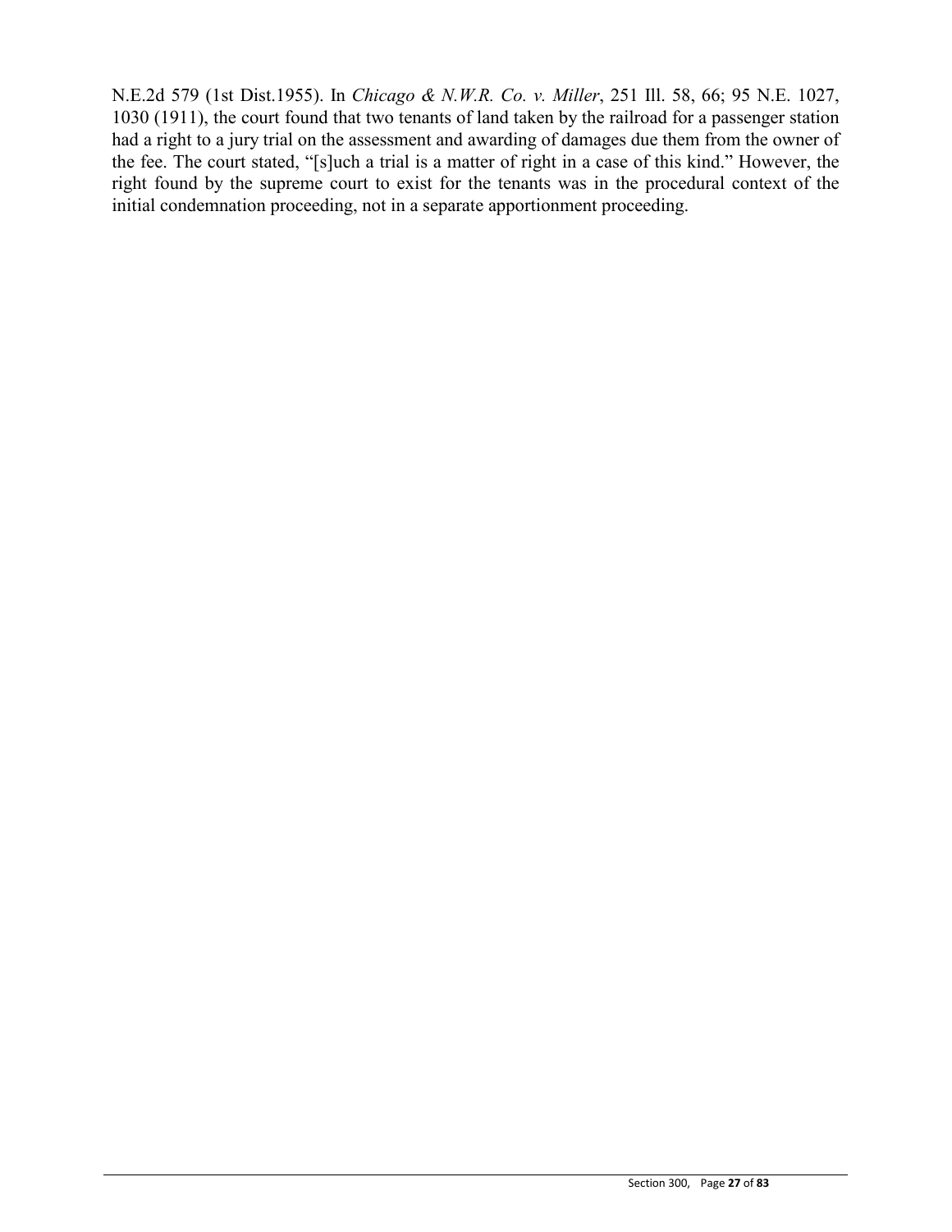N.E.2d 579 (1st Dist.1955). In *Chicago & N.W.R. Co. v. Miller*, 251 Ill. 58, 66; 95 N.E. 1027, 1030 (1911), the court found that two tenants of land taken by the railroad for a passenger station had a right to a jury trial on the assessment and awarding of damages due them from the owner of the fee. The court stated, "[s]uch a trial is a matter of right in a case of this kind." However, the right found by the supreme court to exist for the tenants was in the procedural context of the initial condemnation proceeding, not in a separate apportionment proceeding.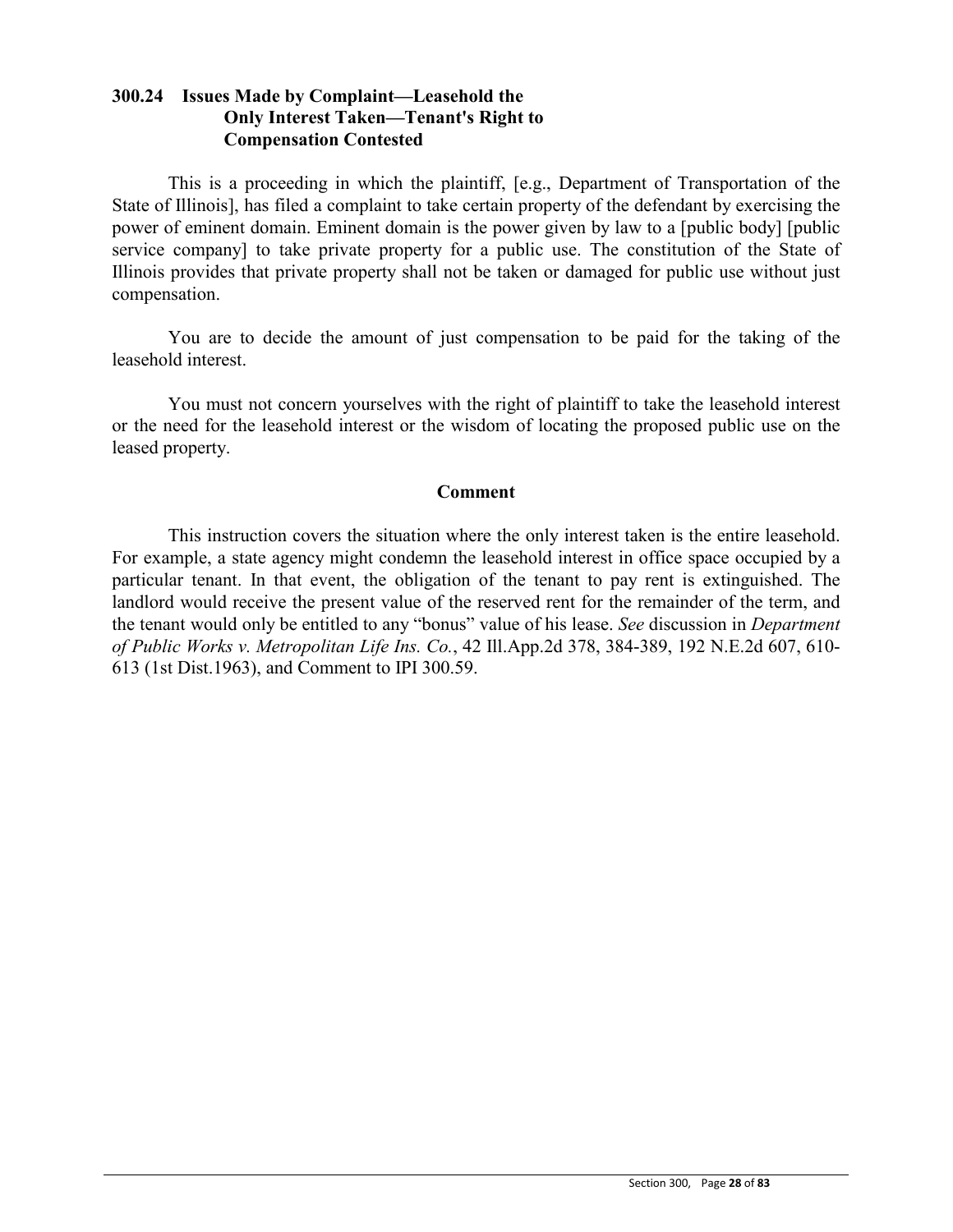### 300.24 Issues Made by Complaint—Leasehold the Only Interest Taken—Tenant's Right to Compensation Contested

This is a proceeding in which the plaintiff, [e.g., Department of Transportation of the State of Illinois], has filed a complaint to take certain property of the defendant by exercising the power of eminent domain. Eminent domain is the power given by law to a [public body] [public service company] to take private property for a public use. The constitution of the State of Illinois provides that private property shall not be taken or damaged for public use without just compensation.

You are to decide the amount of just compensation to be paid for the taking of the leasehold interest.

You must not concern yourselves with the right of plaintiff to take the leasehold interest or the need for the leasehold interest or the wisdom of locating the proposed public use on the leased property.

#### Comment

This instruction covers the situation where the only interest taken is the entire leasehold. For example, a state agency might condemn the leasehold interest in office space occupied by a particular tenant. In that event, the obligation of the tenant to pay rent is extinguished. The landlord would receive the present value of the reserved rent for the remainder of the term, and the tenant would only be entitled to any "bonus" value of his lease. *See* discussion in *Department of Public Works v. Metropolitan Life Ins. Co.*, 42 Ill.App.2d 378, 384-389, 192 N.E.2d 607, 610-613 (1st Dist.1963), and Comment to IPI 300.59.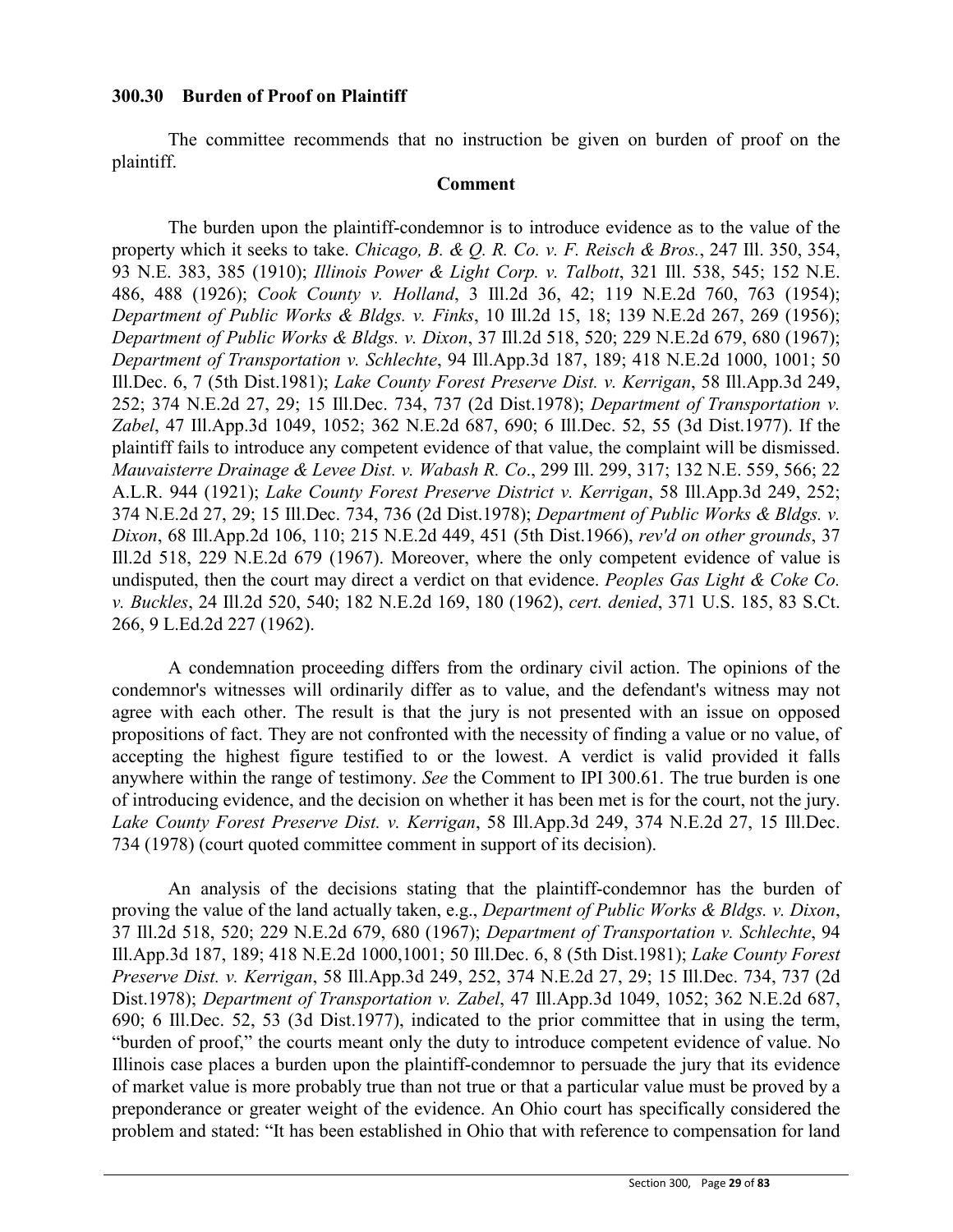### 300.30 Burden of Proof on Plaintiff

The committee recommends that no instruction be given on burden of proof on the plaintiff.

**Comment**

The burden upon the plaintiff-condemnor is to introduce evidence as to the value of the property which it seeks to take. *Chicago, B. & Q. R. Co. v. F. Reisch & Bros.*, 247 Ill. 350, 354, 93 N.E. 383, 385 (1910); *Illinois Power & Light Corp. v. Talbott*, 321 Ill. 538, 545; 152 N.E. 486, 488 (1926); *Cook County v. Holland*, 3 Ill.2d 36, 42; 119 N.E.2d 760, 763 (1954); *Department of Public Works & Bldgs. v. Finks*, 10 Ill.2d 15, 18; 139 N.E.2d 267, 269 (1956); *Department of Public Works & Bldgs. v. Dixon*, 37 Ill.2d 518, 520; 229 N.E.2d 679, 680 (1967); *Department of Transportation v. Schlechte*, 94 Ill.App.3d 187, 189; 418 N.E.2d 1000, 1001; 50 Ill.Dec. 6, 7 (5th Dist.1981); *Lake County Forest Preserve Dist. v. Kerrigan*, 58 Ill.App.3d 249, 252; 374 N.E.2d 27, 29; 15 Ill.Dec. 734, 737 (2d Dist.1978); *Department of Transportation v. Zabel*, 47 Ill.App.3d 1049, 1052; 362 N.E.2d 687, 690; 6 Ill.Dec. 52, 55 (3d Dist.1977). If the plaintiff fails to introduce any competent evidence of that value, the complaint will be dismissed. *Mauvaisterre Drainage & Levee Dist. v. Wabash R. Co*., 299 Ill. 299, 317; 132 N.E. 559, 566; 22 A.L.R. 944 (1921); *Lake County Forest Preserve District v. Kerrigan*, 58 Ill.App.3d 249, 252; 374 N.E.2d 27, 29; 15 Ill.Dec. 734, 736 (2d Dist.1978); *Department of Public Works & Bldgs. v. Dixon*, 68 Ill.App.2d 106, 110; 215 N.E.2d 449, 451 (5th Dist.1966), *rev'd on other grounds*, 37 Ill.2d 518, 229 N.E.2d 679 (1967). Moreover, where the only competent evidence of value is undisputed, then the court may direct a verdict on that evidence. *Peoples Gas Light & Coke Co. v. Buckles*, 24 Ill.2d 520, 540; 182 N.E.2d 169, 180 (1962), *cert. denied*, 371 U.S. 185, 83 S.Ct. 266, 9 L.Ed.2d 227 (1962).

A condemnation proceeding differs from the ordinary civil action. The opinions of the condemnor's witnesses will ordinarily differ as to value, and the defendant's witness may not agree with each other. The result is that the jury is not presented with an issue on opposed propositions of fact. They are not confronted with the necessity of finding a value or no value, of accepting the highest figure testified to or the lowest. A verdict is valid provided it falls anywhere within the range of testimony. *See* the Comment to IPI 300.61. The true burden is one of introducing evidence, and the decision on whether it has been met is for the court, not the jury. *Lake County Forest Preserve Dist. v. Kerrigan*, 58 Ill.App.3d 249, 374 N.E.2d 27, 15 Ill.Dec. 734 (1978) (court quoted committee comment in support of its decision).

An analysis of the decisions stating that the plaintiff-condemnor has the burden of proving the value of the land actually taken, e.g., *Department of Public Works & Bldgs. v. Dixon*, 37 Ill.2d 518, 520; 229 N.E.2d 679, 680 (1967); *Department of Transportation v. Schlechte*, 94 Ill.App.3d 187, 189; 418 N.E.2d 1000,1001; 50 Ill.Dec. 6, 8 (5th Dist.1981); *Lake County Forest Preserve Dist. v. Kerrigan*, 58 Ill.App.3d 249, 252, 374 N.E.2d 27, 29; 15 Ill.Dec. 734, 737 (2d Dist.1978); *Department of Transportation v. Zabel*, 47 Ill.App.3d 1049, 1052; 362 N.E.2d 687, 690; 6 Ill.Dec. 52, 53 (3d Dist.1977), indicated to the prior committee that in using the term, "burden of proof," the courts meant only the duty to introduce competent evidence of value. No Illinois case places a burden upon the plaintiff-condemnor to persuade the jury that its evidence of market value is more probably true than not true or that a particular value must be proved by a preponderance or greater weight of the evidence. An Ohio court has specifically considered the problem and stated: "It has been established in Ohio that with reference to compensation for land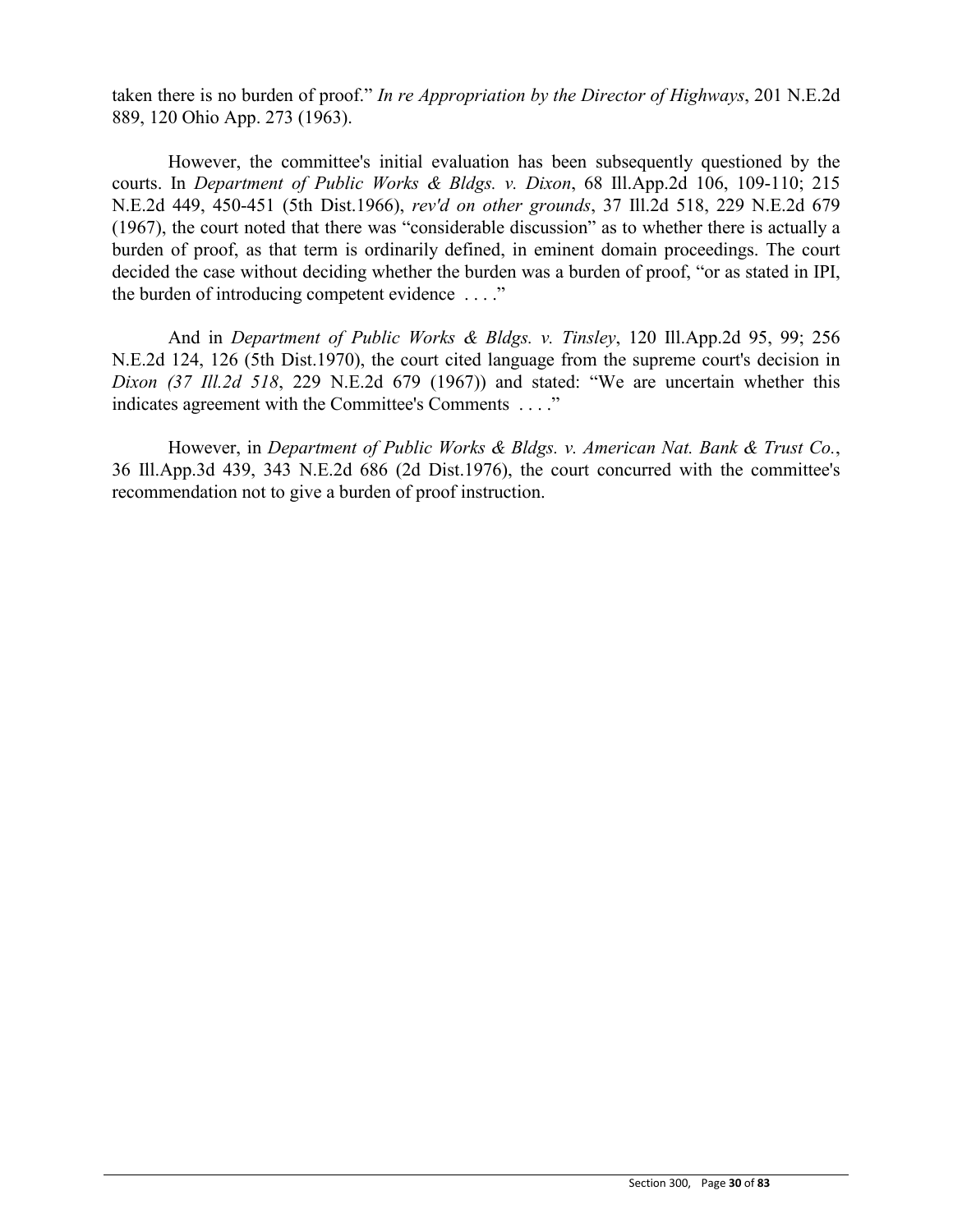taken there is no burden of proof." *In re Appropriation by the Director of Highways*, 201 N.E.2d 889, 120 Ohio App. 273 (1963).

However, the committee's initial evaluation has been subsequently questioned by the courts. In *Department of Public Works & Bldgs. v. Dixon*, 68 Ill.App.2d 106, 109-110; 215 N.E.2d 449, 450-451 (5th Dist.1966), *rev'd on other grounds*, 37 Ill.2d 518, 229 N.E.2d 679 (1967), the court noted that there was "considerable discussion" as to whether there is actually a burden of proof, as that term is ordinarily defined, in eminent domain proceedings. The court decided the case without deciding whether the burden was a burden of proof, "or as stated in IPI, the burden of introducing competent evidence . . . ."

And in *Department of Public Works & Bldgs. v. Tinsley*, 120 Ill.App.2d 95, 99; 256 N.E.2d 124, 126 (5th Dist.1970), the court cited language from the supreme court's decision in *Dixon (37 Ill.2d 518*, 229 N.E.2d 679 (1967)) and stated: "We are uncertain whether this indicates agreement with the Committee's Comments . . . ."

However, in *Department of Public Works & Bldgs. v. American Nat. Bank & Trust Co.*, 36 Ill.App.3d 439, 343 N.E.2d 686 (2d Dist.1976), the court concurred with the committee's recommendation not to give a burden of proof instruction.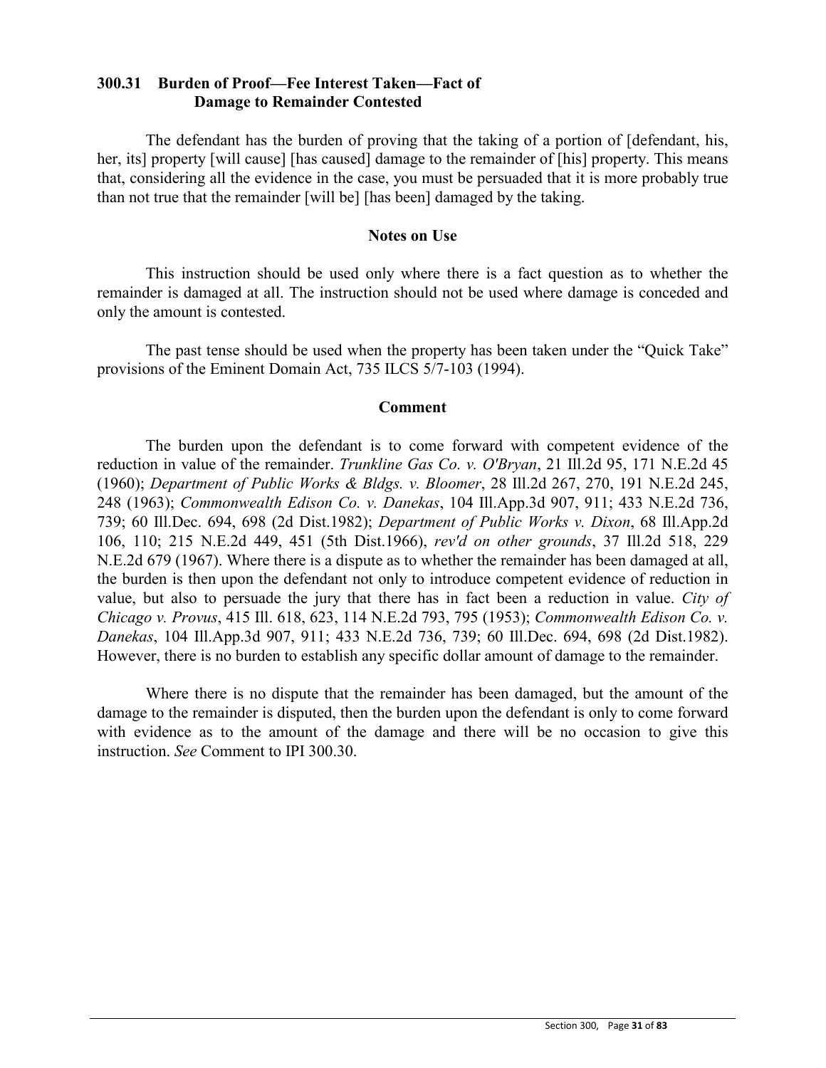### 300.31 Burden of Proof—Fee Interest Taken—Fact of Damage to Remainder Contested

The defendant has the burden of proving that the taking of a portion of [defendant, his, her, its] property [will cause] [has caused] damage to the remainder of [his] property. This means that, considering all the evidence in the case, you must be persuaded that it is more probably true than not true that the remainder [will be] [has been] damaged by the taking.

#### Notes on Use

This instruction should be used only where there is a fact question as to whether the remainder is damaged at all. The instruction should not be used where damage is conceded and only the amount is contested.

The past tense should be used when the property has been taken under the "Quick Take" provisions of the Eminent Domain Act, 735 ILCS 5/7-103 (1994).

#### Comment

The burden upon the defendant is to come forward with competent evidence of the reduction in value of the remainder. *Trunkline Gas Co. v. O'Bryan*, 21 Ill.2d 95, 171 N.E.2d 45 (1960); *Department of Public Works & Bldgs. v. Bloomer*, 28 Ill.2d 267, 270, 191 N.E.2d 245, 248 (1963); *Commonwealth Edison Co. v. Danekas*, 104 Ill.App.3d 907, 911; 433 N.E.2d 736, 739; 60 Ill.Dec. 694, 698 (2d Dist.1982); *Department of Public Works v. Dixon*, 68 Ill.App.2d 106, 110; 215 N.E.2d 449, 451 (5th Dist.1966), *rev'd on other grounds*, 37 Ill.2d 518, 229 N.E.2d 679 (1967). Where there is a dispute as to whether the remainder has been damaged at all, the burden is then upon the defendant not only to introduce competent evidence of reduction in value, but also to persuade the jury that there has in fact been a reduction in value. *City of Chicago v. Provus*, 415 Ill. 618, 623, 114 N.E.2d 793, 795 (1953); *Commonwealth Edison Co. v. Danekas*, 104 Ill.App.3d 907, 911; 433 N.E.2d 736, 739; 60 Ill.Dec. 694, 698 (2d Dist.1982). However, there is no burden to establish any specific dollar amount of damage to the remainder.

Where there is no dispute that the remainder has been damaged, but the amount of the damage to the remainder is disputed, then the burden upon the defendant is only to come forward with evidence as to the amount of the damage and there will be no occasion to give this instruction. *See* Comment to IPI 300.30.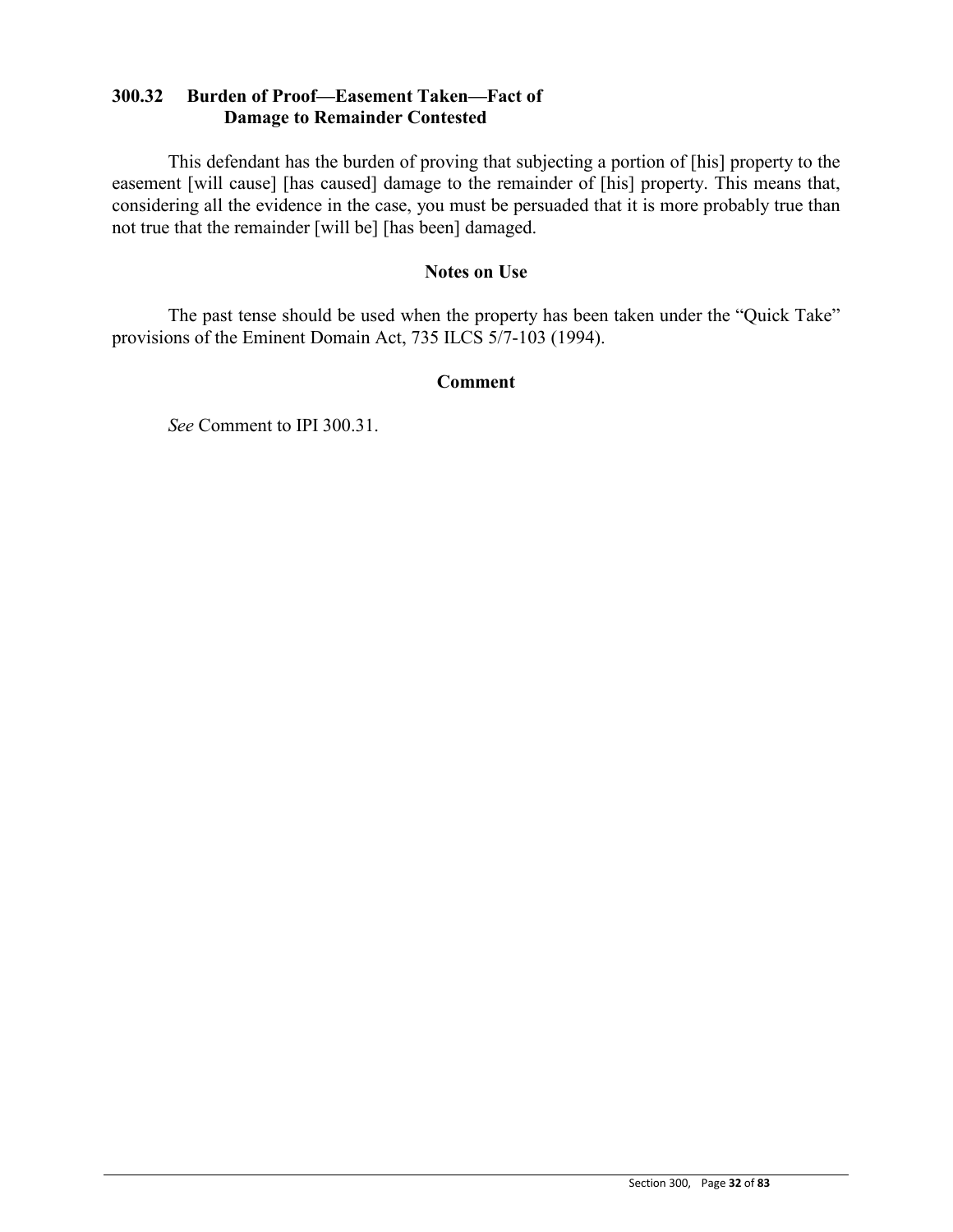## 300.32 Burden of Proof—Easement Taken—Fact of Damage to Remainder Contested

This defendant has the burden of proving that subjecting a portion of [his] property to the easement [will cause] [has caused] damage to the remainder of [his] property. This means that, considering all the evidence in the case, you must be persuaded that it is more probably true than not true that the remainder [will be] [has been] damaged.

### Notes on Use

The past tense should be used when the property has been taken under the "Quick Take" provisions of the Eminent Domain Act, 735 ILCS 5/7-103 (1994).

### Comment

*See* Comment to IPI 300.31.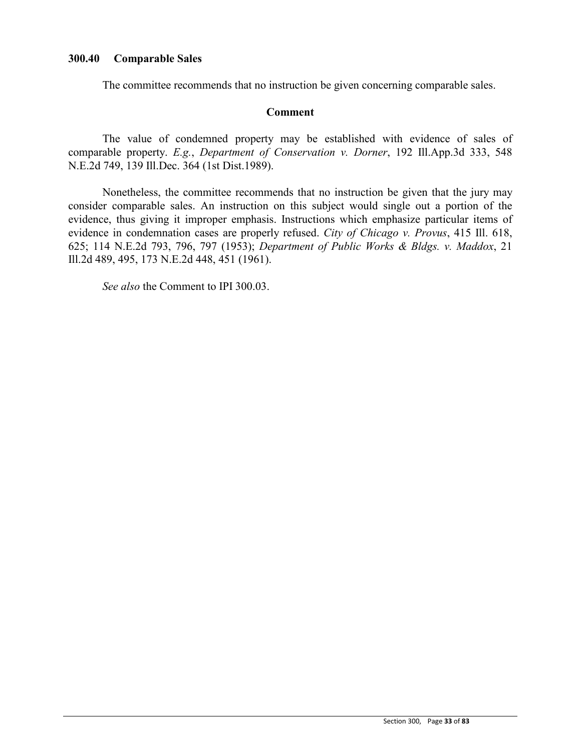## 300.40 Comparable Sales

The committee recommends that no instruction be given concerning comparable sales.

### Comment

The value of condemned property may be established with evidence of sales of comparable property. *E.g.*, *Department of Conservation v. Dorner*, 192 Ill.App.3d 333, 548 N.E.2d 749, 139 Ill.Dec. 364 (1st Dist.1989).

Nonetheless, the committee recommends that no instruction be given that the jury may consider comparable sales. An instruction on this subject would single out a portion of the evidence, thus giving it improper emphasis. Instructions which emphasize particular items of evidence in condemnation cases are properly refused. *City of Chicago v. Provus*, 415 Ill. 618, 625; 114 N.E.2d 793, 796, 797 (1953); *Department of Public Works & Bldgs. v. Maddox*, 21 Ill.2d 489, 495, 173 N.E.2d 448, 451 (1961).

*See also* the Comment to IPI 300.03.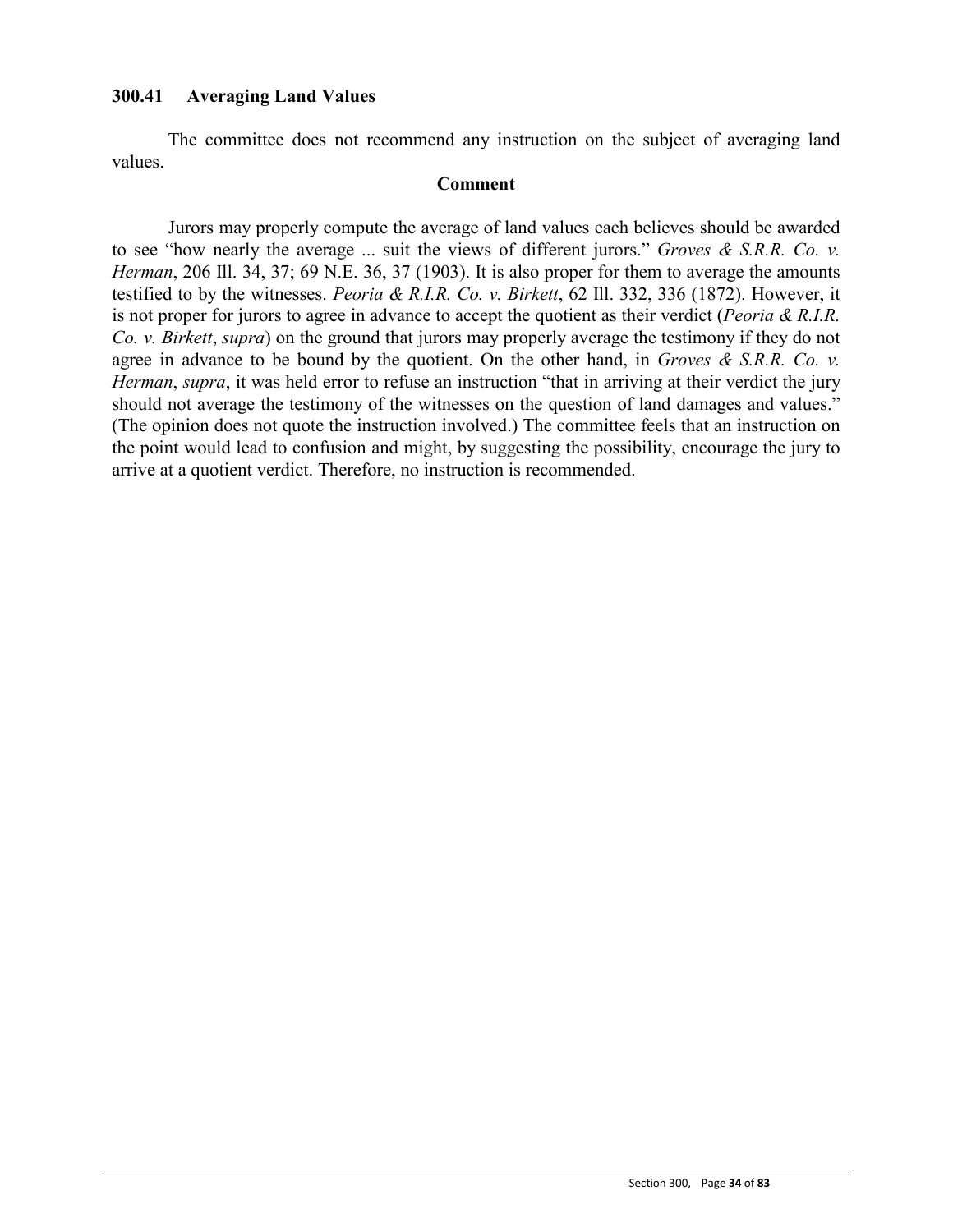## 300.41 Averaging Land Values

The committee does not recommend any instruction on the subject of averaging land values.

### Comment

Jurors may properly compute the average of land values each believes should be awarded to see "how nearly the average ... suit the views of different jurors." *Groves & S.R.R. Co. v. Herman*, 206 Ill. 34, 37; 69 N.E. 36, 37 (1903). It is also proper for them to average the amounts testified to by the witnesses. *Peoria & R.I.R. Co. v. Birkett*, 62 Ill. 332, 336 (1872). However, it is not proper for jurors to agree in advance to accept the quotient as their verdict (*Peoria & R.I.R. Co. v. Birkett*, *supra*) on the ground that jurors may properly average the testimony if they do not agree in advance to be bound by the quotient. On the other hand, in *Groves & S.R.R. Co. v. Herman*, *supra*, it was held error to refuse an instruction "that in arriving at their verdict the jury should not average the testimony of the witnesses on the question of land damages and values." (The opinion does not quote the instruction involved.) The committee feels that an instruction on the point would lead to confusion and might, by suggesting the possibility, encourage the jury to arrive at a quotient verdict. Therefore, no instruction is recommended.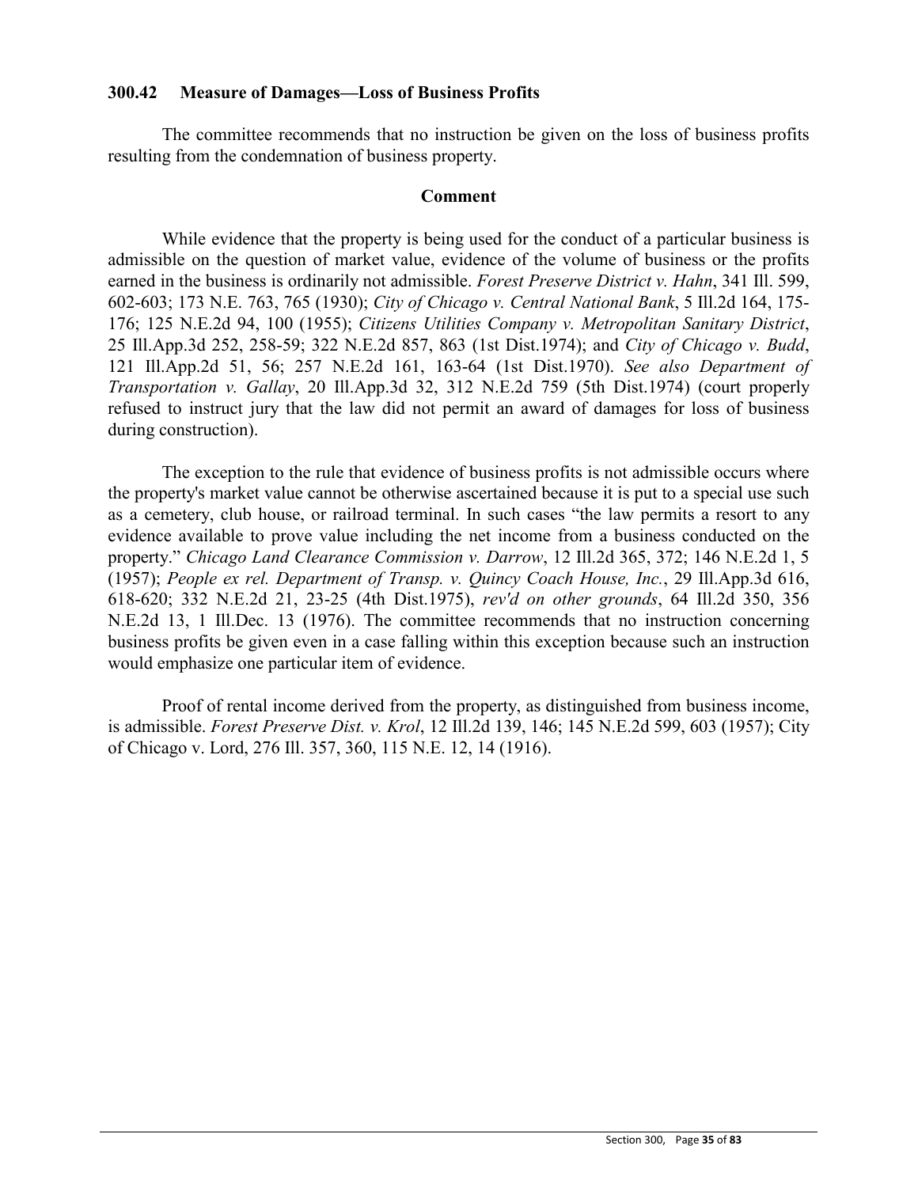### 300.42 Measure of Damages—Loss of Business Profits

The committee recommends that no instruction be given on the loss of business profits resulting from the condemnation of business property.

**Comment**

While evidence that the property is being used for the conduct of a particular business is admissible on the question of market value, evidence of the volume of business or the profits earned in the business is ordinarily not admissible. *Forest Preserve District v. Hahn*, 341 Ill. 599, 602-603; 173 N.E. 763, 765 (1930); *City of Chicago v. Central National Bank*, 5 Ill.2d 164, 175-176; 125 N.E.2d 94, 100 (1955); *Citizens Utilities Company v. Metropolitan Sanitary District*, 25 Ill.App.3d 252, 258-59; 322 N.E.2d 857, 863 (1st Dist.1974); and *City of Chicago v. Budd*, 121 Ill.App.2d 51, 56; 257 N.E.2d 161, 163-64 (1st Dist.1970). *See also Department of Transportation v. Gallay*, 20 Ill.App.3d 32, 312 N.E.2d 759 (5th Dist.1974) (court properly refused to instruct jury that the law did not permit an award of damages for loss of business during construction).

The exception to the rule that evidence of business profits is not admissible occurs where the property's market value cannot be otherwise ascertained because it is put to a special use such as a cemetery, club house, or railroad terminal. In such cases "the law permits a resort to any evidence available to prove value including the net income from a business conducted on the property." *Chicago Land Clearance Commission v. Darrow*, 12 Ill.2d 365, 372; 146 N.E.2d 1, 5 (1957); *People ex rel. Department of Transp. v. Quincy Coach House, Inc.*, 29 Ill.App.3d 616, 618-620; 332 N.E.2d 21, 23-25 (4th Dist.1975), *rev'd on other grounds*, 64 Ill.2d 350, 356 N.E.2d 13, 1 Ill.Dec. 13 (1976). The committee recommends that no instruction concerning business profits be given even in a case falling within this exception because such an instruction would emphasize one particular item of evidence.

Proof of rental income derived from the property, as distinguished from business income, is admissible. *Forest Preserve Dist. v. Krol*, 12 Ill.2d 139, 146; 145 N.E.2d 599, 603 (1957); City of Chicago v. Lord, 276 Ill. 357, 360, 115 N.E. 12, 14 (1916).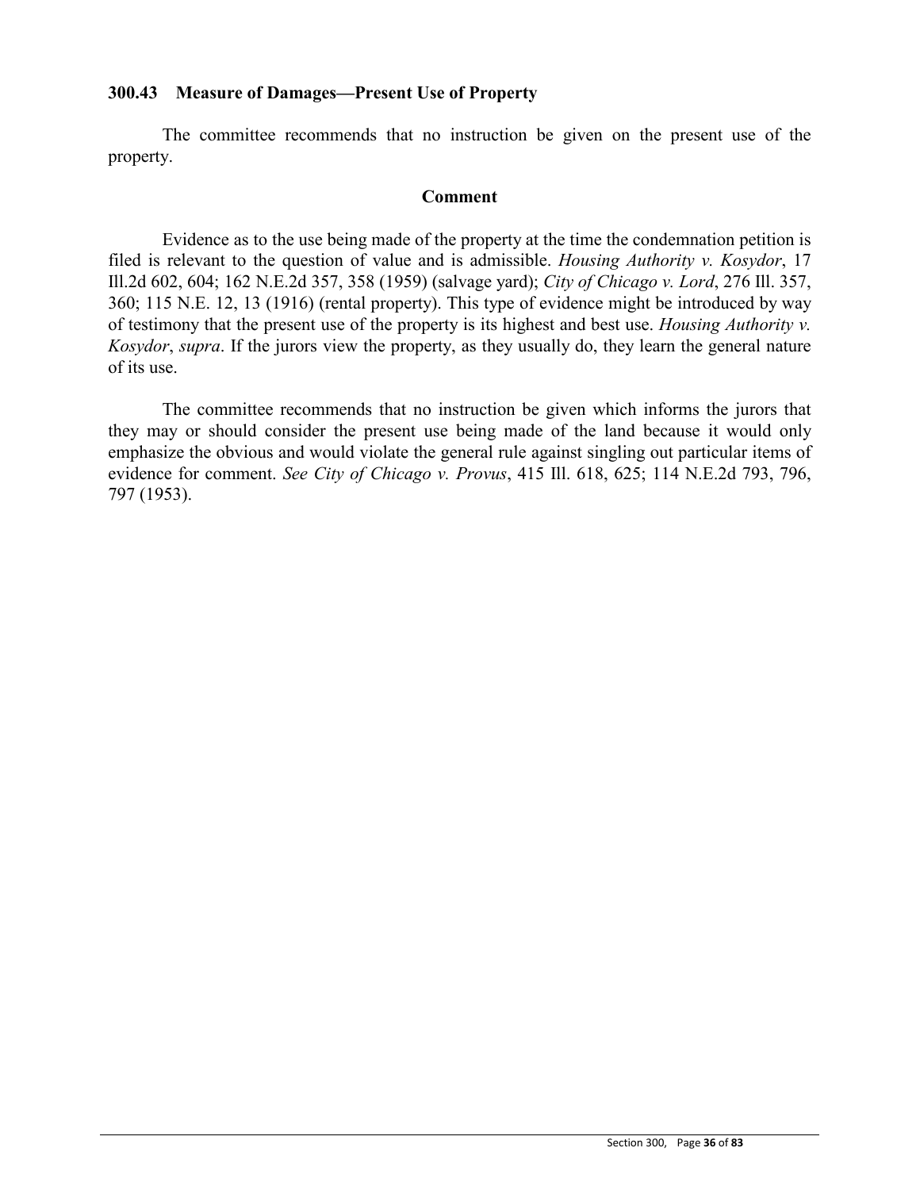### 300.43 Measure of Damages—Present Use of Property

The committee recommends that no instruction be given on the present use of the property.

**Comment**

Evidence as to the use being made of the property at the time the condemnation petition is filed is relevant to the question of value and is admissible. *Housing Authority v. Kosydor*, 17 Ill.2d 602, 604; 162 N.E.2d 357, 358 (1959) (salvage yard); *City of Chicago v. Lord*, 276 Ill. 357, 360; 115 N.E. 12, 13 (1916) (rental property). This type of evidence might be introduced by way of testimony that the present use of the property is its highest and best use. *Housing Authority v. Kosydor*, *supra*. If the jurors view the property, as they usually do, they learn the general nature of its use.

The committee recommends that no instruction be given which informs the jurors that they may or should consider the present use being made of the land because it would only emphasize the obvious and would violate the general rule against singling out particular items of evidence for comment. *See City of Chicago v. Provus*, 415 Ill. 618, 625; 114 N.E.2d 793, 796, 797 (1953).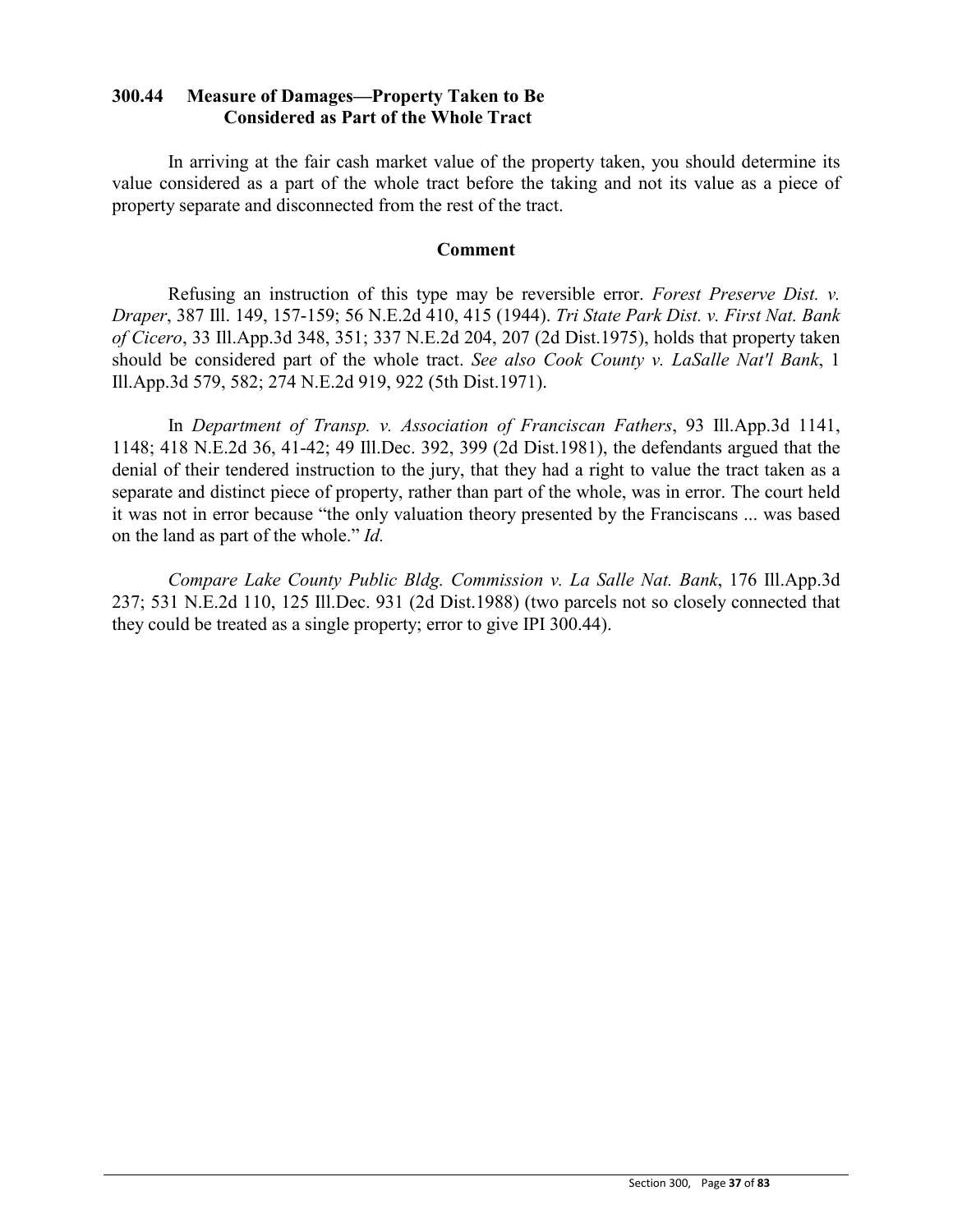## 300.44 Measure of Damages—Property Taken to Be Considered as Part of the Whole Tract

In arriving at the fair cash market value of the property taken, you should determine its value considered as a part of the whole tract before the taking and not its value as a piece of property separate and disconnected from the rest of the tract.

### Comment

Refusing an instruction of this type may be reversible error. *Forest Preserve Dist. v. Draper*, 387 Ill. 149, 157-159; 56 N.E.2d 410, 415 (1944). *Tri State Park Dist. v. First Nat. Bank of Cicero*, 33 Ill.App.3d 348, 351; 337 N.E.2d 204, 207 (2d Dist.1975), holds that property taken should be considered part of the whole tract. *See also Cook County v. LaSalle Nat'l Bank*, 1 Ill.App.3d 579, 582; 274 N.E.2d 919, 922 (5th Dist.1971).

In *Department of Transp. v. Association of Franciscan Fathers*, 93 Ill.App.3d 1141, 1148; 418 N.E.2d 36, 41-42; 49 Ill.Dec. 392, 399 (2d Dist.1981), the defendants argued that the denial of their tendered instruction to the jury, that they had a right to value the tract taken as a separate and distinct piece of property, rather than part of the whole, was in error. The court held it was not in error because "the only valuation theory presented by the Franciscans ... was based on the land as part of the whole." *Id.*

*Compare Lake County Public Bldg. Commission v. La Salle Nat. Bank*, 176 Ill.App.3d 237; 531 N.E.2d 110, 125 Ill.Dec. 931 (2d Dist.1988) (two parcels not so closely connected that they could be treated as a single property; error to give IPI 300.44).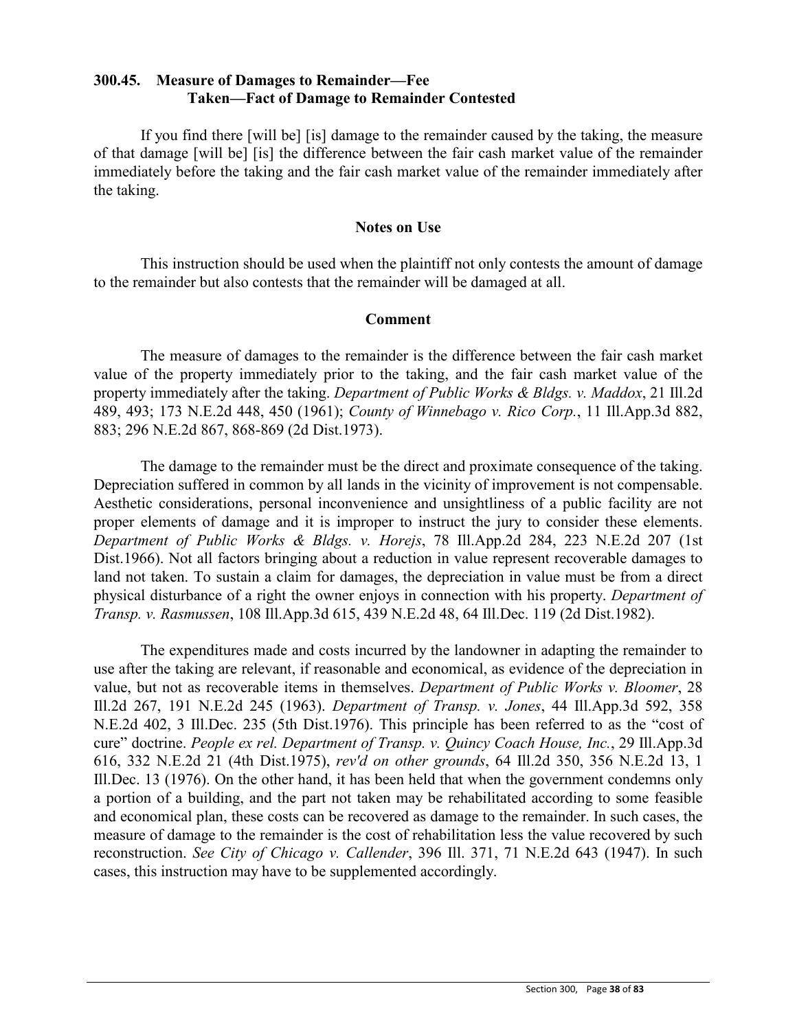### 300.45. Measure of Damages to Remainder—Fee Taken—Fact of Damage to Remainder Contested

If you find there [will be] [is] damage to the remainder caused by the taking, the measure of that damage [will be] [is] the difference between the fair cash market value of the remainder immediately before the taking and the fair cash market value of the remainder immediately after the taking.

#### Notes on Use

This instruction should be used when the plaintiff not only contests the amount of damage to the remainder but also contests that the remainder will be damaged at all.

#### Comment

The measure of damages to the remainder is the difference between the fair cash market value of the property immediately prior to the taking, and the fair cash market value of the property immediately after the taking. *Department of Public Works & Bldgs. v. Maddox*, 21 Ill.2d 489, 493; 173 N.E.2d 448, 450 (1961); *County of Winnebago v. Rico Corp.*, 11 Ill.App.3d 882, 883; 296 N.E.2d 867, 868-869 (2d Dist.1973).

The damage to the remainder must be the direct and proximate consequence of the taking. Depreciation suffered in common by all lands in the vicinity of improvement is not compensable. Aesthetic considerations, personal inconvenience and unsightliness of a public facility are not proper elements of damage and it is improper to instruct the jury to consider these elements. *Department of Public Works & Bldgs. v. Horejs*, 78 Ill.App.2d 284, 223 N.E.2d 207 (1st Dist.1966). Not all factors bringing about a reduction in value represent recoverable damages to land not taken. To sustain a claim for damages, the depreciation in value must be from a direct physical disturbance of a right the owner enjoys in connection with his property. *Department of Transp. v. Rasmussen*, 108 Ill.App.3d 615, 439 N.E.2d 48, 64 Ill.Dec. 119 (2d Dist.1982).

The expenditures made and costs incurred by the landowner in adapting the remainder to use after the taking are relevant, if reasonable and economical, as evidence of the depreciation in value, but not as recoverable items in themselves. *Department of Public Works v. Bloomer*, 28 Ill.2d 267, 191 N.E.2d 245 (1963). *Department of Transp. v. Jones*, 44 Ill.App.3d 592, 358 N.E.2d 402, 3 Ill.Dec. 235 (5th Dist.1976). This principle has been referred to as the "cost of cure" doctrine. *People ex rel. Department of Transp. v. Quincy Coach House, Inc.*, 29 Ill.App.3d 616, 332 N.E.2d 21 (4th Dist.1975), *rev'd on other grounds*, 64 Ill.2d 350, 356 N.E.2d 13, 1 Ill.Dec. 13 (1976). On the other hand, it has been held that when the government condemns only a portion of a building, and the part not taken may be rehabilitated according to some feasible and economical plan, these costs can be recovered as damage to the remainder. In such cases, the measure of damage to the remainder is the cost of rehabilitation less the value recovered by such reconstruction. *See City of Chicago v. Callender*, 396 Ill. 371, 71 N.E.2d 643 (1947). In such cases, this instruction may have to be supplemented accordingly.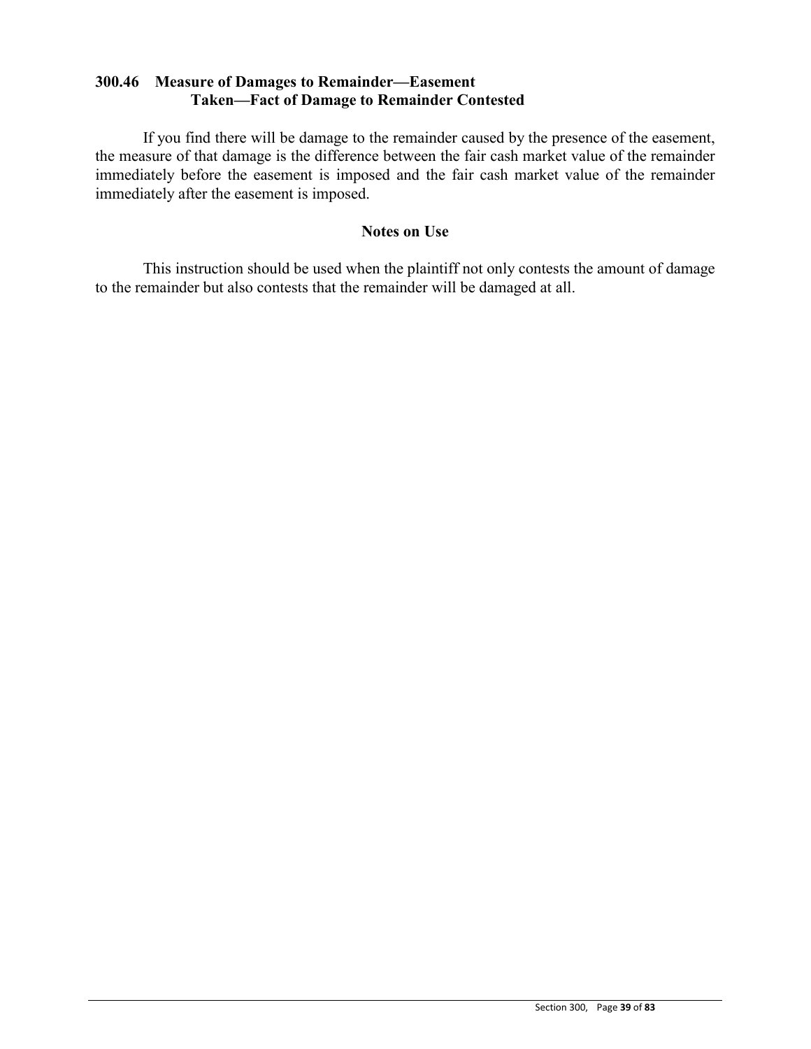### 300.46 Measure of Damages to Remainder—Easement Taken—Fact of Damage to Remainder Contested

If you find there will be damage to the remainder caused by the presence of the easement, the measure of that damage is the difference between the fair cash market value of the remainder immediately before the easement is imposed and the fair cash market value of the remainder immediately after the easement is imposed.

**Notes on Use**

This instruction should be used when the plaintiff not only contests the amount of damage to the remainder but also contests that the remainder will be damaged at all.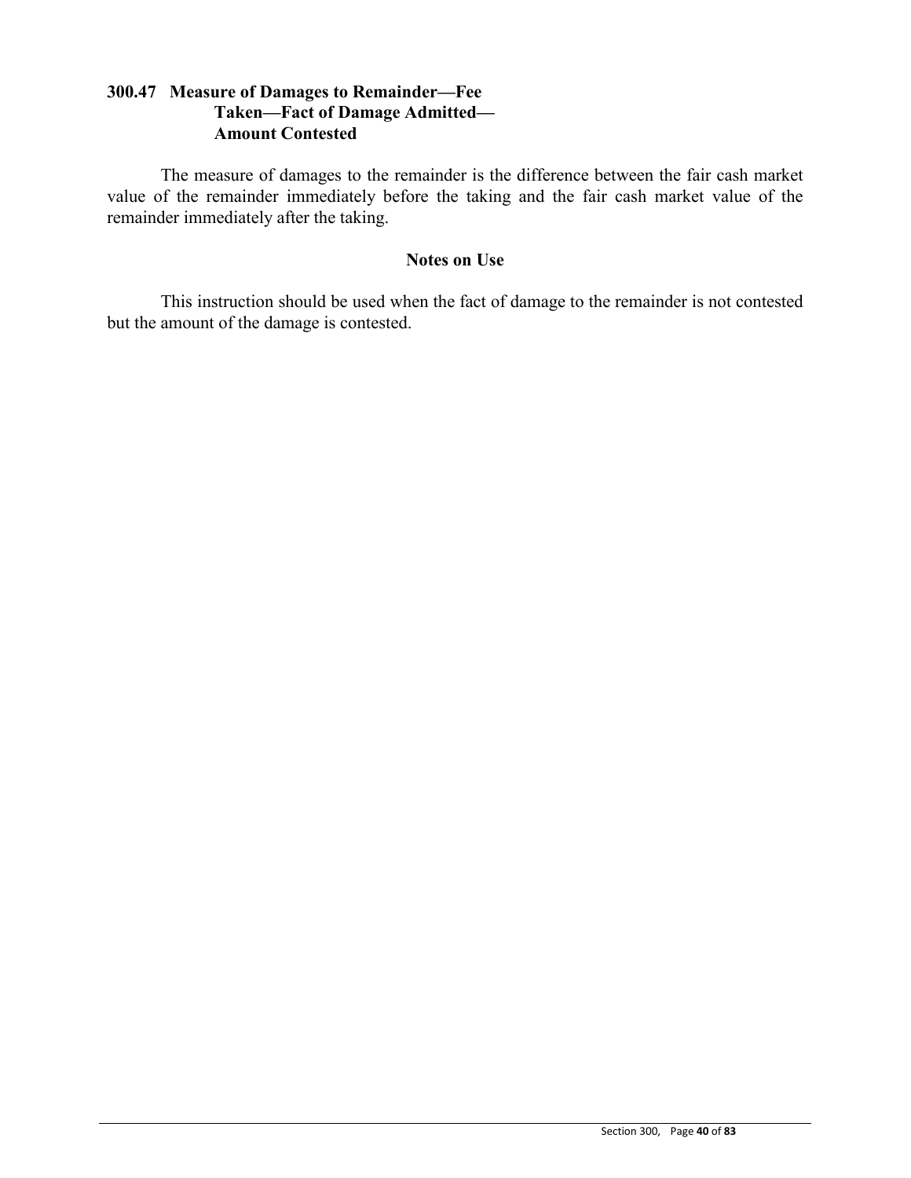### 300.47 Measure of Damages to Remainder—Fee Taken—Fact of Damage Admitted—Amount Contested

The measure of damages to the remainder is the difference between the fair cash market value of the remainder immediately before the taking and the fair cash market value of the remainder immediately after the taking.

**Notes on Use**

This instruction should be used when the fact of damage to the remainder is not contested but the amount of the damage is contested.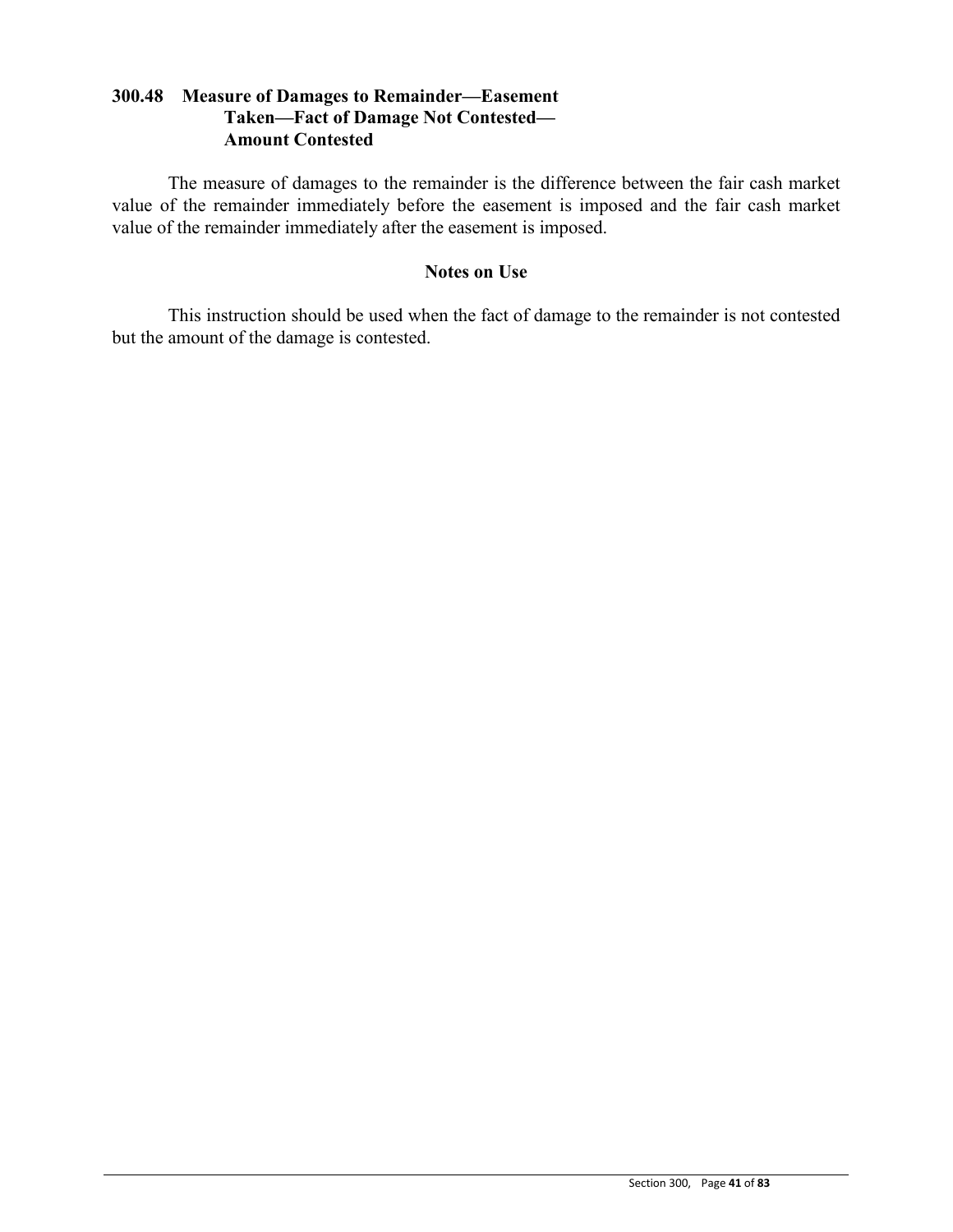### 300.48 Measure of Damages to Remainder—Easement Taken—Fact of Damage Not Contested—Amount Contested

The measure of damages to the remainder is the difference between the fair cash market value of the remainder immediately before the easement is imposed and the fair cash market value of the remainder immediately after the easement is imposed.

#### Notes on Use

This instruction should be used when the fact of damage to the remainder is not contested but the amount of the damage is contested.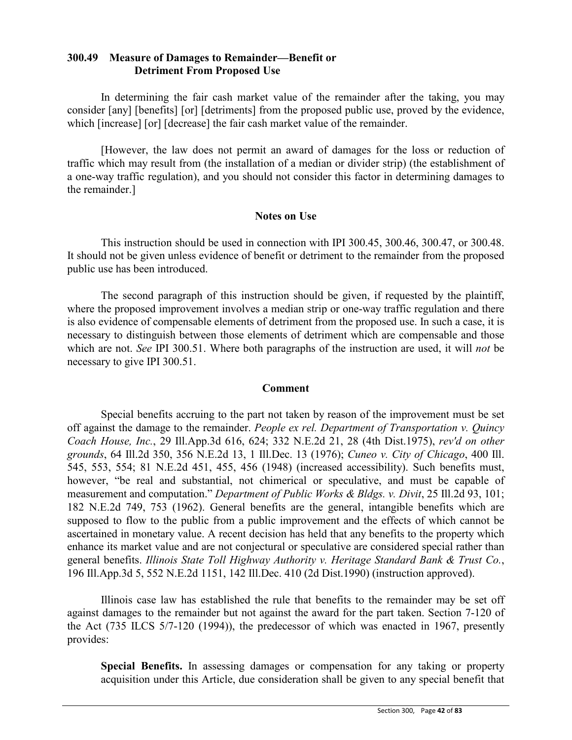## 300.49 Measure of Damages to Remainder—Benefit or Detriment From Proposed Use

In determining the fair cash market value of the remainder after the taking, you may consider [any] [benefits] [or] [detriments] from the proposed public use, proved by the evidence, which [increase] [or] [decrease] the fair cash market value of the remainder.

[However, the law does not permit an award of damages for the loss or reduction of traffic which may result from (the installation of a median or divider strip) (the establishment of a one-way traffic regulation), and you should not consider this factor in determining damages to the remainder.]

### Notes on Use

This instruction should be used in connection with IPI 300.45, 300.46, 300.47, or 300.48. It should not be given unless evidence of benefit or detriment to the remainder from the proposed public use has been introduced.

The second paragraph of this instruction should be given, if requested by the plaintiff, where the proposed improvement involves a median strip or one-way traffic regulation and there is also evidence of compensable elements of detriment from the proposed use. In such a case, it is necessary to distinguish between those elements of detriment which are compensable and those which are not. *See* IPI 300.51. Where both paragraphs of the instruction are used, it will *not* be necessary to give IPI 300.51.

### Comment

Special benefits accruing to the part not taken by reason of the improvement must be set off against the damage to the remainder. *People ex rel. Department of Transportation v. Quincy Coach House, Inc.*, 29 Ill.App.3d 616, 624; 332 N.E.2d 21, 28 (4th Dist.1975), *rev'd on other grounds*, 64 Ill.2d 350, 356 N.E.2d 13, 1 Ill.Dec. 13 (1976); *Cuneo v. City of Chicago*, 400 Ill. 545, 553, 554; 81 N.E.2d 451, 455, 456 (1948) (increased accessibility). Such benefits must, however, "be real and substantial, not chimerical or speculative, and must be capable of measurement and computation." *Department of Public Works & Bldgs. v. Divit*, 25 Ill.2d 93, 101; 182 N.E.2d 749, 753 (1962). General benefits are the general, intangible benefits which are supposed to flow to the public from a public improvement and the effects of which cannot be ascertained in monetary value. A recent decision has held that any benefits to the property which enhance its market value and are not conjectural or speculative are considered special rather than general benefits. *Illinois State Toll Highway Authority v. Heritage Standard Bank & Trust Co.*, 196 Ill.App.3d 5, 552 N.E.2d 1151, 142 Ill.Dec. 410 (2d Dist.1990) (instruction approved).

Illinois case law has established the rule that benefits to the remainder may be set off against damages to the remainder but not against the award for the part taken. Section 7-120 of the Act (735 ILCS 5/7-120 (1994)), the predecessor of which was enacted in 1967, presently provides:

> **Special Benefits.** In assessing damages or compensation for any taking or property acquisition under this Article, due consideration shall be given to any special benefit that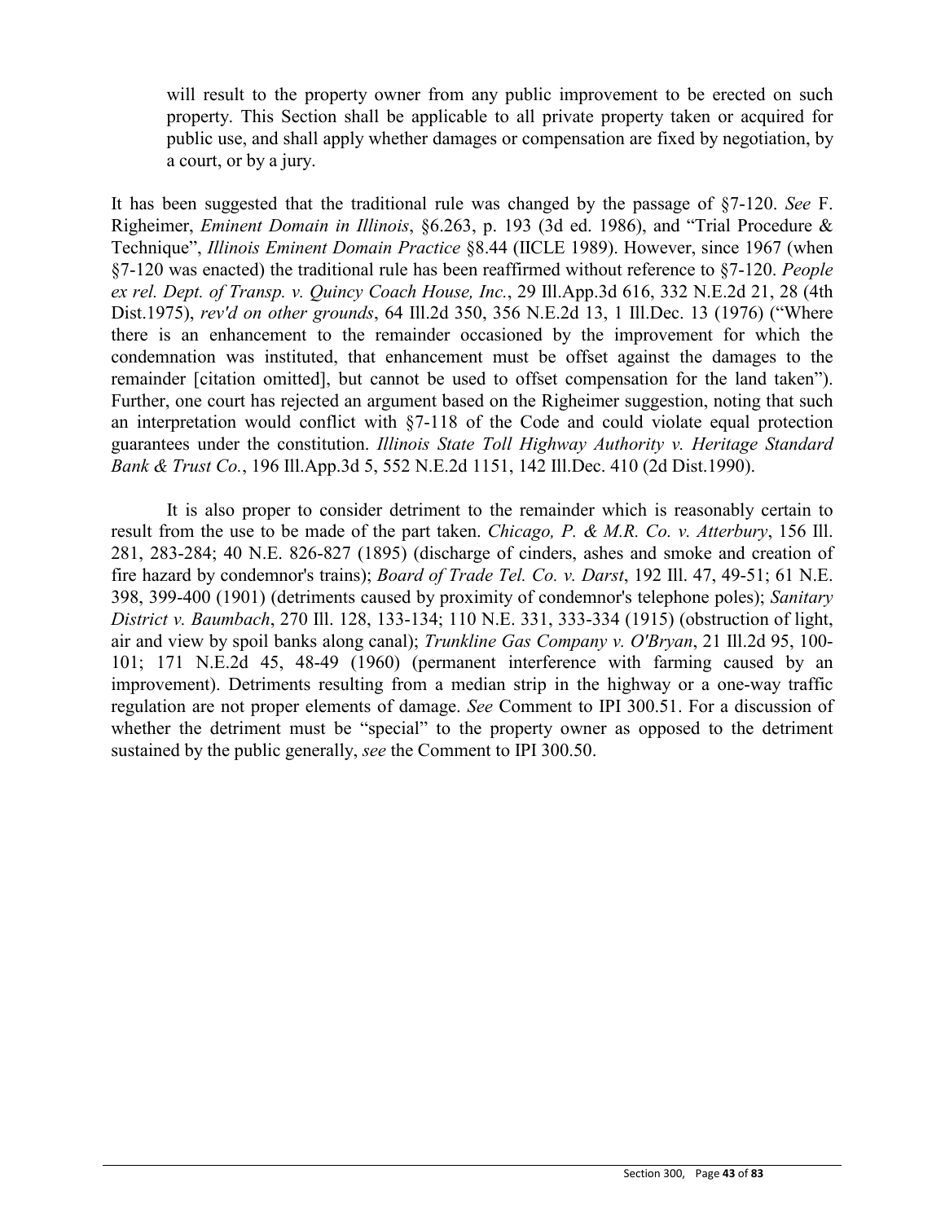> will result to the property owner from any public improvement to be erected on such property. This Section shall be applicable to all private property taken or acquired for public use, and shall apply whether damages or compensation are fixed by negotiation, by a court, or by a jury.

It has been suggested that the traditional rule was changed by the passage of §7-120. *See* F. Righeimer, *Eminent Domain in Illinois*, §6.263, p. 193 (3d ed. 1986), and "Trial Procedure & Technique", *Illinois Eminent Domain Practice* §8.44 (IICLE 1989). However, since 1967 (when §7-120 was enacted) the traditional rule has been reaffirmed without reference to §7-120. *People ex rel. Dept. of Transp. v. Quincy Coach House, Inc.*, 29 Ill.App.3d 616, 332 N.E.2d 21, 28 (4th Dist.1975), *rev'd on other grounds*, 64 Ill.2d 350, 356 N.E.2d 13, 1 Ill.Dec. 13 (1976) ("Where there is an enhancement to the remainder occasioned by the improvement for which the condemnation was instituted, that enhancement must be offset against the damages to the remainder [citation omitted], but cannot be used to offset compensation for the land taken"). Further, one court has rejected an argument based on the Righeimer suggestion, noting that such an interpretation would conflict with §7-118 of the Code and could violate equal protection guarantees under the constitution. *Illinois State Toll Highway Authority v. Heritage Standard Bank & Trust Co.*, 196 Ill.App.3d 5, 552 N.E.2d 1151, 142 Ill.Dec. 410 (2d Dist.1990).

It is also proper to consider detriment to the remainder which is reasonably certain to result from the use to be made of the part taken. *Chicago, P. & M.R. Co. v. Atterbury*, 156 Ill. 281, 283-284; 40 N.E. 826-827 (1895) (discharge of cinders, ashes and smoke and creation of fire hazard by condemnor's trains); *Board of Trade Tel. Co. v. Darst*, 192 Ill. 47, 49-51; 61 N.E. 398, 399-400 (1901) (detriments caused by proximity of condemnor's telephone poles); *Sanitary District v. Baumbach*, 270 Ill. 128, 133-134; 110 N.E. 331, 333-334 (1915) (obstruction of light, air and view by spoil banks along canal); *Trunkline Gas Company v. O'Bryan*, 21 Ill.2d 95, 100-101; 171 N.E.2d 45, 48-49 (1960) (permanent interference with farming caused by an improvement). Detriments resulting from a median strip in the highway or a one-way traffic regulation are not proper elements of damage. *See* Comment to IPI 300.51. For a discussion of whether the detriment must be "special" to the property owner as opposed to the detriment sustained by the public generally, *see* the Comment to IPI 300.50.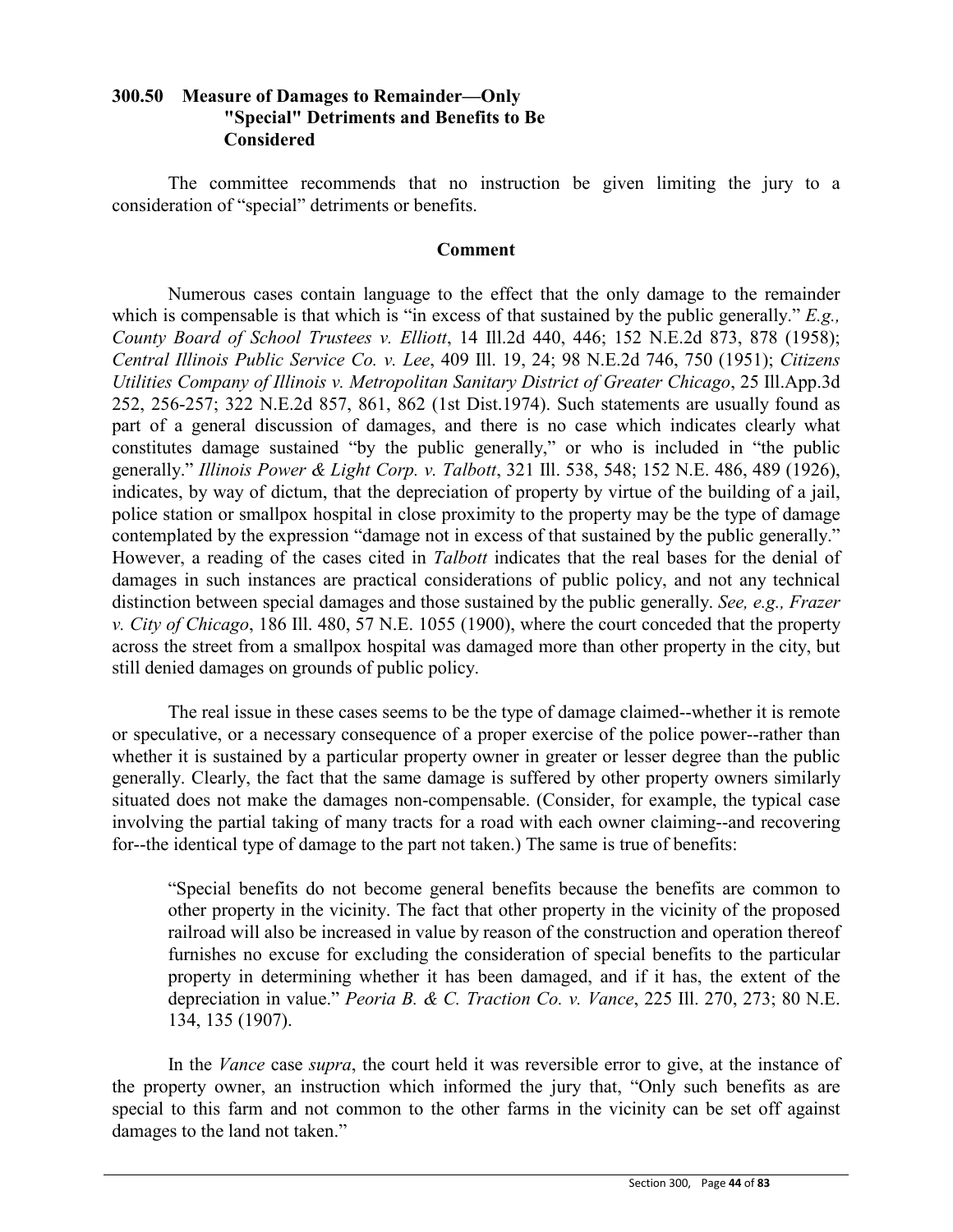### 300.50 Measure of Damages to Remainder—Only "Special" Detriments and Benefits to Be Considered

The committee recommends that no instruction be given limiting the jury to a consideration of "special" detriments or benefits.

#### Comment

Numerous cases contain language to the effect that the only damage to the remainder which is compensable is that which is "in excess of that sustained by the public generally." *E.g., County Board of School Trustees v. Elliott*, 14 Ill.2d 440, 446; 152 N.E.2d 873, 878 (1958); *Central Illinois Public Service Co. v. Lee*, 409 Ill. 19, 24; 98 N.E.2d 746, 750 (1951); *Citizens Utilities Company of Illinois v. Metropolitan Sanitary District of Greater Chicago*, 25 Ill.App.3d 252, 256-257; 322 N.E.2d 857, 861, 862 (1st Dist.1974). Such statements are usually found as part of a general discussion of damages, and there is no case which indicates clearly what constitutes damage sustained "by the public generally," or who is included in "the public generally." *Illinois Power & Light Corp. v. Talbott*, 321 Ill. 538, 548; 152 N.E. 486, 489 (1926), indicates, by way of dictum, that the depreciation of property by virtue of the building of a jail, police station or smallpox hospital in close proximity to the property may be the type of damage contemplated by the expression "damage not in excess of that sustained by the public generally." However, a reading of the cases cited in *Talbott* indicates that the real bases for the denial of damages in such instances are practical considerations of public policy, and not any technical distinction between special damages and those sustained by the public generally. *See, e.g., Frazer v. City of Chicago*, 186 Ill. 480, 57 N.E. 1055 (1900), where the court conceded that the property across the street from a smallpox hospital was damaged more than other property in the city, but still denied damages on grounds of public policy.

The real issue in these cases seems to be the type of damage claimed--whether it is remote or speculative, or a necessary consequence of a proper exercise of the police power--rather than whether it is sustained by a particular property owner in greater or lesser degree than the public generally. Clearly, the fact that the same damage is suffered by other property owners similarly situated does not make the damages non-compensable. (Consider, for example, the typical case involving the partial taking of many tracts for a road with each owner claiming--and recovering for--the identical type of damage to the part not taken.) The same is true of benefits:

> "Special benefits do not become general benefits because the benefits are common to other property in the vicinity. The fact that other property in the vicinity of the proposed railroad will also be increased in value by reason of the construction and operation thereof furnishes no excuse for excluding the consideration of special benefits to the particular property in determining whether it has been damaged, and if it has, the extent of the depreciation in value." *Peoria B. & C. Traction Co. v. Vance*, 225 Ill. 270, 273; 80 N.E. 134, 135 (1907).

In the *Vance* case *supra*, the court held it was reversible error to give, at the instance of the property owner, an instruction which informed the jury that, "Only such benefits as are special to this farm and not common to the other farms in the vicinity can be set off against damages to the land not taken."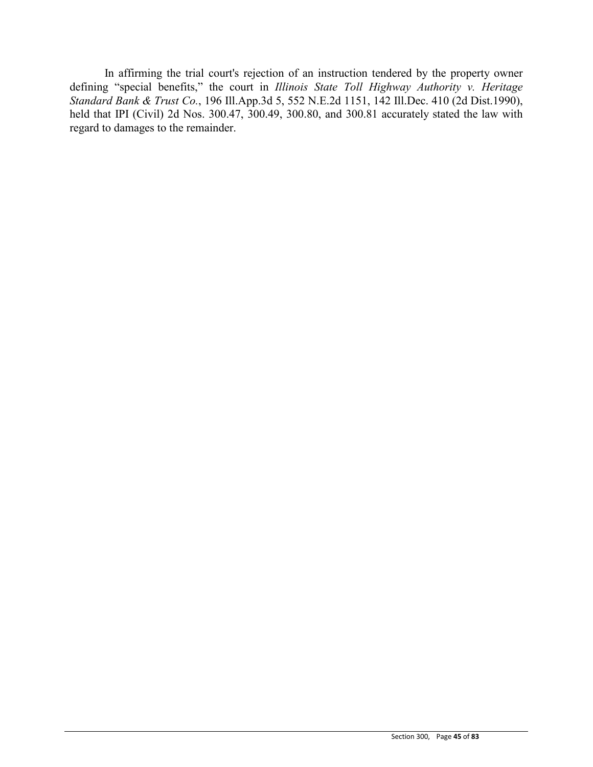In affirming the trial court's rejection of an instruction tendered by the property owner defining “special benefits,” the court in *Illinois State Toll Highway Authority v. Heritage Standard Bank & Trust Co.*, 196 Ill.App.3d 5, 552 N.E.2d 1151, 142 Ill.Dec. 410 (2d Dist.1990), held that IPI (Civil) 2d Nos. 300.47, 300.49, 300.80, and 300.81 accurately stated the law with regard to damages to the remainder.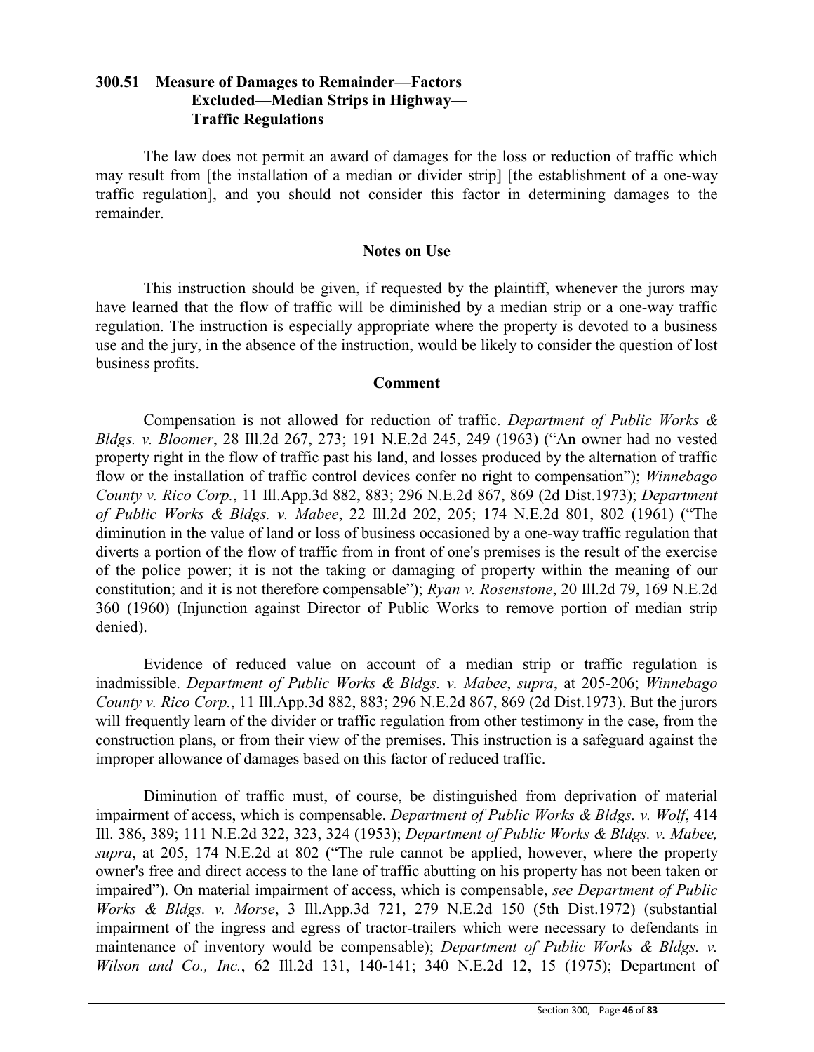### 300.51 Measure of Damages to Remainder—Factors Excluded—Median Strips in Highway—Traffic Regulations

The law does not permit an award of damages for the loss or reduction of traffic which may result from [the installation of a median or divider strip] [the establishment of a one-way traffic regulation], and you should not consider this factor in determining damages to the remainder.

#### Notes on Use

This instruction should be given, if requested by the plaintiff, whenever the jurors may have learned that the flow of traffic will be diminished by a median strip or a one-way traffic regulation. The instruction is especially appropriate where the property is devoted to a business use and the jury, in the absence of the instruction, would be likely to consider the question of lost business profits.

#### Comment

Compensation is not allowed for reduction of traffic. *Department of Public Works & Bldgs. v. Bloomer*, 28 Ill.2d 267, 273; 191 N.E.2d 245, 249 (1963) ("An owner had no vested property right in the flow of traffic past his land, and losses produced by the alternation of traffic flow or the installation of traffic control devices confer no right to compensation"); *Winnebago County v. Rico Corp.*, 11 Ill.App.3d 882, 883; 296 N.E.2d 867, 869 (2d Dist.1973); *Department of Public Works & Bldgs. v. Mabee*, 22 Ill.2d 202, 205; 174 N.E.2d 801, 802 (1961) ("The diminution in the value of land or loss of business occasioned by a one-way traffic regulation that diverts a portion of the flow of traffic from in front of one's premises is the result of the exercise of the police power; it is not the taking or damaging of property within the meaning of our constitution; and it is not therefore compensable"); *Ryan v. Rosenstone*, 20 Ill.2d 79, 169 N.E.2d 360 (1960) (Injunction against Director of Public Works to remove portion of median strip denied).

Evidence of reduced value on account of a median strip or traffic regulation is inadmissible. *Department of Public Works & Bldgs. v. Mabee*, *supra*, at 205-206; *Winnebago County v. Rico Corp.*, 11 Ill.App.3d 882, 883; 296 N.E.2d 867, 869 (2d Dist.1973). But the jurors will frequently learn of the divider or traffic regulation from other testimony in the case, from the construction plans, or from their view of the premises. This instruction is a safeguard against the improper allowance of damages based on this factor of reduced traffic.

Diminution of traffic must, of course, be distinguished from deprivation of material impairment of access, which is compensable. *Department of Public Works & Bldgs. v. Wolf*, 414 Ill. 386, 389; 111 N.E.2d 322, 323, 324 (1953); *Department of Public Works & Bldgs. v. Mabee, supra*, at 205, 174 N.E.2d at 802 ("The rule cannot be applied, however, where the property owner's free and direct access to the lane of traffic abutting on his property has not been taken or impaired"). On material impairment of access, which is compensable, *see Department of Public Works & Bldgs. v. Morse*, 3 Ill.App.3d 721, 279 N.E.2d 150 (5th Dist.1972) (substantial impairment of the ingress and egress of tractor-trailers which were necessary to defendants in maintenance of inventory would be compensable); *Department of Public Works & Bldgs. v. Wilson and Co., Inc.*, 62 Ill.2d 131, 140-141; 340 N.E.2d 12, 15 (1975); Department of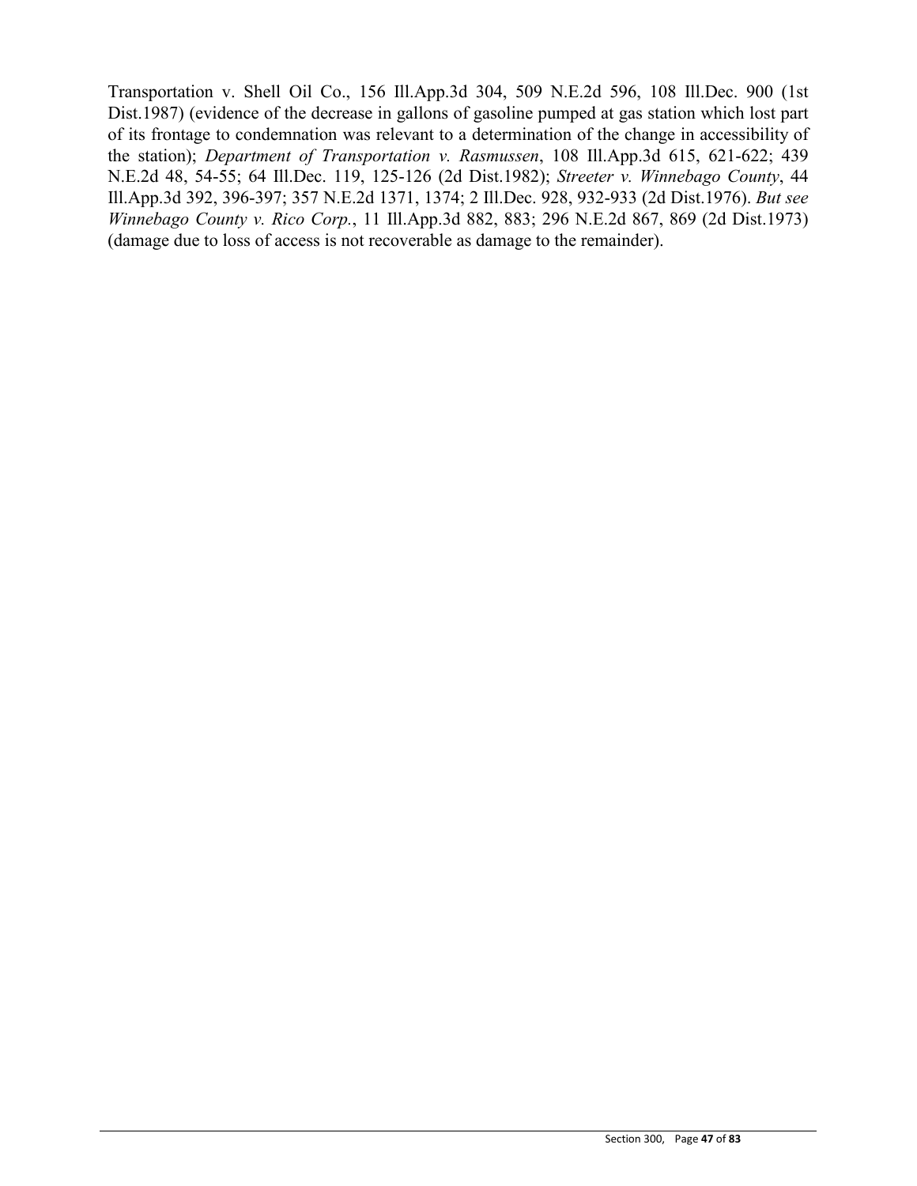Transportation v. Shell Oil Co., 156 Ill.App.3d 304, 509 N.E.2d 596, 108 Ill.Dec. 900 (1st Dist.1987) (evidence of the decrease in gallons of gasoline pumped at gas station which lost part of its frontage to condemnation was relevant to a determination of the change in accessibility of the station); *Department of Transportation v. Rasmussen*, 108 Ill.App.3d 615, 621-622; 439 N.E.2d 48, 54-55; 64 Ill.Dec. 119, 125-126 (2d Dist.1982); *Streeter v. Winnebago County*, 44 Ill.App.3d 392, 396-397; 357 N.E.2d 1371, 1374; 2 Ill.Dec. 928, 932-933 (2d Dist.1976). *But see Winnebago County v. Rico Corp.*, 11 Ill.App.3d 882, 883; 296 N.E.2d 867, 869 (2d Dist.1973) (damage due to loss of access is not recoverable as damage to the remainder).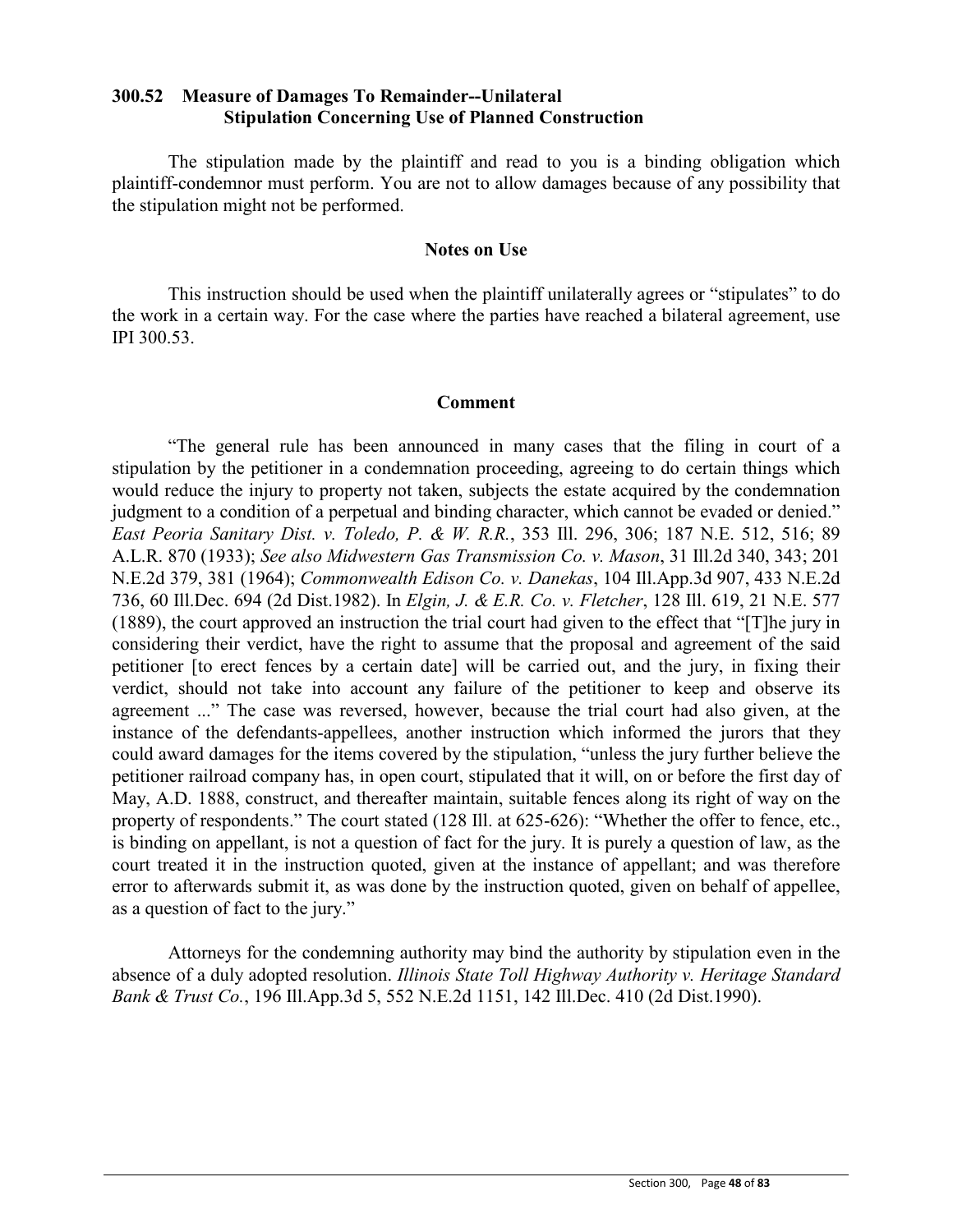## 300.52 Measure of Damages To Remainder--Unilateral Stipulation Concerning Use of Planned Construction

The stipulation made by the plaintiff and read to you is a binding obligation which plaintiff-condemnor must perform. You are not to allow damages because of any possibility that the stipulation might not be performed.

### Notes on Use

This instruction should be used when the plaintiff unilaterally agrees or "stipulates" to do the work in a certain way. For the case where the parties have reached a bilateral agreement, use IPI 300.53.

### Comment

"The general rule has been announced in many cases that the filing in court of a stipulation by the petitioner in a condemnation proceeding, agreeing to do certain things which would reduce the injury to property not taken, subjects the estate acquired by the condemnation judgment to a condition of a perpetual and binding character, which cannot be evaded or denied." *East Peoria Sanitary Dist. v. Toledo, P. & W. R.R.*, 353 Ill. 296, 306; 187 N.E. 512, 516; 89 A.L.R. 870 (1933); *See also Midwestern Gas Transmission Co. v. Mason*, 31 Ill.2d 340, 343; 201 N.E.2d 379, 381 (1964); *Commonwealth Edison Co. v. Danekas*, 104 Ill.App.3d 907, 433 N.E.2d 736, 60 Ill.Dec. 694 (2d Dist.1982). In *Elgin, J. & E.R. Co. v. Fletcher*, 128 Ill. 619, 21 N.E. 577 (1889), the court approved an instruction the trial court had given to the effect that "[T]he jury in considering their verdict, have the right to assume that the proposal and agreement of the said petitioner [to erect fences by a certain date] will be carried out, and the jury, in fixing their verdict, should not take into account any failure of the petitioner to keep and observe its agreement ..." The case was reversed, however, because the trial court had also given, at the instance of the defendants-appellees, another instruction which informed the jurors that they could award damages for the items covered by the stipulation, "unless the jury further believe the petitioner railroad company has, in open court, stipulated that it will, on or before the first day of May, A.D. 1888, construct, and thereafter maintain, suitable fences along its right of way on the property of respondents." The court stated (128 Ill. at 625-626): "Whether the offer to fence, etc., is binding on appellant, is not a question of fact for the jury. It is purely a question of law, as the court treated it in the instruction quoted, given at the instance of appellant; and was therefore error to afterwards submit it, as was done by the instruction quoted, given on behalf of appellee, as a question of fact to the jury."

Attorneys for the condemning authority may bind the authority by stipulation even in the absence of a duly adopted resolution. *Illinois State Toll Highway Authority v. Heritage Standard Bank & Trust Co.*, 196 Ill.App.3d 5, 552 N.E.2d 1151, 142 Ill.Dec. 410 (2d Dist.1990).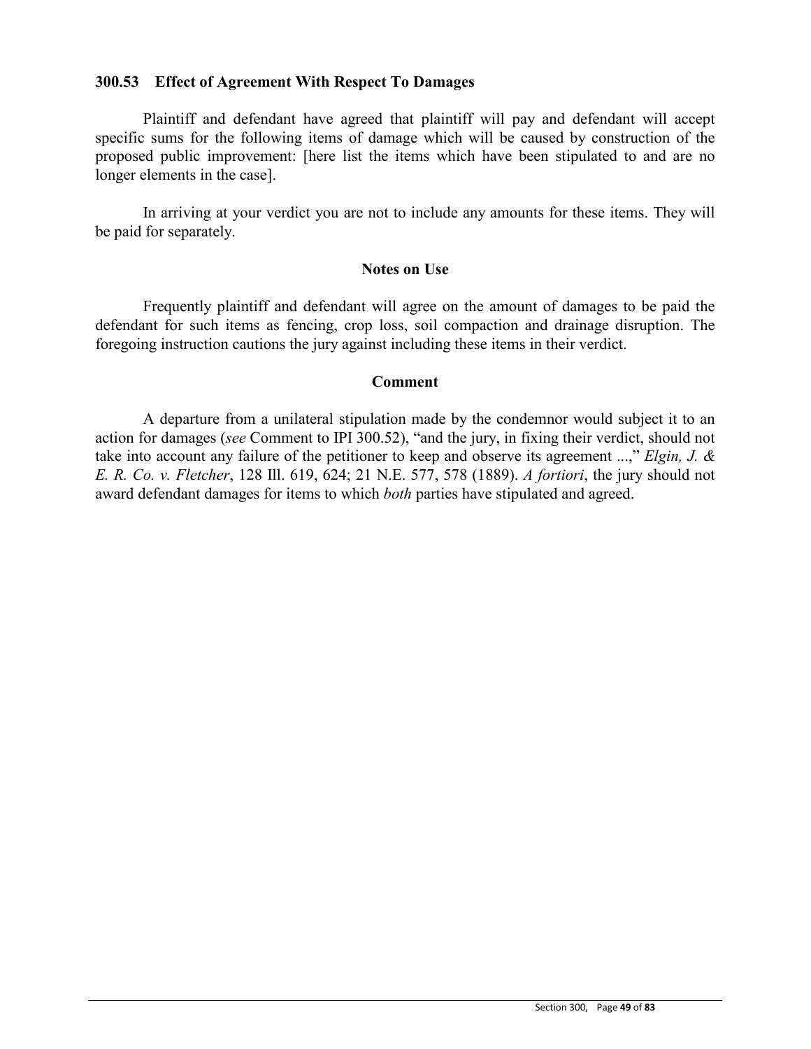### 300.53 Effect of Agreement With Respect To Damages

Plaintiff and defendant have agreed that plaintiff will pay and defendant will accept specific sums for the following items of damage which will be caused by construction of the proposed public improvement: [here list the items which have been stipulated to and are no longer elements in the case].

In arriving at your verdict you are not to include any amounts for these items. They will be paid for separately.

**Notes on Use**

Frequently plaintiff and defendant will agree on the amount of damages to be paid the defendant for such items as fencing, crop loss, soil compaction and drainage disruption. The foregoing instruction cautions the jury against including these items in their verdict.

**Comment**

A departure from a unilateral stipulation made by the condemnor would subject it to an action for damages (*see* Comment to IPI 300.52), "and the jury, in fixing their verdict, should not take into account any failure of the petitioner to keep and observe its agreement ...," *Elgin, J. & E. R. Co. v. Fletcher*, 128 Ill. 619, 624; 21 N.E. 577, 578 (1889). *A fortiori*, the jury should not award defendant damages for items to which *both* parties have stipulated and agreed.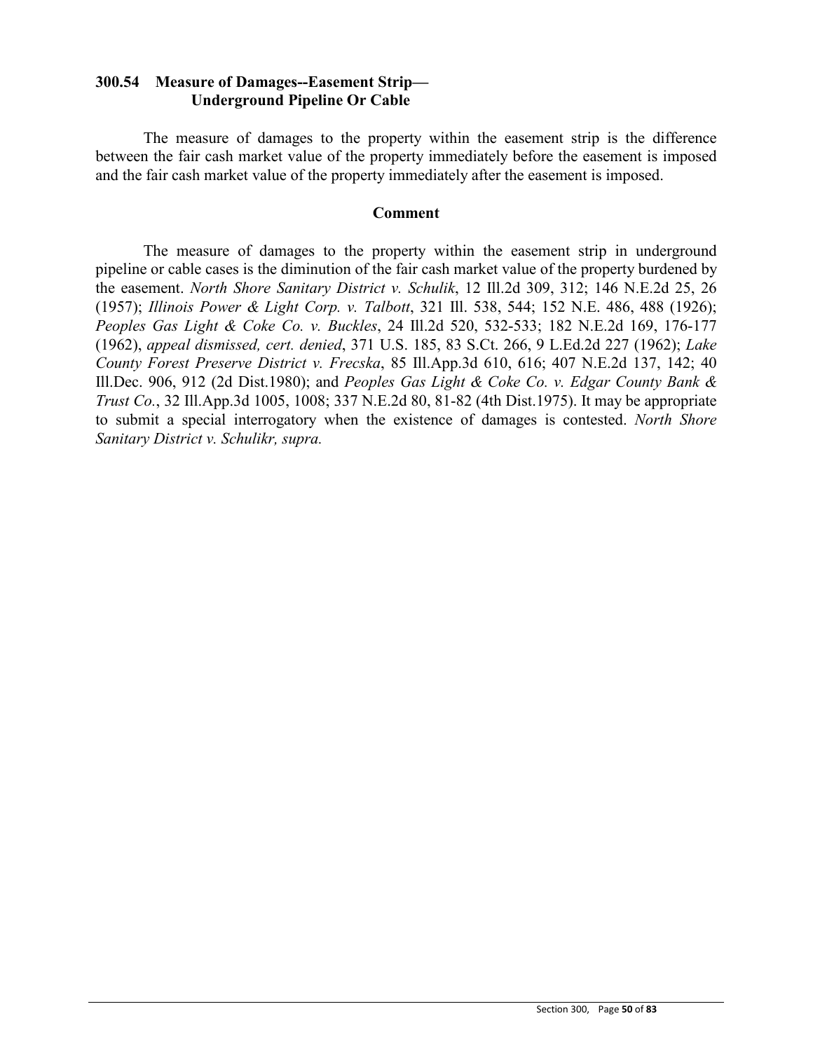### 300.54 Measure of Damages--Easement Strip— Underground Pipeline Or Cable

The measure of damages to the property within the easement strip is the difference between the fair cash market value of the property immediately before the easement is imposed and the fair cash market value of the property immediately after the easement is imposed.

**Comment**

The measure of damages to the property within the easement strip in underground pipeline or cable cases is the diminution of the fair cash market value of the property burdened by the easement. *North Shore Sanitary District v. Schulik*, 12 Ill.2d 309, 312; 146 N.E.2d 25, 26 (1957); *Illinois Power & Light Corp. v. Talbott*, 321 Ill. 538, 544; 152 N.E. 486, 488 (1926); *Peoples Gas Light & Coke Co. v. Buckles*, 24 Ill.2d 520, 532-533; 182 N.E.2d 169, 176-177 (1962), *appeal dismissed, cert. denied*, 371 U.S. 185, 83 S.Ct. 266, 9 L.Ed.2d 227 (1962); *Lake County Forest Preserve District v. Frecska*, 85 Ill.App.3d 610, 616; 407 N.E.2d 137, 142; 40 Ill.Dec. 906, 912 (2d Dist.1980); and *Peoples Gas Light & Coke Co. v. Edgar County Bank & Trust Co.*, 32 Ill.App.3d 1005, 1008; 337 N.E.2d 80, 81-82 (4th Dist.1975). It may be appropriate to submit a special interrogatory when the existence of damages is contested. *North Shore Sanitary District v. Schulikr, supra.*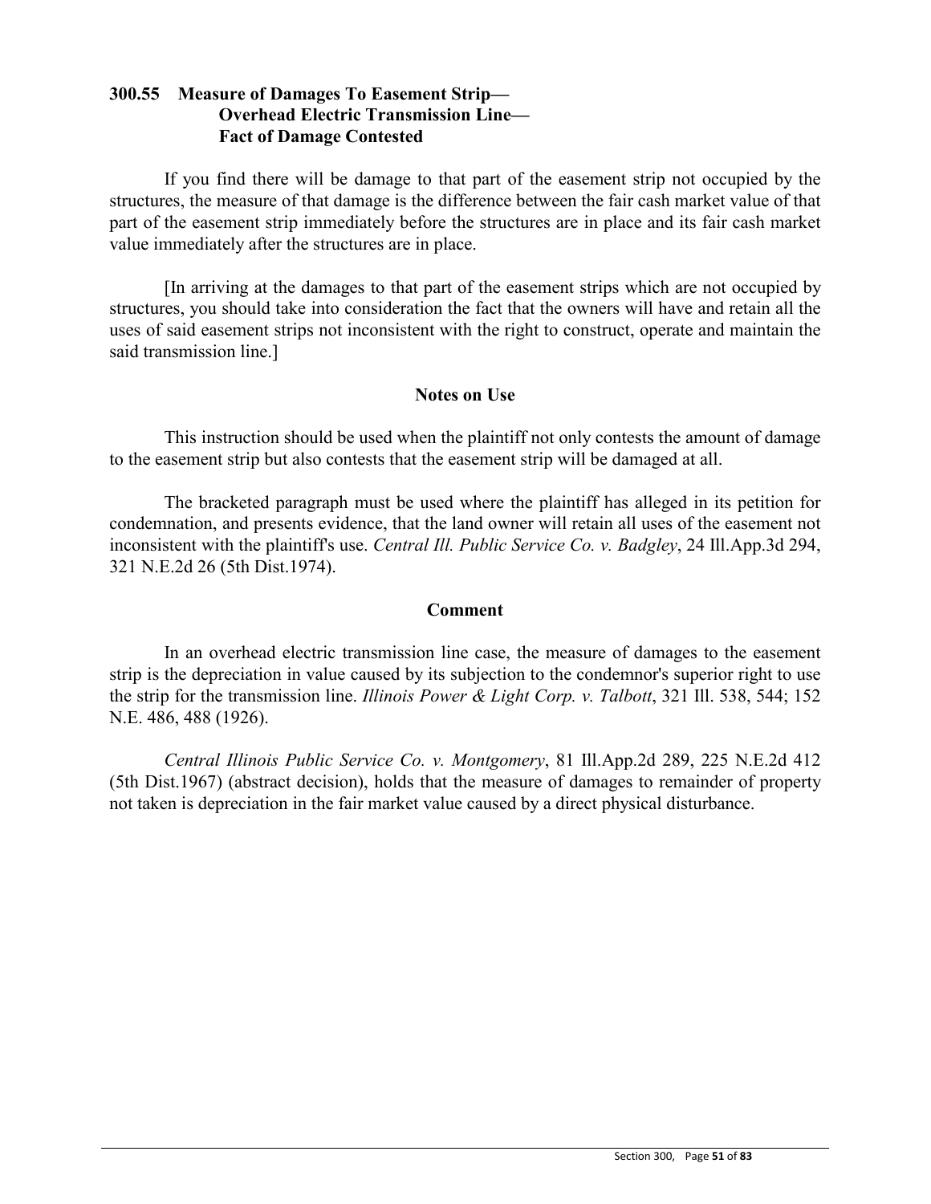### 300.55 Measure of Damages To Easement Strip— Overhead Electric Transmission Line— Fact of Damage Contested

If you find there will be damage to that part of the easement strip not occupied by the structures, the measure of that damage is the difference between the fair cash market value of that part of the easement strip immediately before the structures are in place and its fair cash market value immediately after the structures are in place.

[In arriving at the damages to that part of the easement strips which are not occupied by structures, you should take into consideration the fact that the owners will have and retain all the uses of said easement strips not inconsistent with the right to construct, operate and maintain the said transmission line.]

#### Notes on Use

This instruction should be used when the plaintiff not only contests the amount of damage to the easement strip but also contests that the easement strip will be damaged at all.

The bracketed paragraph must be used where the plaintiff has alleged in its petition for condemnation, and presents evidence, that the land owner will retain all uses of the easement not inconsistent with the plaintiff's use. *Central Ill. Public Service Co. v. Badgley*, 24 Ill.App.3d 294, 321 N.E.2d 26 (5th Dist.1974).

#### Comment

In an overhead electric transmission line case, the measure of damages to the easement strip is the depreciation in value caused by its subjection to the condemnor's superior right to use the strip for the transmission line. *Illinois Power & Light Corp. v. Talbott*, 321 Ill. 538, 544; 152 N.E. 486, 488 (1926).

*Central Illinois Public Service Co. v. Montgomery*, 81 Ill.App.2d 289, 225 N.E.2d 412 (5th Dist.1967) (abstract decision), holds that the measure of damages to remainder of property not taken is depreciation in the fair market value caused by a direct physical disturbance.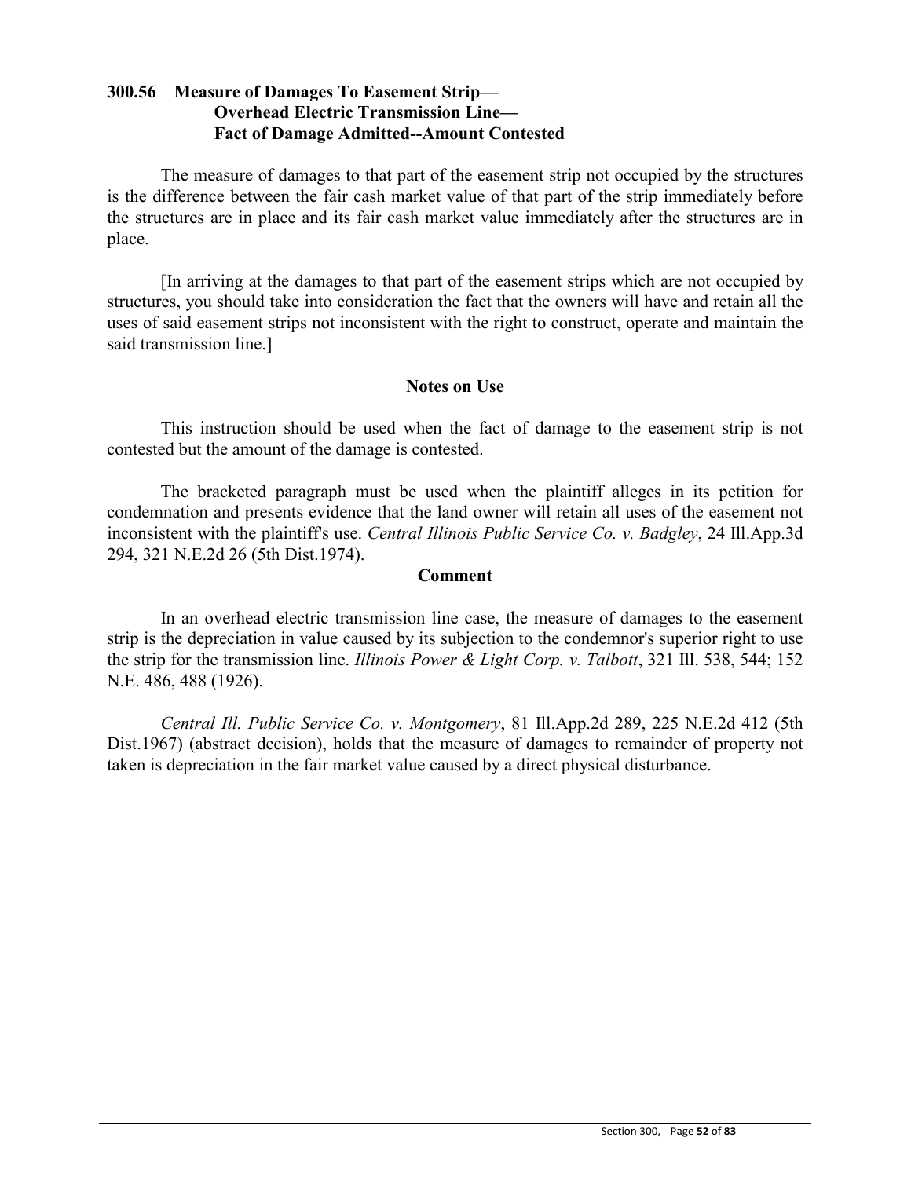## 300.56 Measure of Damages To Easement Strip— Overhead Electric Transmission Line— Fact of Damage Admitted--Amount Contested

The measure of damages to that part of the easement strip not occupied by the structures is the difference between the fair cash market value of that part of the strip immediately before the structures are in place and its fair cash market value immediately after the structures are in place.

[In arriving at the damages to that part of the easement strips which are not occupied by structures, you should take into consideration the fact that the owners will have and retain all the uses of said easement strips not inconsistent with the right to construct, operate and maintain the said transmission line.]

### Notes on Use

This instruction should be used when the fact of damage to the easement strip is not contested but the amount of the damage is contested.

The bracketed paragraph must be used when the plaintiff alleges in its petition for condemnation and presents evidence that the land owner will retain all uses of the easement not inconsistent with the plaintiff's use. *Central Illinois Public Service Co. v. Badgley*, 24 Ill.App.3d 294, 321 N.E.2d 26 (5th Dist.1974).

### Comment

In an overhead electric transmission line case, the measure of damages to the easement strip is the depreciation in value caused by its subjection to the condemnor's superior right to use the strip for the transmission line. *Illinois Power & Light Corp. v. Talbott*, 321 Ill. 538, 544; 152 N.E. 486, 488 (1926).

*Central Ill. Public Service Co. v. Montgomery*, 81 Ill.App.2d 289, 225 N.E.2d 412 (5th Dist.1967) (abstract decision), holds that the measure of damages to remainder of property not taken is depreciation in the fair market value caused by a direct physical disturbance.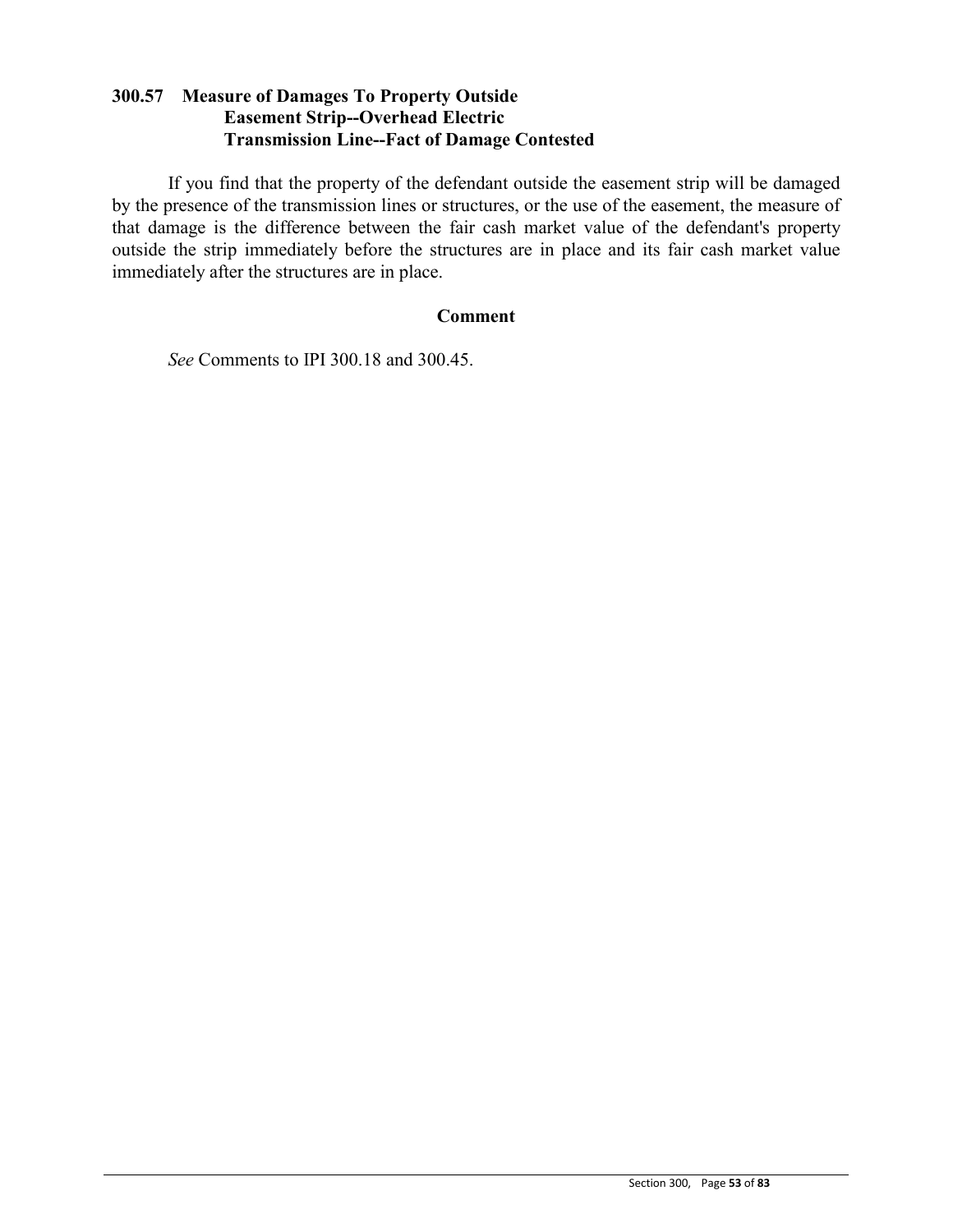### 300.57 Measure of Damages To Property Outside Easement Strip--Overhead Electric Transmission Line--Fact of Damage Contested

If you find that the property of the defendant outside the easement strip will be damaged by the presence of the transmission lines or structures, or the use of the easement, the measure of that damage is the difference between the fair cash market value of the defendant's property outside the strip immediately before the structures are in place and its fair cash market value immediately after the structures are in place.

#### Comment

*See* Comments to IPI 300.18 and 300.45.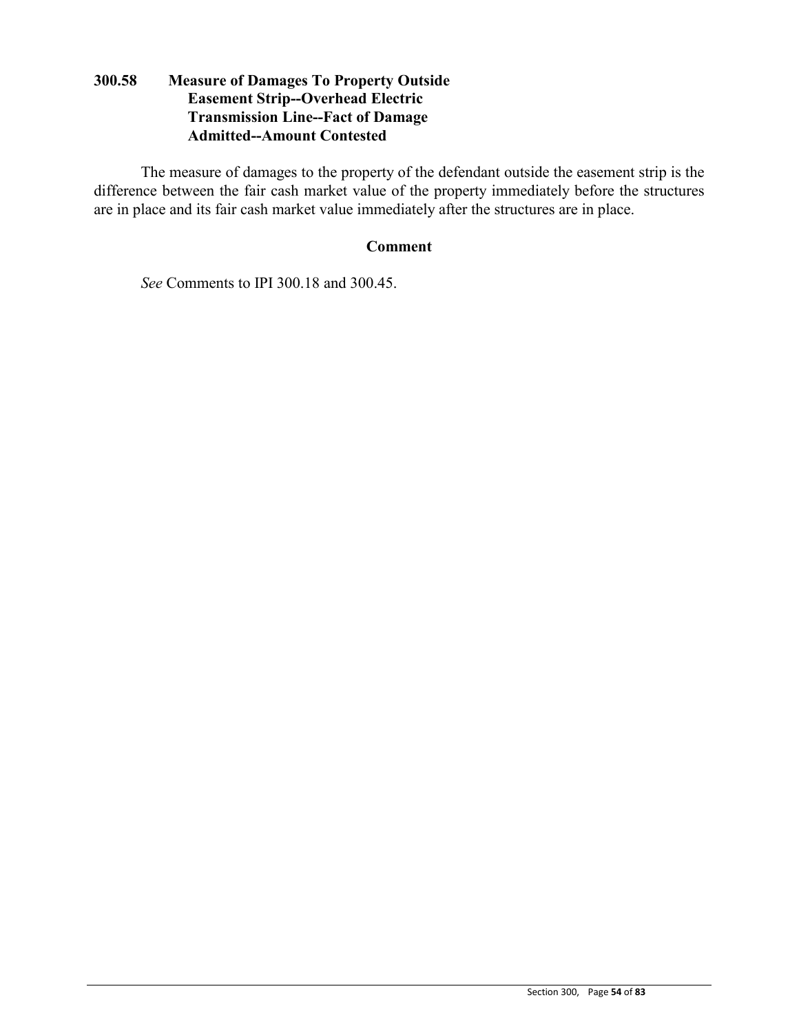### 300.58 Measure of Damages To Property Outside Easement Strip--Overhead Electric Transmission Line--Fact of Damage Admitted--Amount Contested

The measure of damages to the property of the defendant outside the easement strip is the difference between the fair cash market value of the property immediately before the structures are in place and its fair cash market value immediately after the structures are in place.

**Comment**

*See* Comments to IPI 300.18 and 300.45.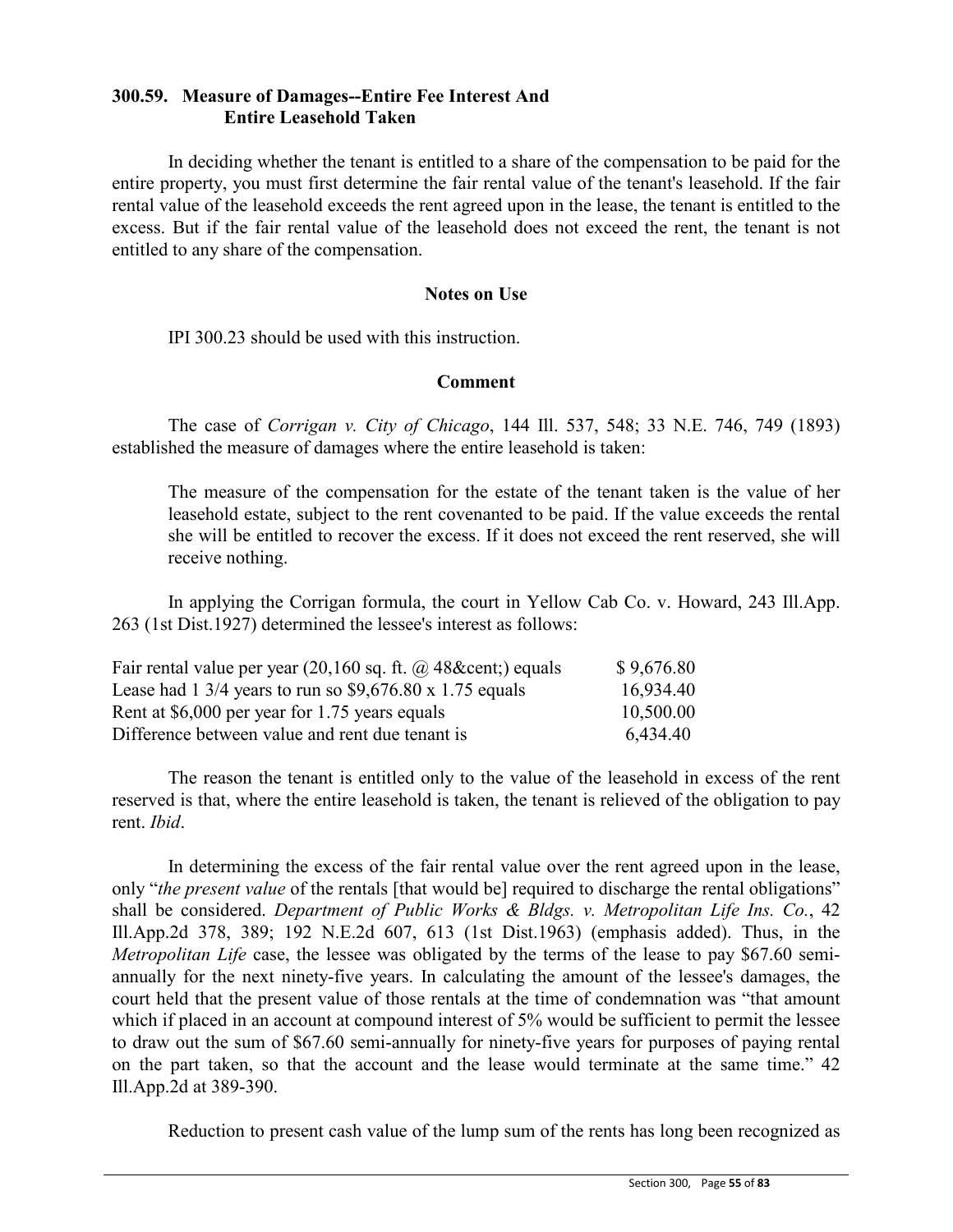### 300.59. Measure of Damages--Entire Fee Interest And Entire Leasehold Taken

In deciding whether the tenant is entitled to a share of the compensation to be paid for the entire property, you must first determine the fair rental value of the tenant's leasehold. If the fair rental value of the leasehold exceeds the rent agreed upon in the lease, the tenant is entitled to the excess. But if the fair rental value of the leasehold does not exceed the rent, the tenant is not entitled to any share of the compensation.

**Notes on Use**

IPI 300.23 should be used with this instruction.

**Comment**

The case of *Corrigan v. City of Chicago*, 144 Ill. 537, 548; 33 N.E. 746, 749 (1893) established the measure of damages where the entire leasehold is taken:

> The measure of the compensation for the estate of the tenant taken is the value of her leasehold estate, subject to the rent covenanted to be paid. If the value exceeds the rental she will be entitled to recover the excess. If it does not exceed the rent reserved, she will receive nothing.

In applying the Corrigan formula, the court in Yellow Cab Co. v. Howard, 243 Ill.App. 263 (1st Dist.1927) determined the lessee's interest as follows:

| | |
|---|---|
| Fair rental value per year (20,160 sq. ft. @ 48&cent;) equals | $ 9,676.80 |
| Lease had 1 3/4 years to run so $9,676.80 x 1.75 equals | 16,934.40 |
| Rent at $6,000 per year for 1.75 years equals | 10,500.00 |
| Difference between value and rent due tenant is | 6,434.40 |

The reason the tenant is entitled only to the value of the leasehold in excess of the rent reserved is that, where the entire leasehold is taken, the tenant is relieved of the obligation to pay rent. *Ibid*.

In determining the excess of the fair rental value over the rent agreed upon in the lease, only "*the present value* of the rentals [that would be] required to discharge the rental obligations" shall be considered. *Department of Public Works & Bldgs. v. Metropolitan Life Ins. Co.*, 42 Ill.App.2d 378, 389; 192 N.E.2d 607, 613 (1st Dist.1963) (emphasis added). Thus, in the *Metropolitan Life* case, the lessee was obligated by the terms of the lease to pay $67.60 semi-annually for the next ninety-five years. In calculating the amount of the lessee's damages, the court held that the present value of those rentals at the time of condemnation was "that amount which if placed in an account at compound interest of 5% would be sufficient to permit the lessee to draw out the sum of $67.60 semi-annually for ninety-five years for purposes of paying rental on the part taken, so that the account and the lease would terminate at the same time." 42 Ill.App.2d at 389-390.

Reduction to present cash value of the lump sum of the rents has long been recognized as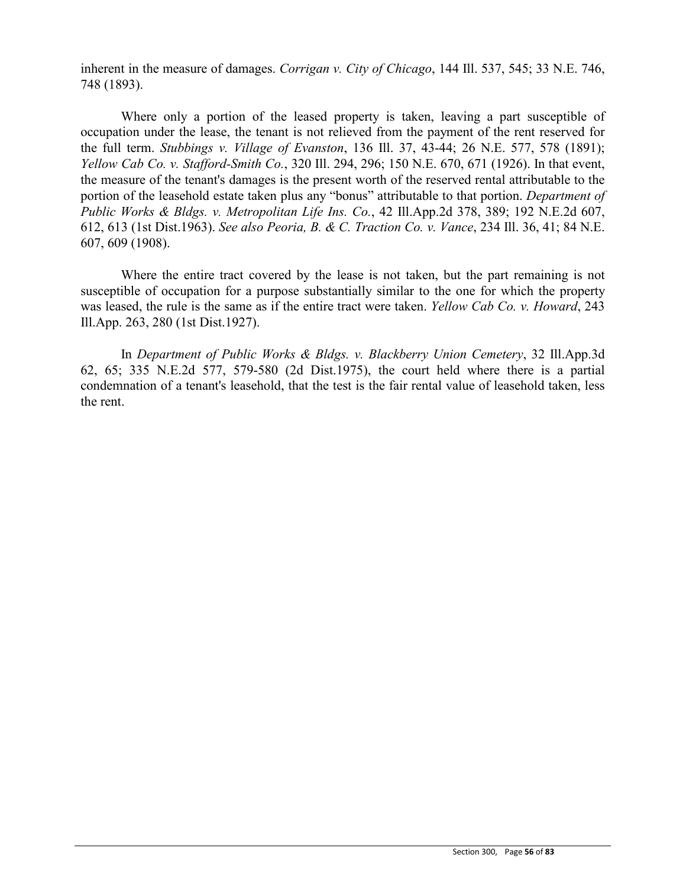inherent in the measure of damages. *Corrigan v. City of Chicago*, 144 Ill. 537, 545; 33 N.E. 746, 748 (1893).

Where only a portion of the leased property is taken, leaving a part susceptible of occupation under the lease, the tenant is not relieved from the payment of the rent reserved for the full term. *Stubbings v. Village of Evanston*, 136 Ill. 37, 43-44; 26 N.E. 577, 578 (1891); *Yellow Cab Co. v. Stafford-Smith Co.*, 320 Ill. 294, 296; 150 N.E. 670, 671 (1926). In that event, the measure of the tenant's damages is the present worth of the reserved rental attributable to the portion of the leasehold estate taken plus any "bonus" attributable to that portion. *Department of Public Works & Bldgs. v. Metropolitan Life Ins. Co.*, 42 Ill.App.2d 378, 389; 192 N.E.2d 607, 612, 613 (1st Dist.1963). *See also Peoria, B. & C. Traction Co. v. Vance*, 234 Ill. 36, 41; 84 N.E. 607, 609 (1908).

Where the entire tract covered by the lease is not taken, but the part remaining is not susceptible of occupation for a purpose substantially similar to the one for which the property was leased, the rule is the same as if the entire tract were taken. *Yellow Cab Co. v. Howard*, 243 Ill.App. 263, 280 (1st Dist.1927).

In *Department of Public Works & Bldgs. v. Blackberry Union Cemetery*, 32 Ill.App.3d 62, 65; 335 N.E.2d 577, 579-580 (2d Dist.1975), the court held where there is a partial condemnation of a tenant's leasehold, that the test is the fair rental value of leasehold taken, less the rent.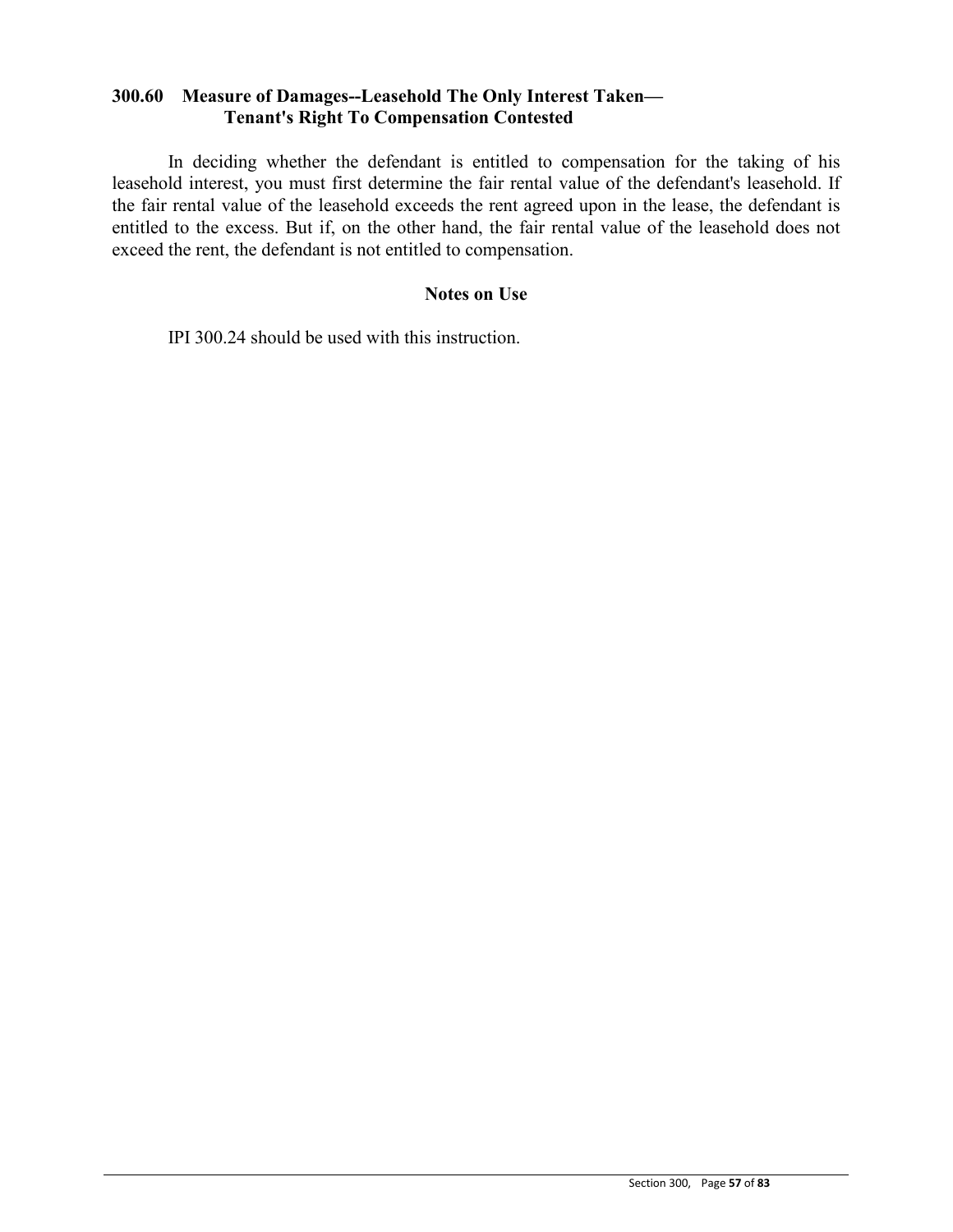### 300.60 Measure of Damages--Leasehold The Only Interest Taken—Tenant's Right To Compensation Contested

In deciding whether the defendant is entitled to compensation for the taking of his leasehold interest, you must first determine the fair rental value of the defendant's leasehold. If the fair rental value of the leasehold exceeds the rent agreed upon in the lease, the defendant is entitled to the excess. But if, on the other hand, the fair rental value of the leasehold does not exceed the rent, the defendant is not entitled to compensation.

#### Notes on Use

IPI 300.24 should be used with this instruction.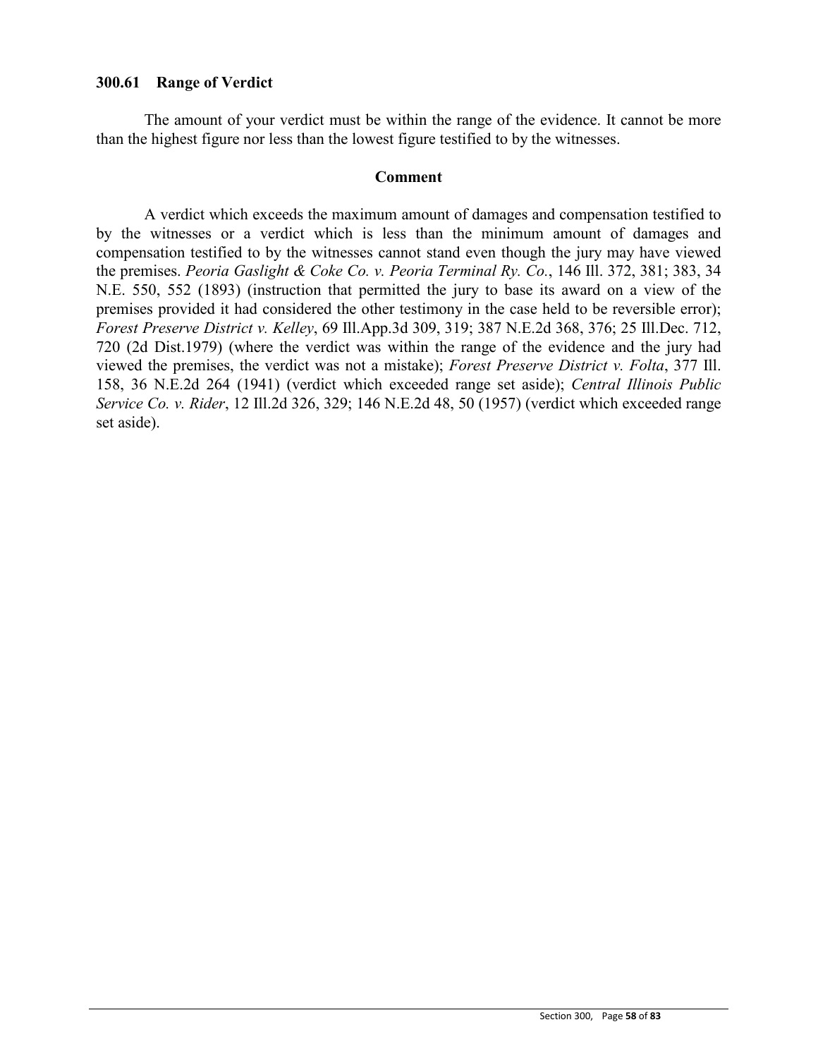### 300.61 Range of Verdict

The amount of your verdict must be within the range of the evidence. It cannot be more than the highest figure nor less than the lowest figure testified to by the witnesses.

#### Comment

A verdict which exceeds the maximum amount of damages and compensation testified to by the witnesses or a verdict which is less than the minimum amount of damages and compensation testified to by the witnesses cannot stand even though the jury may have viewed the premises. *Peoria Gaslight & Coke Co. v. Peoria Terminal Ry. Co.*, 146 Ill. 372, 381; 383, 34 N.E. 550, 552 (1893) (instruction that permitted the jury to base its award on a view of the premises provided it had considered the other testimony in the case held to be reversible error); *Forest Preserve District v. Kelley*, 69 Ill.App.3d 309, 319; 387 N.E.2d 368, 376; 25 Ill.Dec. 712, 720 (2d Dist.1979) (where the verdict was within the range of the evidence and the jury had viewed the premises, the verdict was not a mistake); *Forest Preserve District v. Folta*, 377 Ill. 158, 36 N.E.2d 264 (1941) (verdict which exceeded range set aside); *Central Illinois Public Service Co. v. Rider*, 12 Ill.2d 326, 329; 146 N.E.2d 48, 50 (1957) (verdict which exceeded range set aside).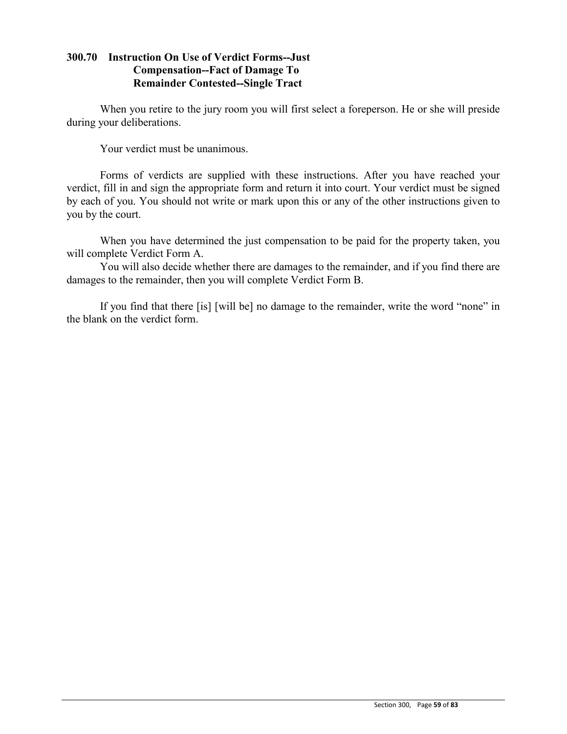### 300.70 Instruction On Use of Verdict Forms--Just Compensation--Fact of Damage To Remainder Contested--Single Tract

When you retire to the jury room you will first select a foreperson. He or she will preside during your deliberations.

Your verdict must be unanimous.

Forms of verdicts are supplied with these instructions. After you have reached your verdict, fill in and sign the appropriate form and return it into court. Your verdict must be signed by each of you. You should not write or mark upon this or any of the other instructions given to you by the court.

When you have determined the just compensation to be paid for the property taken, you will complete Verdict Form A.

You will also decide whether there are damages to the remainder, and if you find there are damages to the remainder, then you will complete Verdict Form B.

If you find that there [is] [will be] no damage to the remainder, write the word “none” in the blank on the verdict form.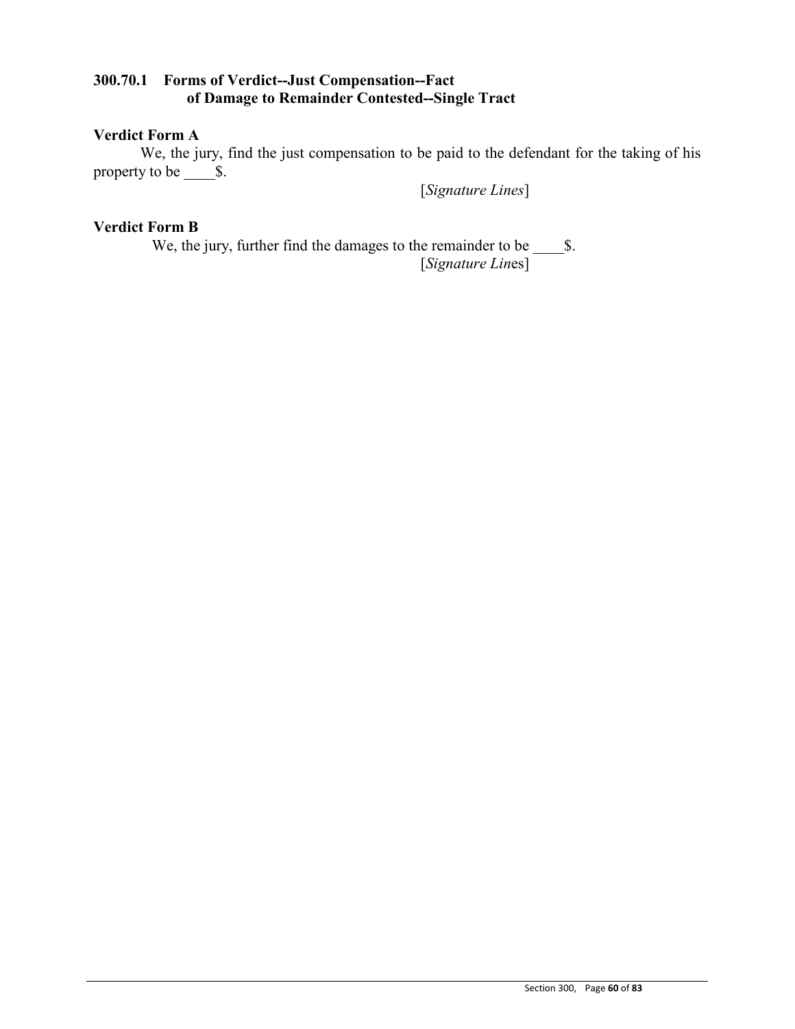### 300.70.1 Forms of Verdict--Just Compensation--Fact of Damage to Remainder Contested--Single Tract

**Verdict Form A**

We, the jury, find the just compensation to be paid to the defendant for the taking of his property to be ____$.

[*Signature Lines*]

**Verdict Form B**

We, the jury, further find the damages to the remainder to be ____$.

[*Signature Lines*]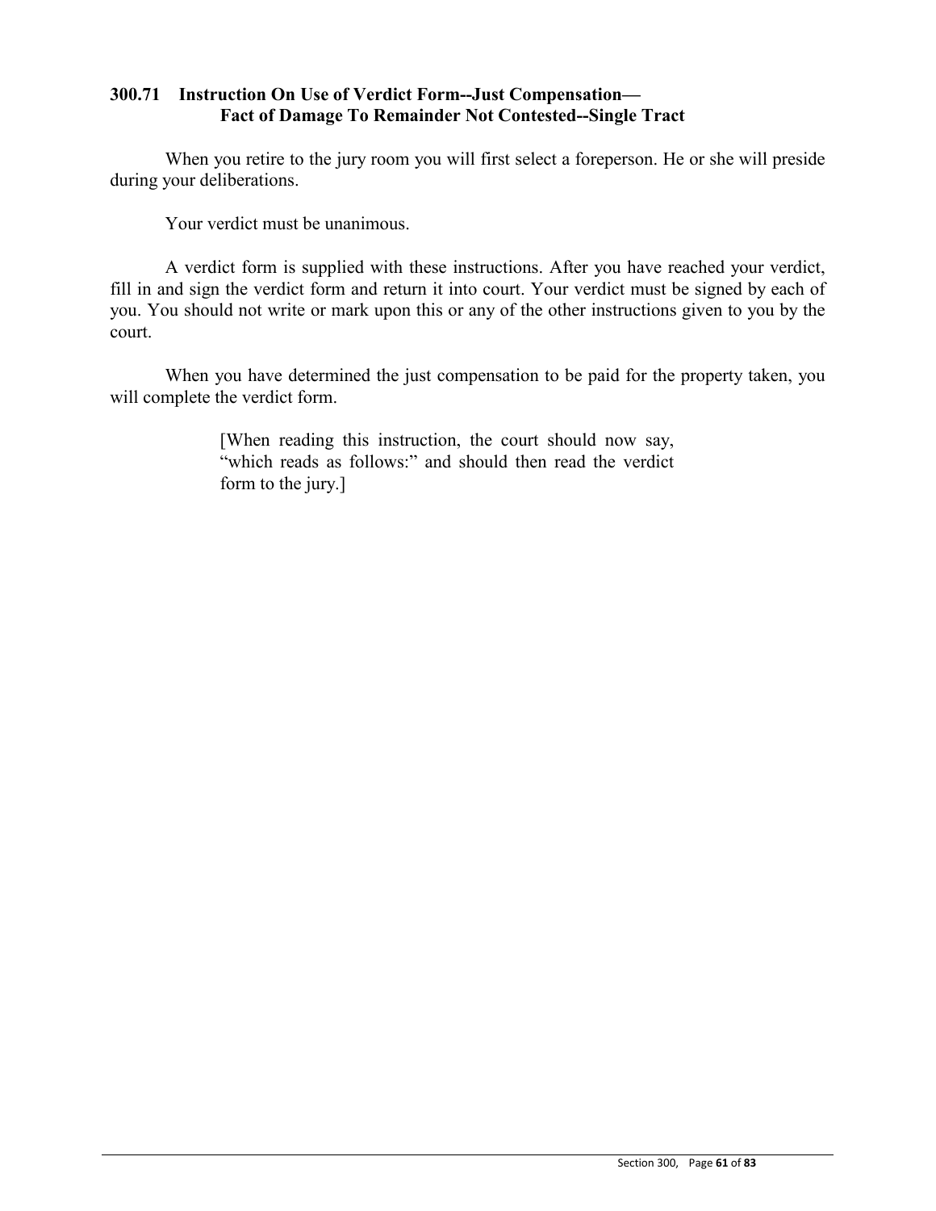### 300.71 Instruction On Use of Verdict Form--Just Compensation—Fact of Damage To Remainder Not Contested--Single Tract

When you retire to the jury room you will first select a foreperson. He or she will preside during your deliberations.

Your verdict must be unanimous.

A verdict form is supplied with these instructions. After you have reached your verdict, fill in and sign the verdict form and return it into court. Your verdict must be signed by each of you. You should not write or mark upon this or any of the other instructions given to you by the court.

When you have determined the just compensation to be paid for the property taken, you will complete the verdict form.

> [When reading this instruction, the court should now say, "which reads as follows:" and should then read the verdict form to the jury.]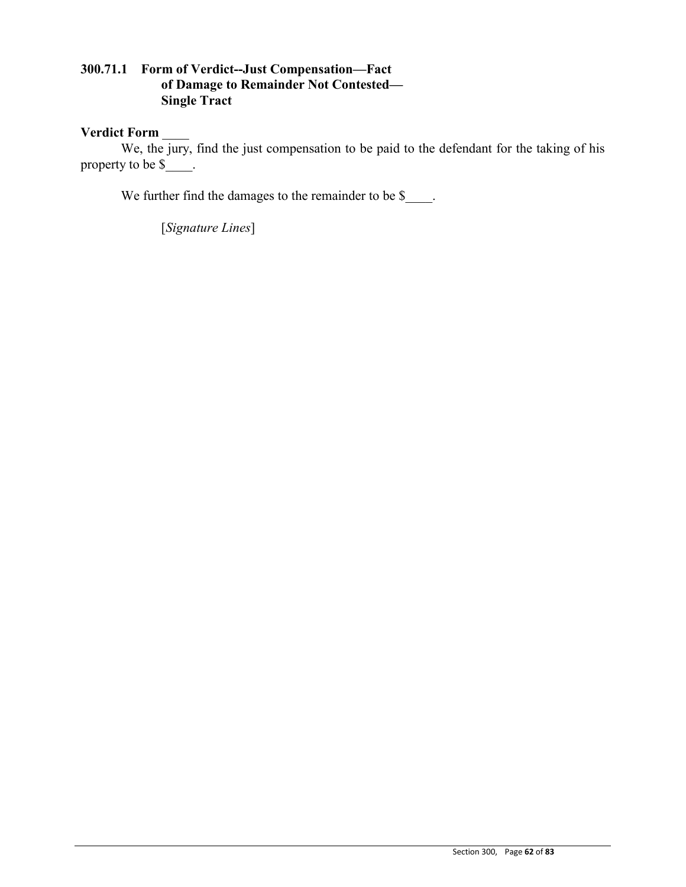### 300.71.1 Form of Verdict--Just Compensation—Fact of Damage to Remainder Not Contested—Single Tract

**Verdict Form** \_\_\_\_

We, the jury, find the just compensation to be paid to the defendant for the taking of his property to be $\_\_\_\_.

We further find the damages to the remainder to be $\_\_\_\_.

[*Signature Lines*]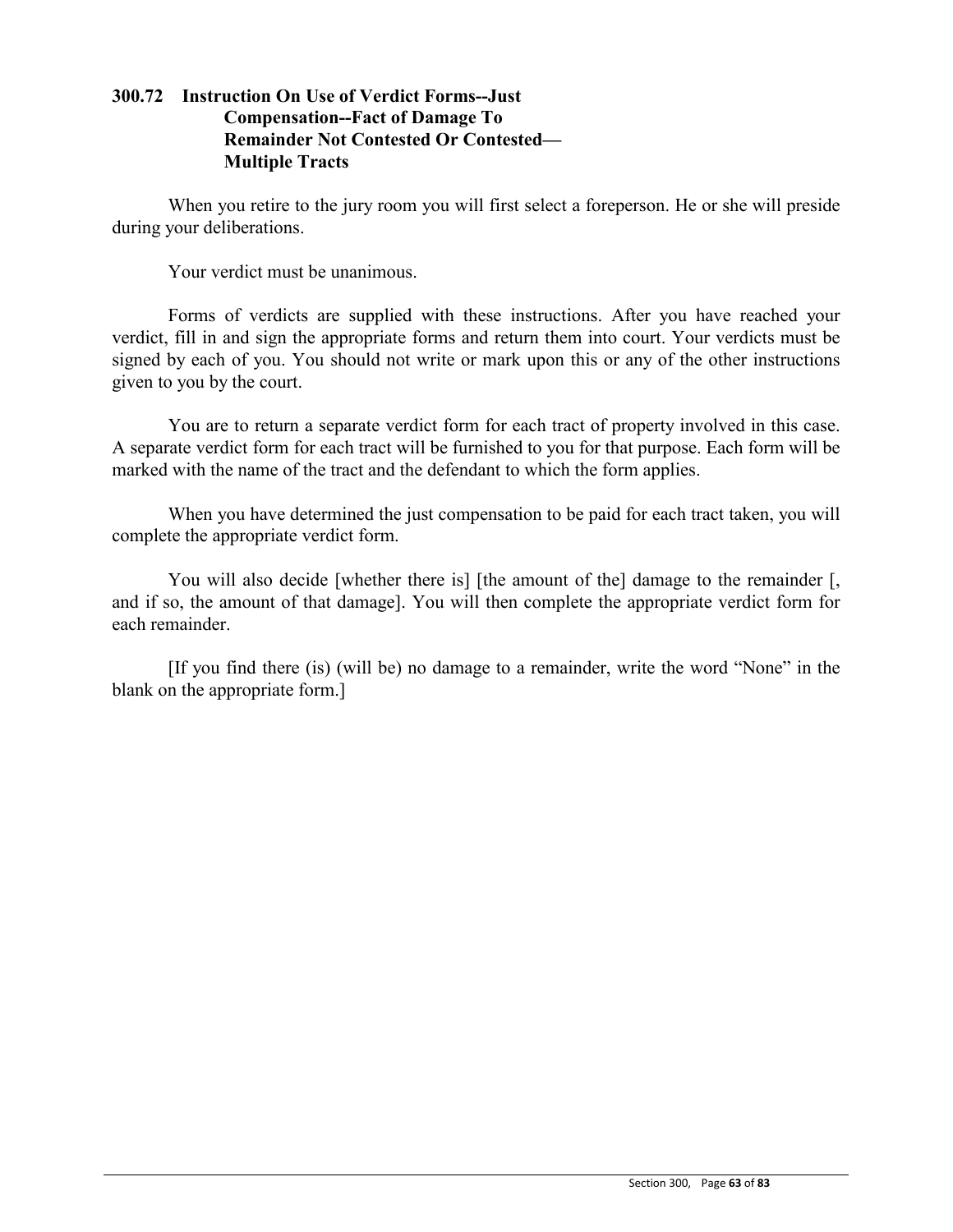### 300.72 Instruction On Use of Verdict Forms--Just Compensation--Fact of Damage To Remainder Not Contested Or Contested—Multiple Tracts

When you retire to the jury room you will first select a foreperson. He or she will preside during your deliberations.

Your verdict must be unanimous.

Forms of verdicts are supplied with these instructions. After you have reached your verdict, fill in and sign the appropriate forms and return them into court. Your verdicts must be signed by each of you. You should not write or mark upon this or any of the other instructions given to you by the court.

You are to return a separate verdict form for each tract of property involved in this case. A separate verdict form for each tract will be furnished to you for that purpose. Each form will be marked with the name of the tract and the defendant to which the form applies.

When you have determined the just compensation to be paid for each tract taken, you will complete the appropriate verdict form.

You will also decide [whether there is] [the amount of the] damage to the remainder [, and if so, the amount of that damage]. You will then complete the appropriate verdict form for each remainder.

[If you find there (is) (will be) no damage to a remainder, write the word "None" in the blank on the appropriate form.]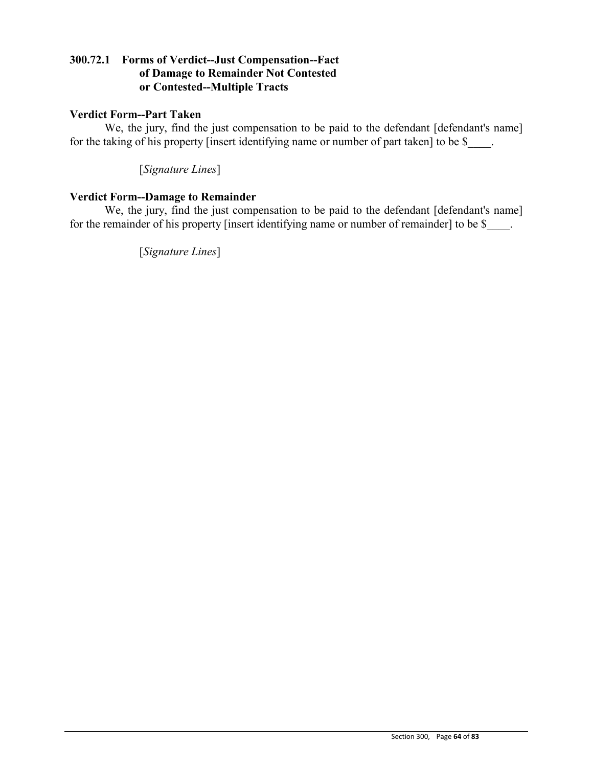## 300.72.1 Forms of Verdict--Just Compensation--Fact of Damage to Remainder Not Contested or Contested--Multiple Tracts

**Verdict Form--Part Taken**

We, the jury, find the just compensation to be paid to the defendant [defendant's name] for the taking of his property [insert identifying name or number of part taken] to be $____.

[*Signature Lines*]

**Verdict Form--Damage to Remainder**

We, the jury, find the just compensation to be paid to the defendant [defendant's name] for the remainder of his property [insert identifying name or number of remainder] to be $____.

[*Signature Lines*]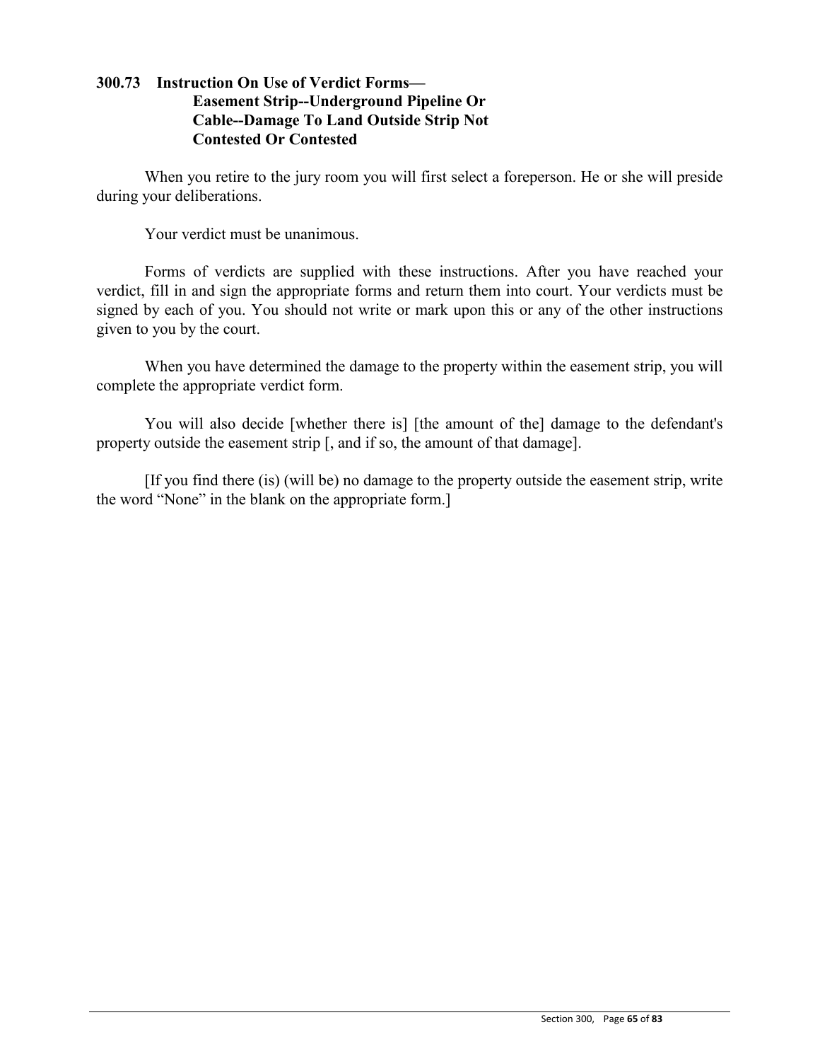### 300.73 Instruction On Use of Verdict Forms— Easement Strip--Underground Pipeline Or Cable--Damage To Land Outside Strip Not Contested Or Contested

When you retire to the jury room you will first select a foreperson. He or she will preside during your deliberations.

Your verdict must be unanimous.

Forms of verdicts are supplied with these instructions. After you have reached your verdict, fill in and sign the appropriate forms and return them into court. Your verdicts must be signed by each of you. You should not write or mark upon this or any of the other instructions given to you by the court.

When you have determined the damage to the property within the easement strip, you will complete the appropriate verdict form.

You will also decide [whether there is] [the amount of the] damage to the defendant's property outside the easement strip [, and if so, the amount of that damage].

[If you find there (is) (will be) no damage to the property outside the easement strip, write the word "None" in the blank on the appropriate form.]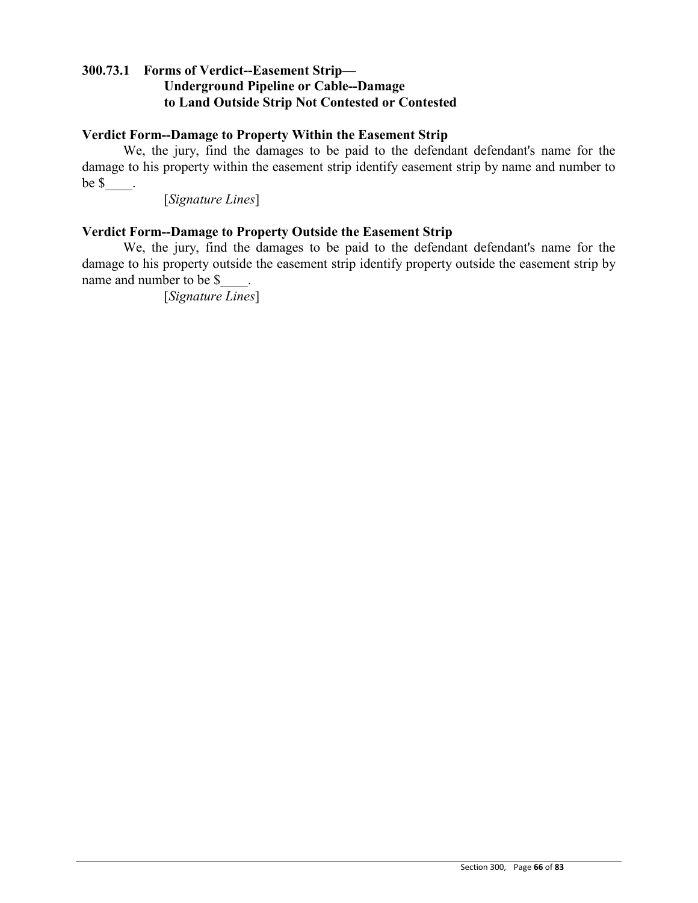### 300.73.1 Forms of Verdict--Easement Strip—Underground Pipeline or Cable--Damage to Land Outside Strip Not Contested or Contested

**Verdict Form--Damage to Property Within the Easement Strip**

We, the jury, find the damages to be paid to the defendant defendant's name for the damage to his property within the easement strip identify easement strip by name and number to be $____.

[*Signature Lines*]

**Verdict Form--Damage to Property Outside the Easement Strip**

We, the jury, find the damages to be paid to the defendant defendant's name for the damage to his property outside the easement strip identify property outside the easement strip by name and number to be $____.

[*Signature Lines*]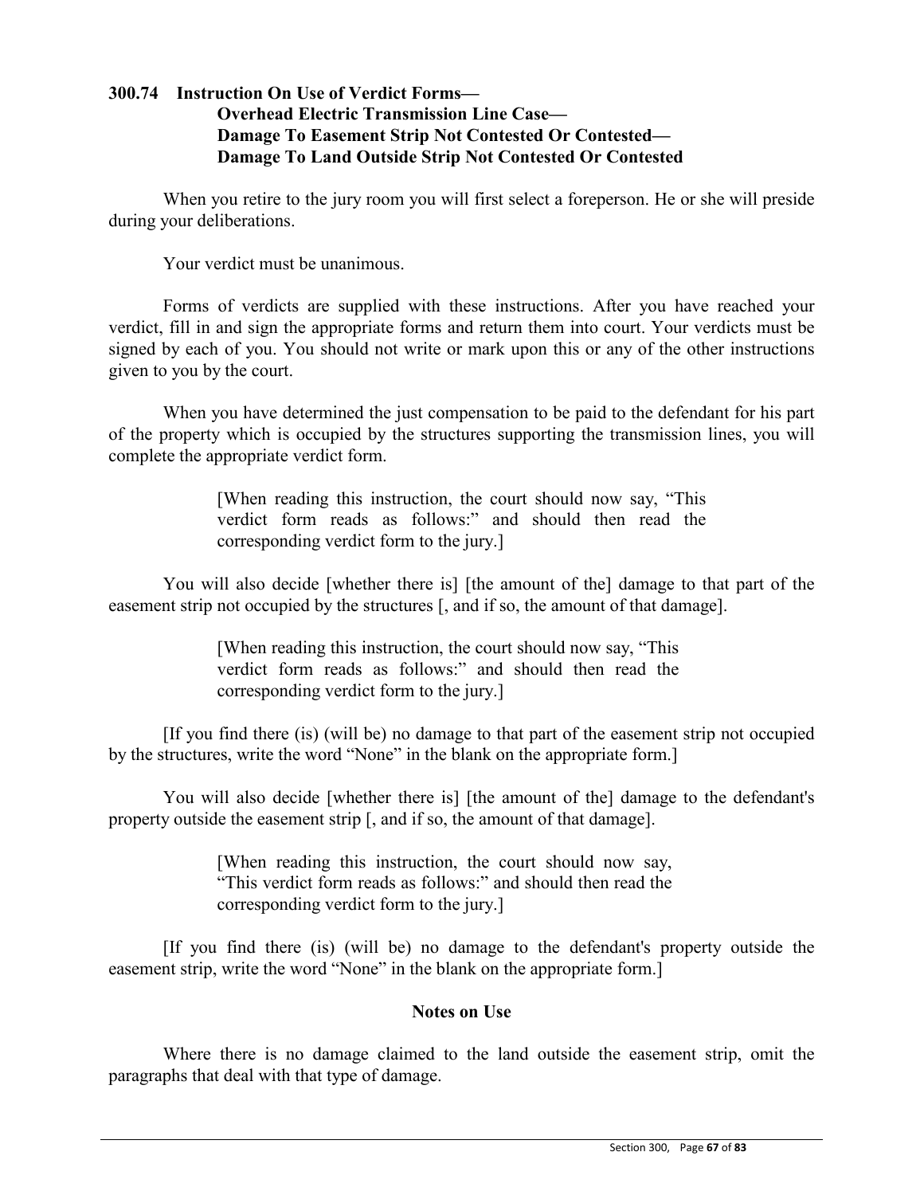### 300.74 Instruction On Use of Verdict Forms— Overhead Electric Transmission Line Case— Damage To Easement Strip Not Contested Or Contested— Damage To Land Outside Strip Not Contested Or Contested

When you retire to the jury room you will first select a foreperson. He or she will preside during your deliberations.

Your verdict must be unanimous.

Forms of verdicts are supplied with these instructions. After you have reached your verdict, fill in and sign the appropriate forms and return them into court. Your verdicts must be signed by each of you. You should not write or mark upon this or any of the other instructions given to you by the court.

When you have determined the just compensation to be paid to the defendant for his part of the property which is occupied by the structures supporting the transmission lines, you will complete the appropriate verdict form.

> [When reading this instruction, the court should now say, "This verdict form reads as follows:" and should then read the corresponding verdict form to the jury.]

You will also decide [whether there is] [the amount of the] damage to that part of the easement strip not occupied by the structures [, and if so, the amount of that damage].

> [When reading this instruction, the court should now say, "This verdict form reads as follows:" and should then read the corresponding verdict form to the jury.]

[If you find there (is) (will be) no damage to that part of the easement strip not occupied by the structures, write the word "None" in the blank on the appropriate form.]

You will also decide [whether there is] [the amount of the] damage to the defendant's property outside the easement strip [, and if so, the amount of that damage].

> [When reading this instruction, the court should now say, "This verdict form reads as follows:" and should then read the corresponding verdict form to the jury.]

[If you find there (is) (will be) no damage to the defendant's property outside the easement strip, write the word "None" in the blank on the appropriate form.]

#### Notes on Use

Where there is no damage claimed to the land outside the easement strip, omit the paragraphs that deal with that type of damage.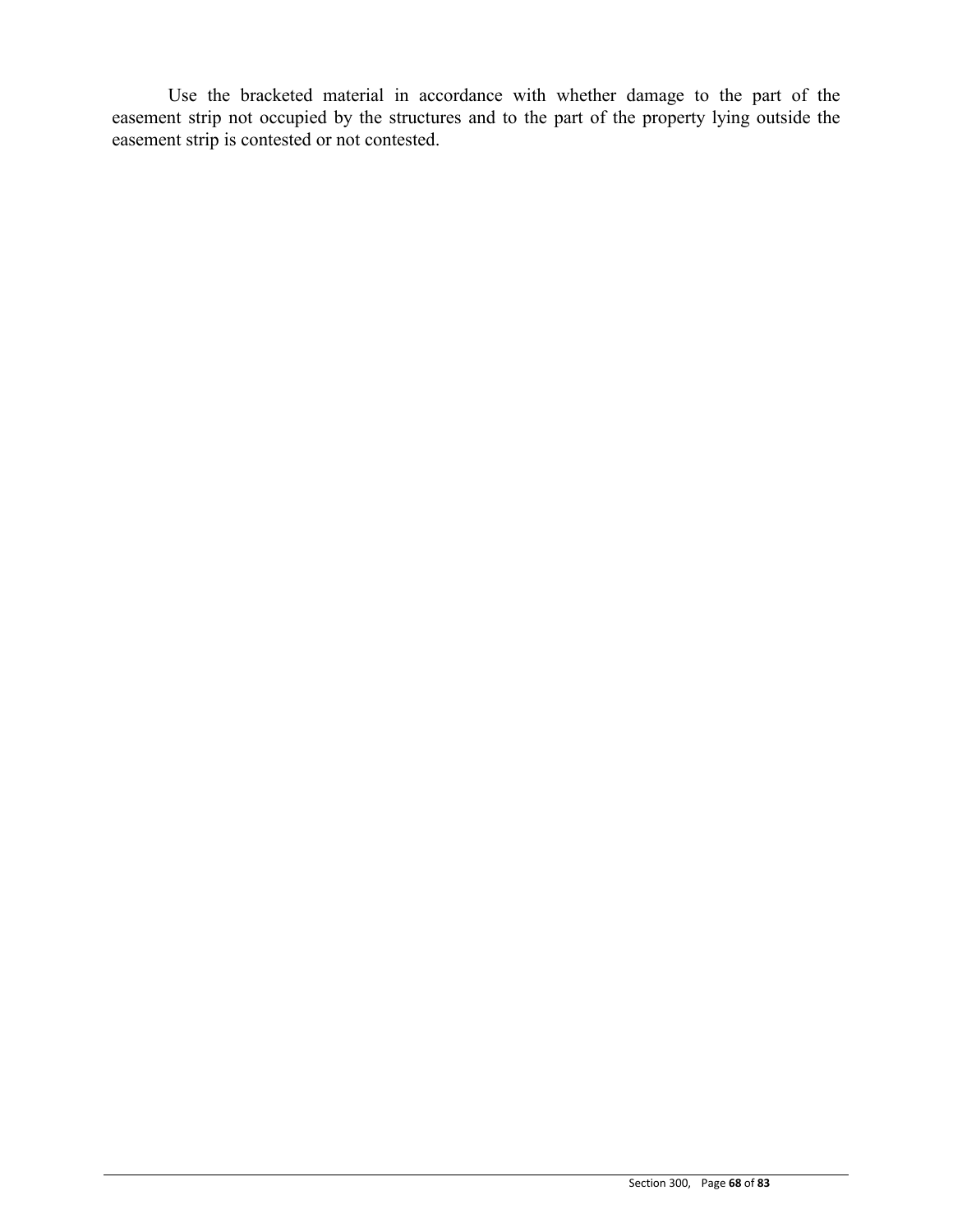Use the bracketed material in accordance with whether damage to the part of the easement strip not occupied by the structures and to the part of the property lying outside the easement strip is contested or not contested.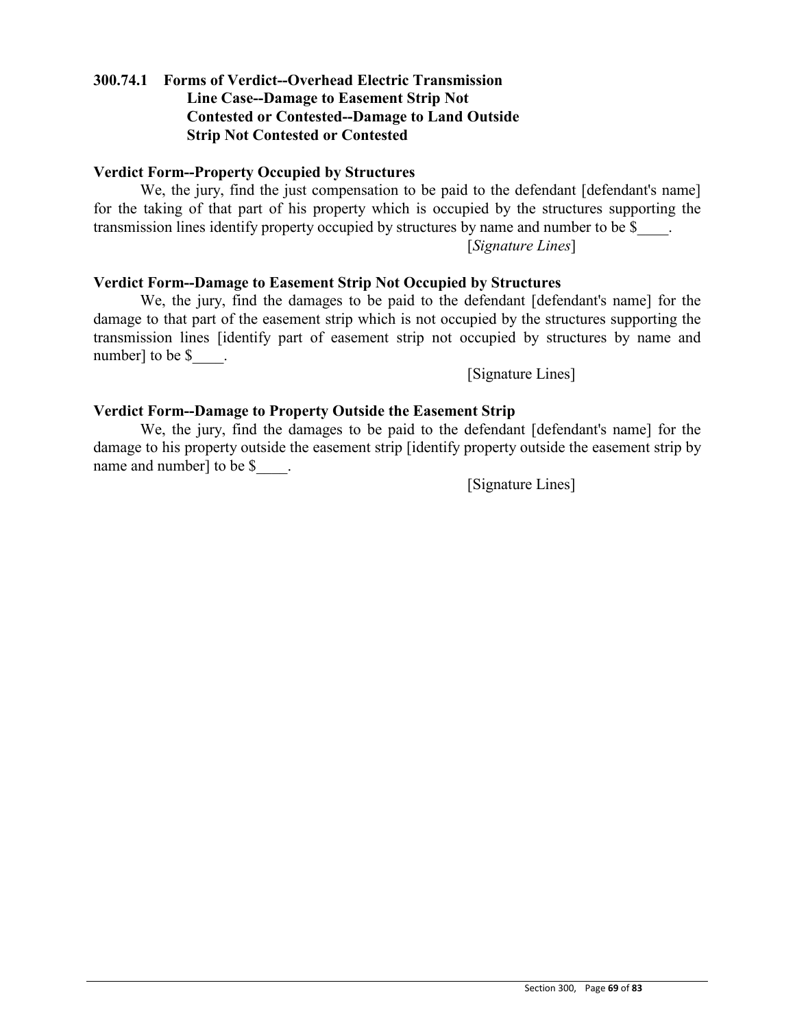## 300.74.1 Forms of Verdict--Overhead Electric Transmission Line Case--Damage to Easement Strip Not Contested or Contested--Damage to Land Outside Strip Not Contested or Contested

**Verdict Form--Property Occupied by Structures**

We, the jury, find the just compensation to be paid to the defendant [defendant's name] for the taking of that part of his property which is occupied by the structures supporting the transmission lines identify property occupied by structures by name and number to be $____.

[*Signature Lines*]

**Verdict Form--Damage to Easement Strip Not Occupied by Structures**

We, the jury, find the damages to be paid to the defendant [defendant's name] for the damage to that part of the easement strip which is not occupied by the structures supporting the transmission lines [identify part of easement strip not occupied by structures by name and number] to be $____.

[Signature Lines]

**Verdict Form--Damage to Property Outside the Easement Strip**

We, the jury, find the damages to be paid to the defendant [defendant's name] for the damage to his property outside the easement strip [identify property outside the easement strip by name and number] to be $____.

[Signature Lines]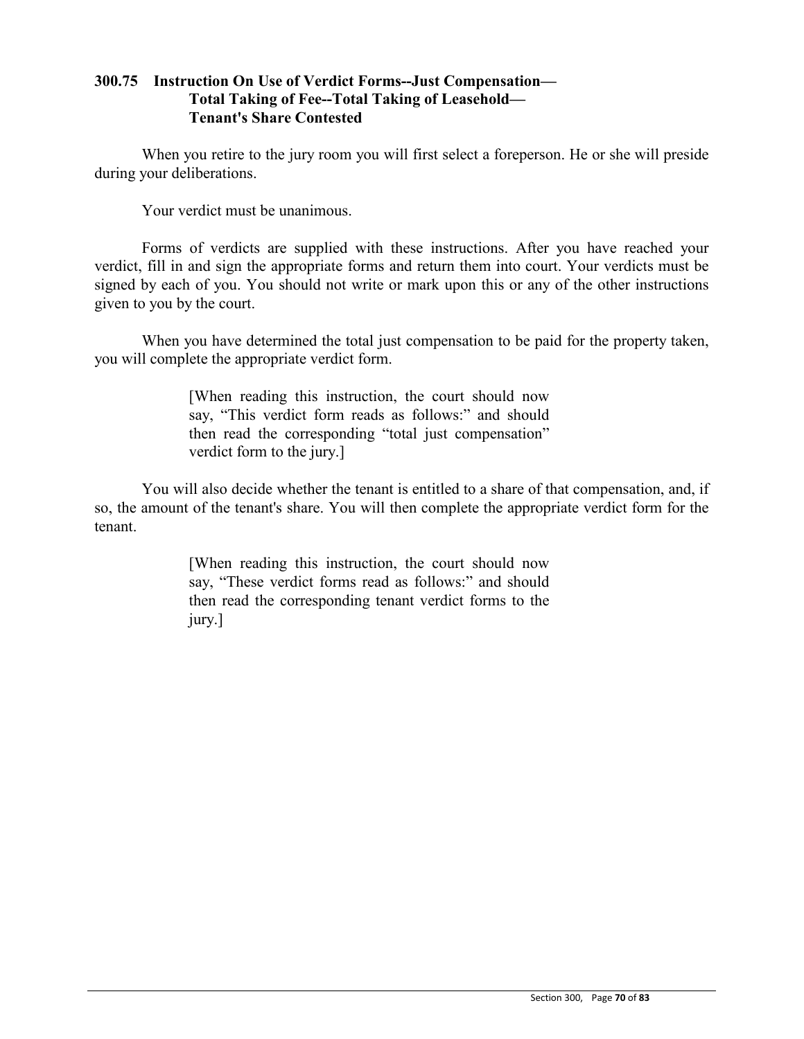### 300.75 Instruction On Use of Verdict Forms--Just Compensation—Total Taking of Fee--Total Taking of Leasehold—Tenant's Share Contested

When you retire to the jury room you will first select a foreperson. He or she will preside during your deliberations.

Your verdict must be unanimous.

Forms of verdicts are supplied with these instructions. After you have reached your verdict, fill in and sign the appropriate forms and return them into court. Your verdicts must be signed by each of you. You should not write or mark upon this or any of the other instructions given to you by the court.

When you have determined the total just compensation to be paid for the property taken, you will complete the appropriate verdict form.

> [When reading this instruction, the court should now say, "This verdict form reads as follows:" and should then read the corresponding "total just compensation" verdict form to the jury.]

You will also decide whether the tenant is entitled to a share of that compensation, and, if so, the amount of the tenant's share. You will then complete the appropriate verdict form for the tenant.

> [When reading this instruction, the court should now say, "These verdict forms read as follows:" and should then read the corresponding tenant verdict forms to the jury.]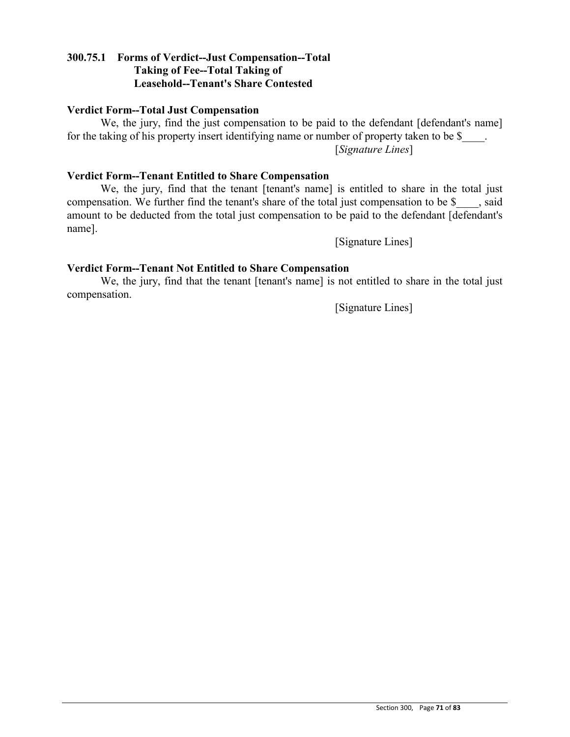### 300.75.1 Forms of Verdict--Just Compensation--Total Taking of Fee--Total Taking of Leasehold--Tenant's Share Contested

**Verdict Form--Total Just Compensation**

We, the jury, find the just compensation to be paid to the defendant [defendant's name] for the taking of his property insert identifying name or number of property taken to be $____.

[*Signature Lines*]

**Verdict Form--Tenant Entitled to Share Compensation**

We, the jury, find that the tenant [tenant's name] is entitled to share in the total just compensation. We further find the tenant's share of the total just compensation to be $____, said amount to be deducted from the total just compensation to be paid to the defendant [defendant's name].

[Signature Lines]

**Verdict Form--Tenant Not Entitled to Share Compensation**

We, the jury, find that the tenant [tenant's name] is not entitled to share in the total just compensation.

[Signature Lines]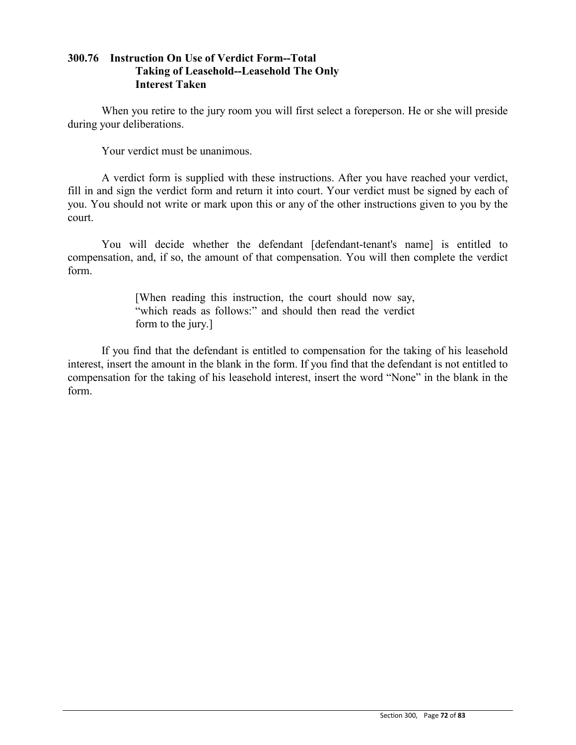**300.76 Instruction On Use of Verdict Form--Total Taking of Leasehold--Leasehold The Only Interest Taken**

When you retire to the jury room you will first select a foreperson. He or she will preside during your deliberations.

Your verdict must be unanimous.

A verdict form is supplied with these instructions. After you have reached your verdict, fill in and sign the verdict form and return it into court. Your verdict must be signed by each of you. You should not write or mark upon this or any of the other instructions given to you by the court.

You will decide whether the defendant [defendant-tenant's name] is entitled to compensation, and, if so, the amount of that compensation. You will then complete the verdict form.

> [When reading this instruction, the court should now say, "which reads as follows:" and should then read the verdict form to the jury.]

If you find that the defendant is entitled to compensation for the taking of his leasehold interest, insert the amount in the blank in the form. If you find that the defendant is not entitled to compensation for the taking of his leasehold interest, insert the word "None" in the blank in the form.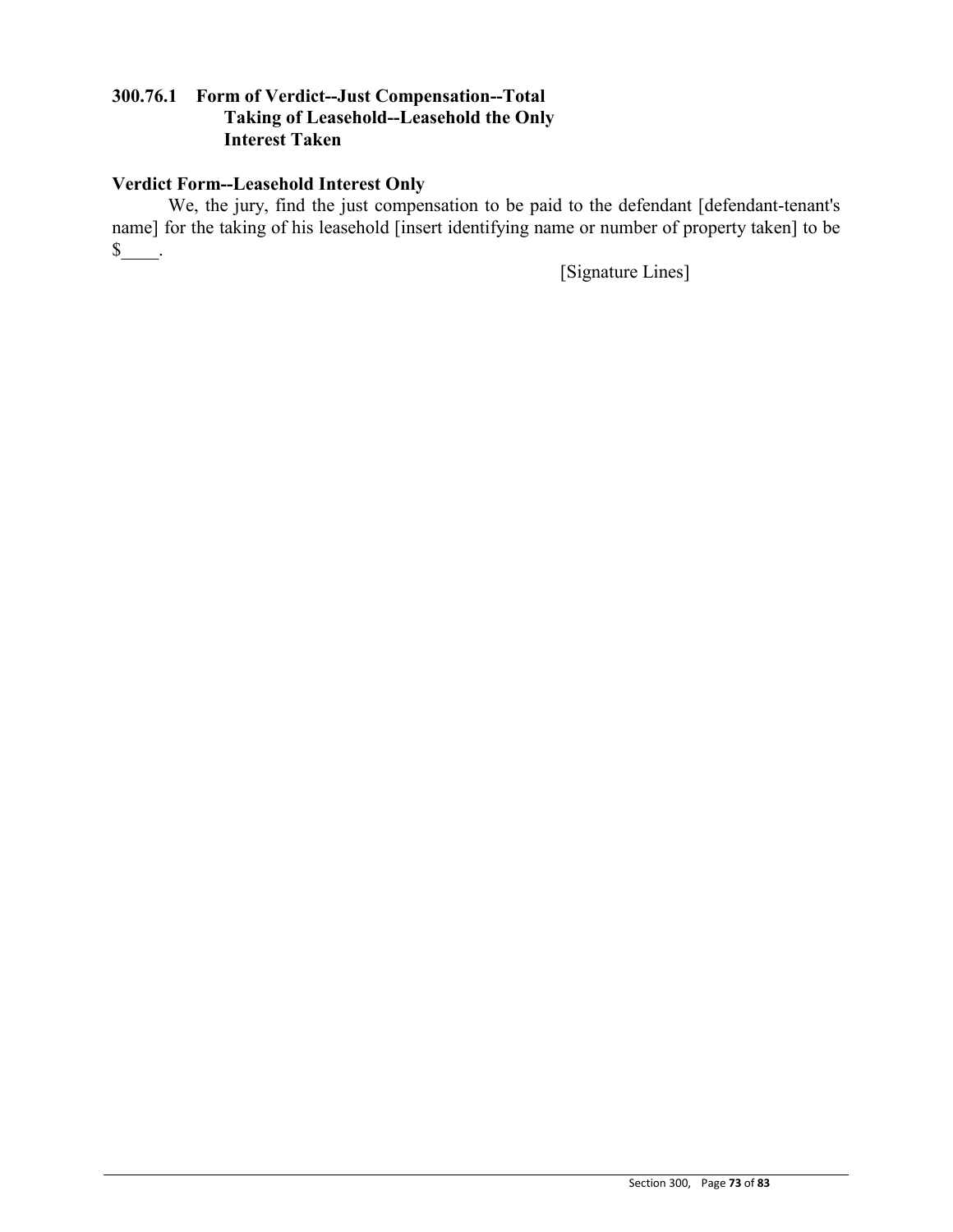## 300.76.1 Form of Verdict--Just Compensation--Total Taking of Leasehold--Leasehold the Only Interest Taken

**Verdict Form--Leasehold Interest Only**

We, the jury, find the just compensation to be paid to the defendant [defendant-tenant's name] for the taking of his leasehold [insert identifying name or number of property taken] to be $____.

[Signature Lines]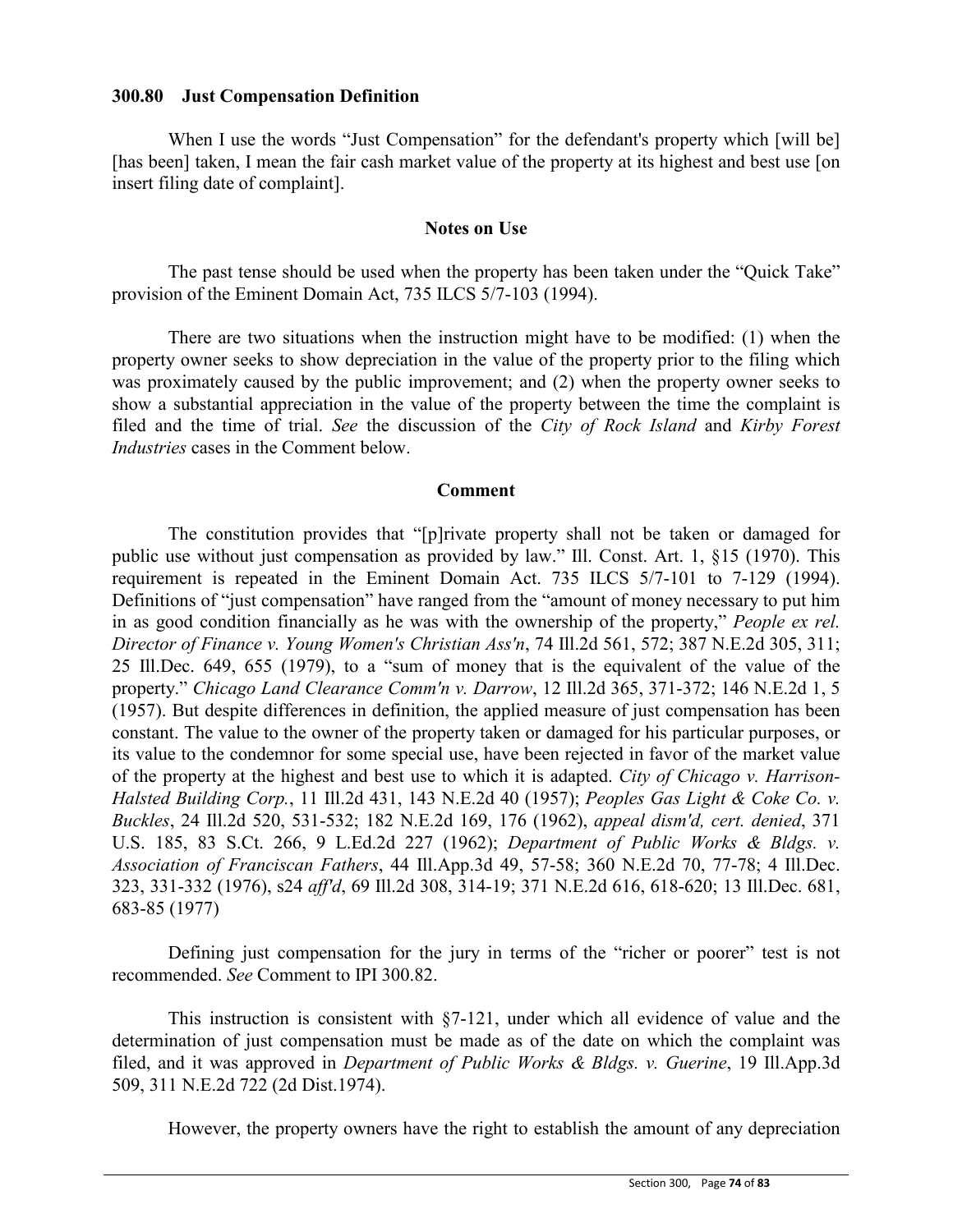**300.80 Just Compensation Definition**

When I use the words "Just Compensation" for the defendant's property which [will be] [has been] taken, I mean the fair cash market value of the property at its highest and best use [on insert filing date of complaint].

**Notes on Use**

The past tense should be used when the property has been taken under the "Quick Take" provision of the Eminent Domain Act, 735 ILCS 5/7-103 (1994).

There are two situations when the instruction might have to be modified: (1) when the property owner seeks to show depreciation in the value of the property prior to the filing which was proximately caused by the public improvement; and (2) when the property owner seeks to show a substantial appreciation in the value of the property between the time the complaint is filed and the time of trial. *See* the discussion of the *City of Rock Island* and *Kirby Forest Industries* cases in the Comment below.

**Comment**

The constitution provides that "[p]rivate property shall not be taken or damaged for public use without just compensation as provided by law." Ill. Const. Art. 1, §15 (1970). This requirement is repeated in the Eminent Domain Act. 735 ILCS 5/7-101 to 7-129 (1994). Definitions of "just compensation" have ranged from the "amount of money necessary to put him in as good condition financially as he was with the ownership of the property," *People ex rel. Director of Finance v. Young Women's Christian Ass'n*, 74 Ill.2d 561, 572; 387 N.E.2d 305, 311; 25 Ill.Dec. 649, 655 (1979), to a "sum of money that is the equivalent of the value of the property." *Chicago Land Clearance Comm'n v. Darrow*, 12 Ill.2d 365, 371-372; 146 N.E.2d 1, 5 (1957). But despite differences in definition, the applied measure of just compensation has been constant. The value to the owner of the property taken or damaged for his particular purposes, or its value to the condemnor for some special use, have been rejected in favor of the market value of the property at the highest and best use to which it is adapted. *City of Chicago v. Harrison-Halsted Building Corp.*, 11 Ill.2d 431, 143 N.E.2d 40 (1957); *Peoples Gas Light & Coke Co. v. Buckles*, 24 Ill.2d 520, 531-532; 182 N.E.2d 169, 176 (1962), *appeal dism'd, cert. denied*, 371 U.S. 185, 83 S.Ct. 266, 9 L.Ed.2d 227 (1962); *Department of Public Works & Bldgs. v. Association of Franciscan Fathers*, 44 Ill.App.3d 49, 57-58; 360 N.E.2d 70, 77-78; 4 Ill.Dec. 323, 331-332 (1976), s24 *aff'd*, 69 Ill.2d 308, 314-19; 371 N.E.2d 616, 618-620; 13 Ill.Dec. 681, 683-85 (1977)

Defining just compensation for the jury in terms of the "richer or poorer" test is not recommended. *See* Comment to IPI 300.82.

This instruction is consistent with §7-121, under which all evidence of value and the determination of just compensation must be made as of the date on which the complaint was filed, and it was approved in *Department of Public Works & Bldgs. v. Guerine*, 19 Ill.App.3d 509, 311 N.E.2d 722 (2d Dist.1974).

However, the property owners have the right to establish the amount of any depreciation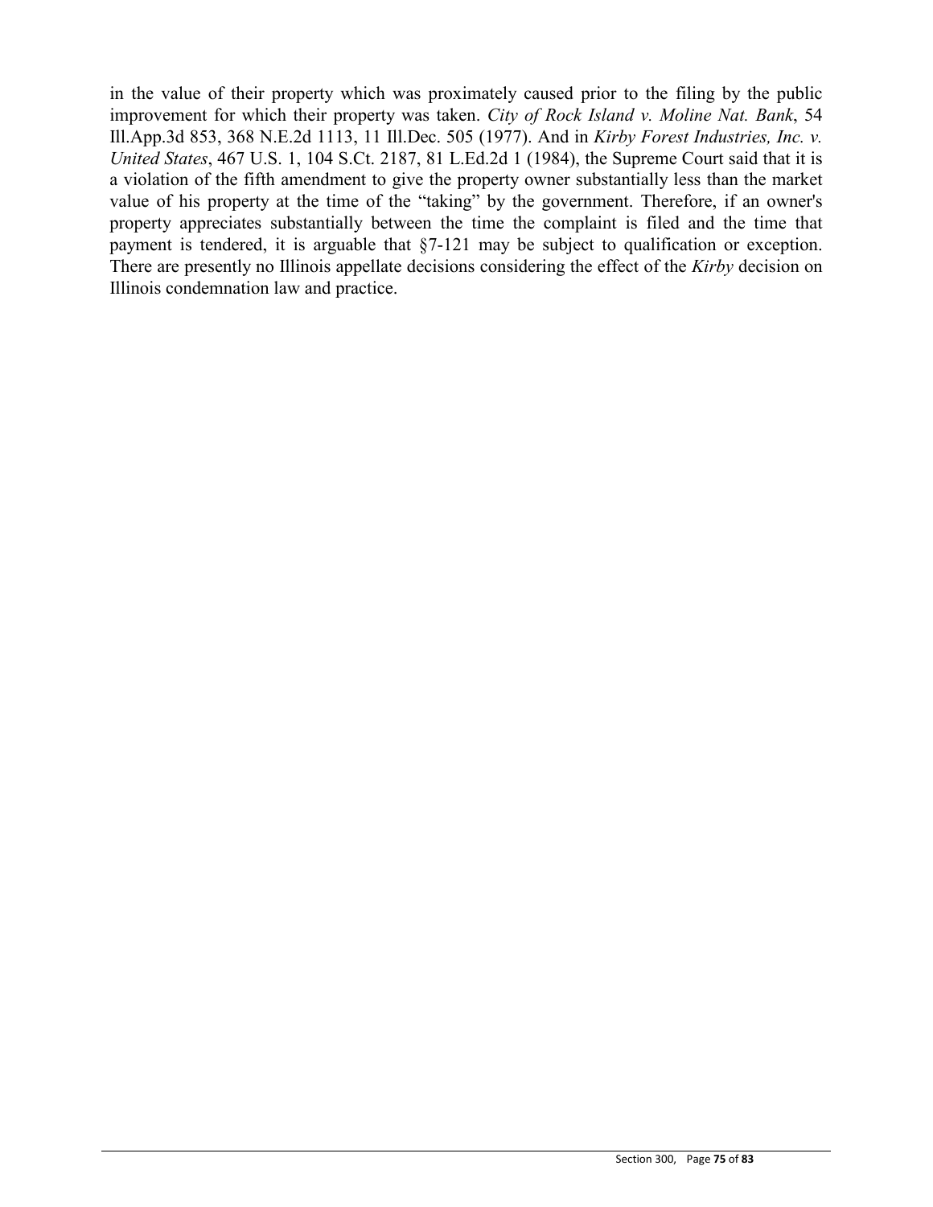in the value of their property which was proximately caused prior to the filing by the public improvement for which their property was taken. *City of Rock Island v. Moline Nat. Bank*, 54 Ill.App.3d 853, 368 N.E.2d 1113, 11 Ill.Dec. 505 (1977). And in *Kirby Forest Industries, Inc. v. United States*, 467 U.S. 1, 104 S.Ct. 2187, 81 L.Ed.2d 1 (1984), the Supreme Court said that it is a violation of the fifth amendment to give the property owner substantially less than the market value of his property at the time of the "taking" by the government. Therefore, if an owner's property appreciates substantially between the time the complaint is filed and the time that payment is tendered, it is arguable that §7-121 may be subject to qualification or exception. There are presently no Illinois appellate decisions considering the effect of the *Kirby* decision on Illinois condemnation law and practice.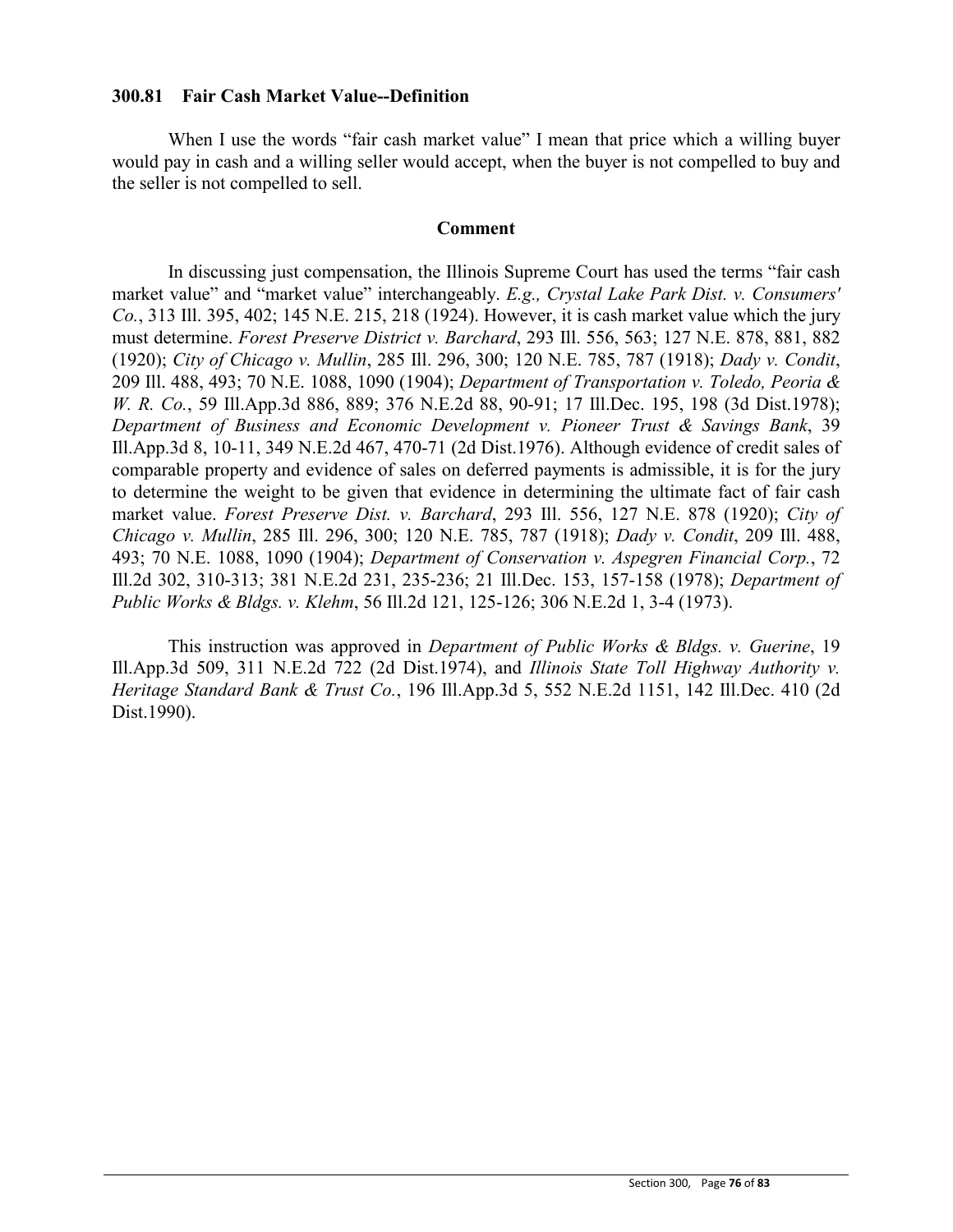### 300.81 Fair Cash Market Value--Definition

When I use the words "fair cash market value" I mean that price which a willing buyer would pay in cash and a willing seller would accept, when the buyer is not compelled to buy and the seller is not compelled to sell.

#### Comment

In discussing just compensation, the Illinois Supreme Court has used the terms "fair cash market value" and "market value" interchangeably. *E.g., Crystal Lake Park Dist. v. Consumers' Co.*, 313 Ill. 395, 402; 145 N.E. 215, 218 (1924). However, it is cash market value which the jury must determine. *Forest Preserve District v. Barchard*, 293 Ill. 556, 563; 127 N.E. 878, 881, 882 (1920); *City of Chicago v. Mullin*, 285 Ill. 296, 300; 120 N.E. 785, 787 (1918); *Dady v. Condit*, 209 Ill. 488, 493; 70 N.E. 1088, 1090 (1904); *Department of Transportation v. Toledo, Peoria & W. R. Co.*, 59 Ill.App.3d 886, 889; 376 N.E.2d 88, 90-91; 17 Ill.Dec. 195, 198 (3d Dist.1978); *Department of Business and Economic Development v. Pioneer Trust & Savings Bank*, 39 Ill.App.3d 8, 10-11, 349 N.E.2d 467, 470-71 (2d Dist.1976). Although evidence of credit sales of comparable property and evidence of sales on deferred payments is admissible, it is for the jury to determine the weight to be given that evidence in determining the ultimate fact of fair cash market value. *Forest Preserve Dist. v. Barchard*, 293 Ill. 556, 127 N.E. 878 (1920); *City of Chicago v. Mullin*, 285 Ill. 296, 300; 120 N.E. 785, 787 (1918); *Dady v. Condit*, 209 Ill. 488, 493; 70 N.E. 1088, 1090 (1904); *Department of Conservation v. Aspegren Financial Corp.*, 72 Ill.2d 302, 310-313; 381 N.E.2d 231, 235-236; 21 Ill.Dec. 153, 157-158 (1978); *Department of Public Works & Bldgs. v. Klehm*, 56 Ill.2d 121, 125-126; 306 N.E.2d 1, 3-4 (1973).

This instruction was approved in *Department of Public Works & Bldgs. v. Guerine*, 19 Ill.App.3d 509, 311 N.E.2d 722 (2d Dist.1974), and *Illinois State Toll Highway Authority v. Heritage Standard Bank & Trust Co.*, 196 Ill.App.3d 5, 552 N.E.2d 1151, 142 Ill.Dec. 410 (2d Dist.1990).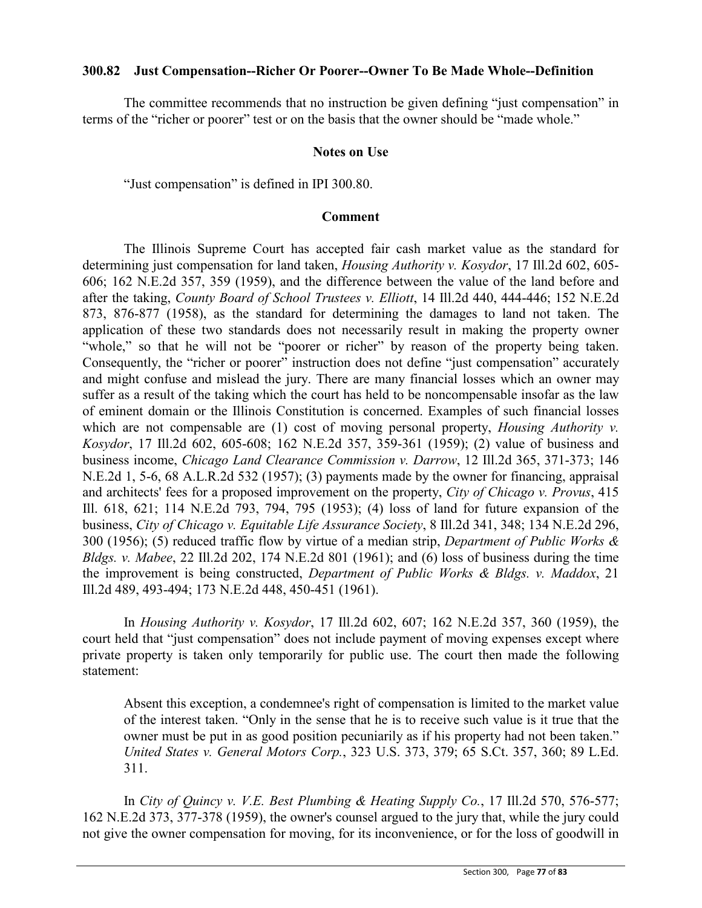### 300.82 Just Compensation--Richer Or Poorer--Owner To Be Made Whole--Definition

The committee recommends that no instruction be given defining "just compensation" in terms of the "richer or poorer" test or on the basis that the owner should be "made whole."

#### Notes on Use

"Just compensation" is defined in IPI 300.80.

#### Comment

The Illinois Supreme Court has accepted fair cash market value as the standard for determining just compensation for land taken, *Housing Authority v. Kosydor*, 17 Ill.2d 602, 605-606; 162 N.E.2d 357, 359 (1959), and the difference between the value of the land before and after the taking, *County Board of School Trustees v. Elliott*, 14 Ill.2d 440, 444-446; 152 N.E.2d 873, 876-877 (1958), as the standard for determining the damages to land not taken. The application of these two standards does not necessarily result in making the property owner "whole," so that he will not be "poorer or richer" by reason of the property being taken. Consequently, the "richer or poorer" instruction does not define "just compensation" accurately and might confuse and mislead the jury. There are many financial losses which an owner may suffer as a result of the taking which the court has held to be noncompensable insofar as the law of eminent domain or the Illinois Constitution is concerned. Examples of such financial losses which are not compensable are (1) cost of moving personal property, *Housing Authority v. Kosydor*, 17 Ill.2d 602, 605-608; 162 N.E.2d 357, 359-361 (1959); (2) value of business and business income, *Chicago Land Clearance Commission v. Darrow*, 12 Ill.2d 365, 371-373; 146 N.E.2d 1, 5-6, 68 A.L.R.2d 532 (1957); (3) payments made by the owner for financing, appraisal and architects' fees for a proposed improvement on the property, *City of Chicago v. Provus*, 415 Ill. 618, 621; 114 N.E.2d 793, 794, 795 (1953); (4) loss of land for future expansion of the business, *City of Chicago v. Equitable Life Assurance Society*, 8 Ill.2d 341, 348; 134 N.E.2d 296, 300 (1956); (5) reduced traffic flow by virtue of a median strip, *Department of Public Works & Bldgs. v. Mabee*, 22 Ill.2d 202, 174 N.E.2d 801 (1961); and (6) loss of business during the time the improvement is being constructed, *Department of Public Works & Bldgs. v. Maddox*, 21 Ill.2d 489, 493-494; 173 N.E.2d 448, 450-451 (1961).

In *Housing Authority v. Kosydor*, 17 Ill.2d 602, 607; 162 N.E.2d 357, 360 (1959), the court held that "just compensation" does not include payment of moving expenses except where private property is taken only temporarily for public use. The court then made the following statement:

> Absent this exception, a condemnee's right of compensation is limited to the market value of the interest taken. "Only in the sense that he is to receive such value is it true that the owner must be put in as good position pecuniarily as if his property had not been taken." *United States v. General Motors Corp.*, 323 U.S. 373, 379; 65 S.Ct. 357, 360; 89 L.Ed. 311.

In *City of Quincy v. V.E. Best Plumbing & Heating Supply Co.*, 17 Ill.2d 570, 576-577; 162 N.E.2d 373, 377-378 (1959), the owner's counsel argued to the jury that, while the jury could not give the owner compensation for moving, for its inconvenience, or for the loss of goodwill in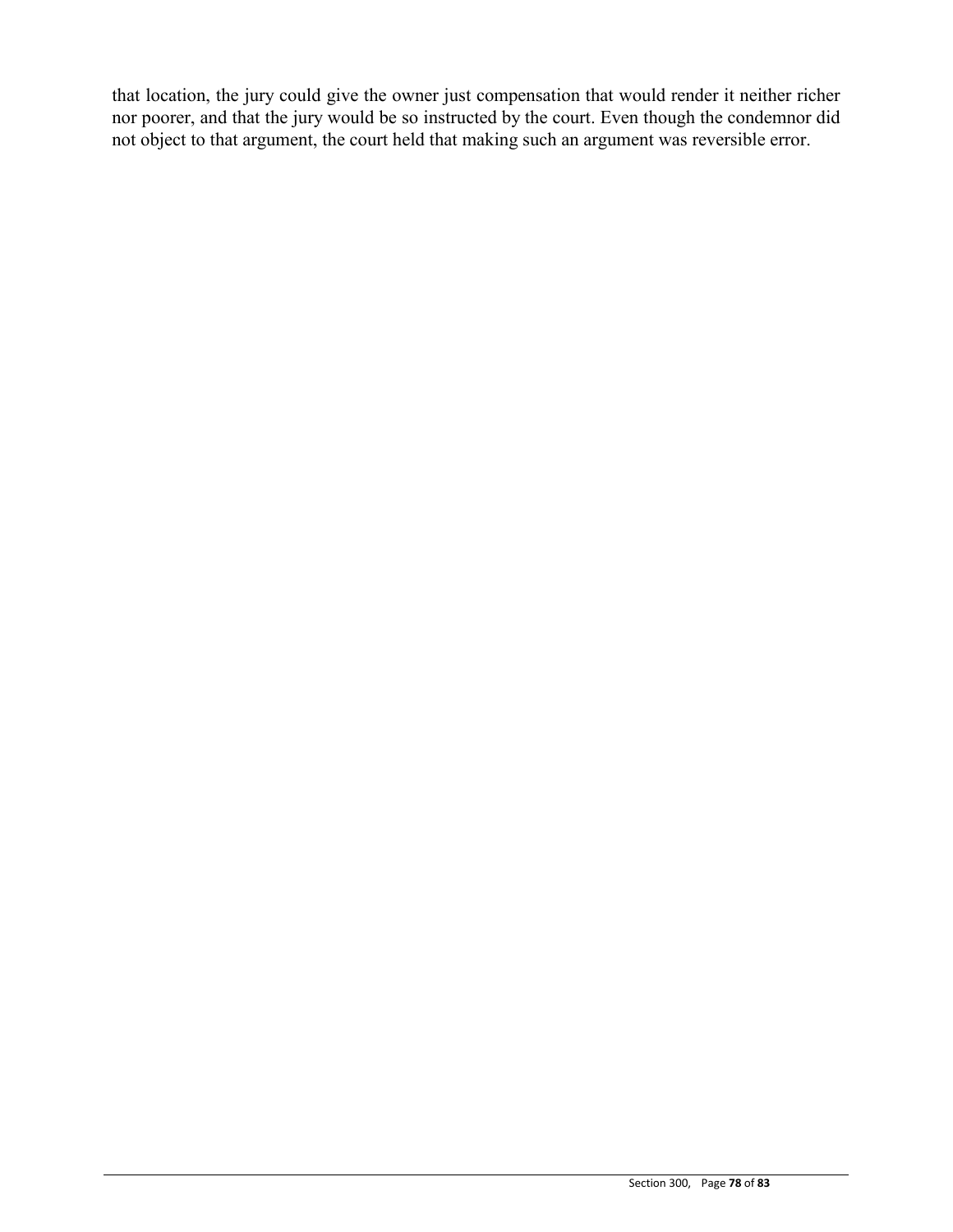that location, the jury could give the owner just compensation that would render it neither richer nor poorer, and that the jury would be so instructed by the court. Even though the condemnor did not object to that argument, the court held that making such an argument was reversible error.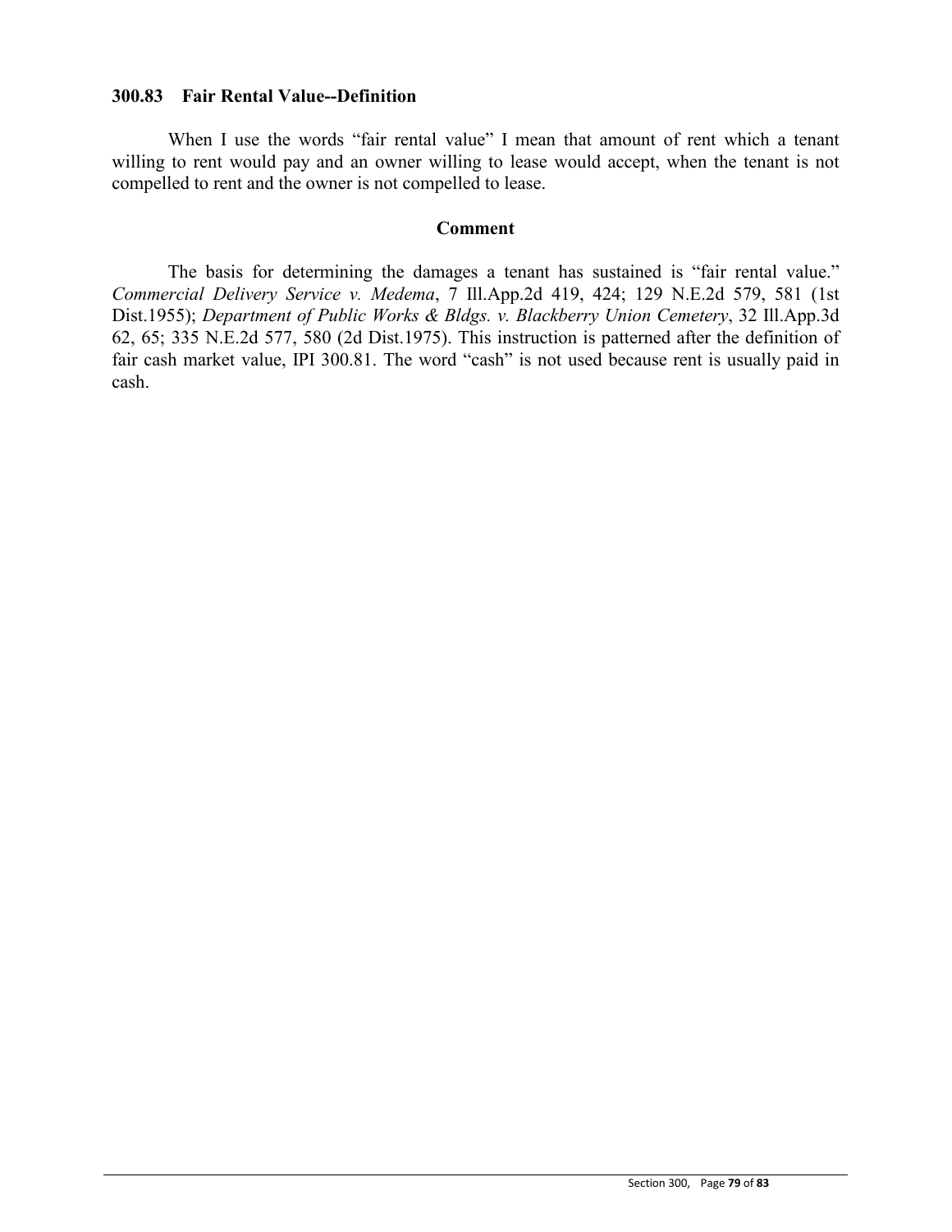### 300.83 Fair Rental Value--Definition

When I use the words "fair rental value" I mean that amount of rent which a tenant willing to rent would pay and an owner willing to lease would accept, when the tenant is not compelled to rent and the owner is not compelled to lease.

**Comment**

The basis for determining the damages a tenant has sustained is "fair rental value." *Commercial Delivery Service v. Medema*, 7 Ill.App.2d 419, 424; 129 N.E.2d 579, 581 (1st Dist.1955); *Department of Public Works & Bldgs. v. Blackberry Union Cemetery*, 32 Ill.App.3d 62, 65; 335 N.E.2d 577, 580 (2d Dist.1975). This instruction is patterned after the definition of fair cash market value, IPI 300.81. The word "cash" is not used because rent is usually paid in cash.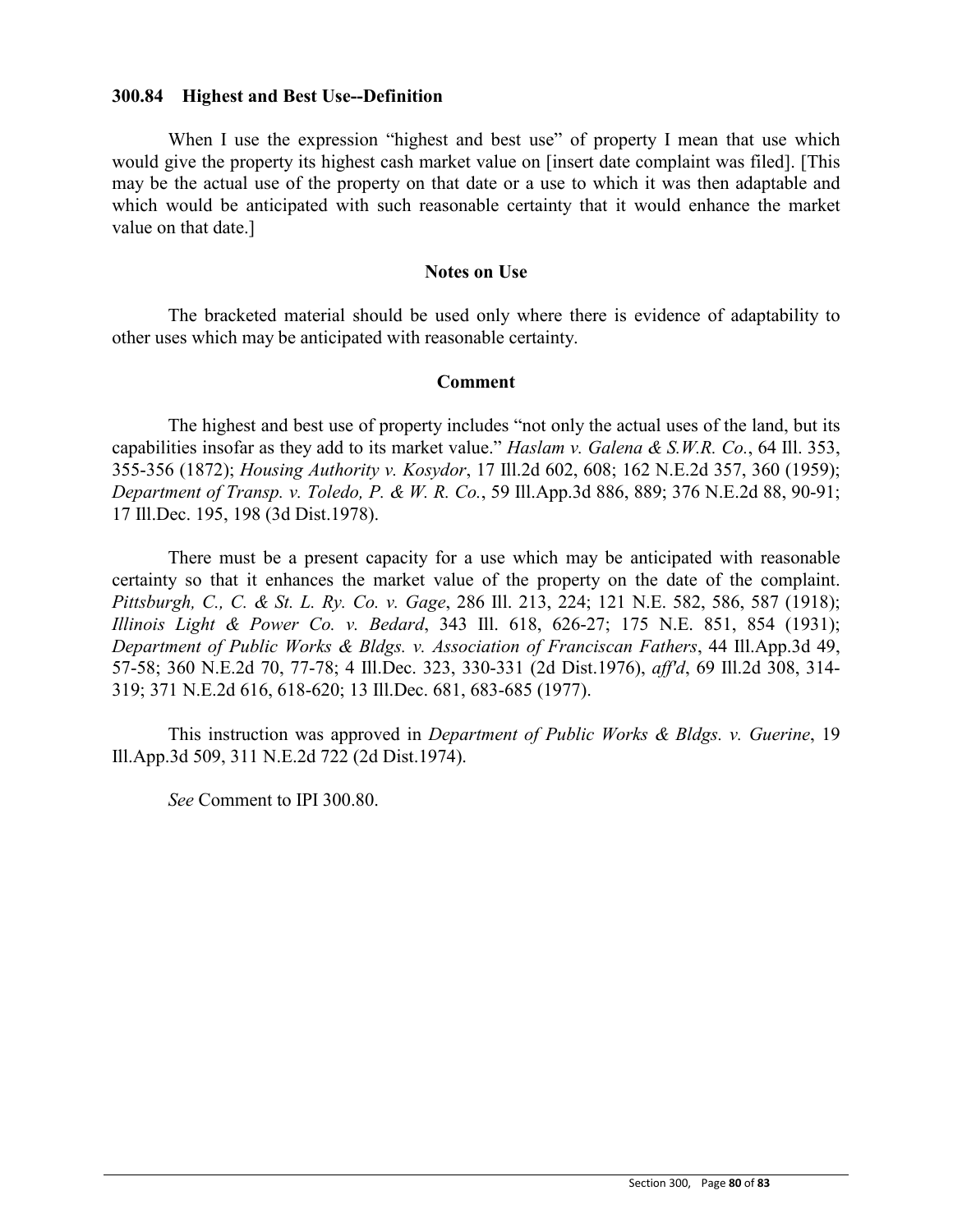### 300.84 Highest and Best Use--Definition

When I use the expression "highest and best use" of property I mean that use which would give the property its highest cash market value on [insert date complaint was filed]. [This may be the actual use of the property on that date or a use to which it was then adaptable and which would be anticipated with such reasonable certainty that it would enhance the market value on that date.]

#### Notes on Use

The bracketed material should be used only where there is evidence of adaptability to other uses which may be anticipated with reasonable certainty.

#### Comment

The highest and best use of property includes "not only the actual uses of the land, but its capabilities insofar as they add to its market value." *Haslam v. Galena & S.W.R. Co.*, 64 Ill. 353, 355-356 (1872); *Housing Authority v. Kosydor*, 17 Ill.2d 602, 608; 162 N.E.2d 357, 360 (1959); *Department of Transp. v. Toledo, P. & W. R. Co.*, 59 Ill.App.3d 886, 889; 376 N.E.2d 88, 90-91; 17 Ill.Dec. 195, 198 (3d Dist.1978).

There must be a present capacity for a use which may be anticipated with reasonable certainty so that it enhances the market value of the property on the date of the complaint. *Pittsburgh, C., C. & St. L. Ry. Co. v. Gage*, 286 Ill. 213, 224; 121 N.E. 582, 586, 587 (1918); *Illinois Light & Power Co. v. Bedard*, 343 Ill. 618, 626-27; 175 N.E. 851, 854 (1931); *Department of Public Works & Bldgs. v. Association of Franciscan Fathers*, 44 Ill.App.3d 49, 57-58; 360 N.E.2d 70, 77-78; 4 Ill.Dec. 323, 330-331 (2d Dist.1976), *aff'd*, 69 Ill.2d 308, 314-319; 371 N.E.2d 616, 618-620; 13 Ill.Dec. 681, 683-685 (1977).

This instruction was approved in *Department of Public Works & Bldgs. v. Guerine*, 19 Ill.App.3d 509, 311 N.E.2d 722 (2d Dist.1974).

*See* Comment to IPI 300.80.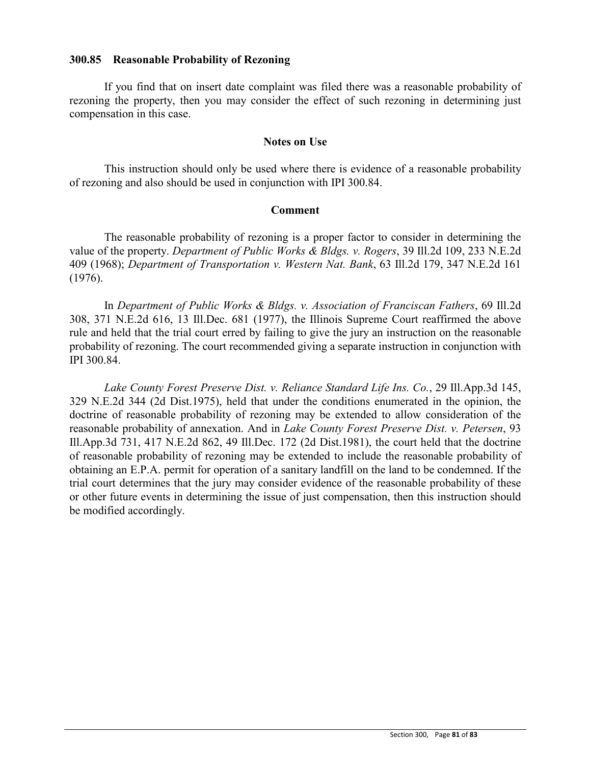### 300.85 Reasonable Probability of Rezoning

If you find that on insert date complaint was filed there was a reasonable probability of rezoning the property, then you may consider the effect of such rezoning in determining just compensation in this case.

#### Notes on Use

This instruction should only be used where there is evidence of a reasonable probability of rezoning and also should be used in conjunction with IPI 300.84.

#### Comment

The reasonable probability of rezoning is a proper factor to consider in determining the value of the property. *Department of Public Works & Bldgs. v. Rogers*, 39 Ill.2d 109, 233 N.E.2d 409 (1968); *Department of Transportation v. Western Nat. Bank*, 63 Ill.2d 179, 347 N.E.2d 161 (1976).

In *Department of Public Works & Bldgs. v. Association of Franciscan Fathers*, 69 Ill.2d 308, 371 N.E.2d 616, 13 Ill.Dec. 681 (1977), the Illinois Supreme Court reaffirmed the above rule and held that the trial court erred by failing to give the jury an instruction on the reasonable probability of rezoning. The court recommended giving a separate instruction in conjunction with IPI 300.84.

*Lake County Forest Preserve Dist. v. Reliance Standard Life Ins. Co.*, 29 Ill.App.3d 145, 329 N.E.2d 344 (2d Dist.1975), held that under the conditions enumerated in the opinion, the doctrine of reasonable probability of rezoning may be extended to allow consideration of the reasonable probability of annexation. And in *Lake County Forest Preserve Dist. v. Petersen*, 93 Ill.App.3d 731, 417 N.E.2d 862, 49 Ill.Dec. 172 (2d Dist.1981), the court held that the doctrine of reasonable probability of rezoning may be extended to include the reasonable probability of obtaining an E.P.A. permit for operation of a sanitary landfill on the land to be condemned. If the trial court determines that the jury may consider evidence of the reasonable probability of these or other future events in determining the issue of just compensation, then this instruction should be modified accordingly.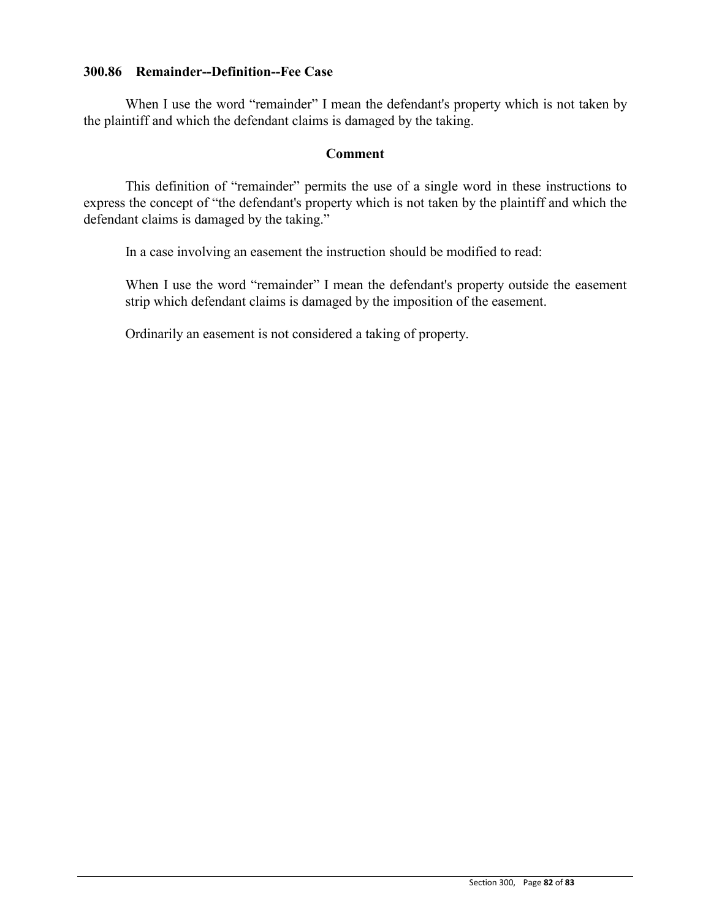### 300.86 Remainder--Definition--Fee Case

When I use the word “remainder” I mean the defendant's property which is not taken by the plaintiff and which the defendant claims is damaged by the taking.

**Comment**

This definition of “remainder” permits the use of a single word in these instructions to express the concept of “the defendant's property which is not taken by the plaintiff and which the defendant claims is damaged by the taking.”

In a case involving an easement the instruction should be modified to read:

> When I use the word “remainder” I mean the defendant's property outside the easement strip which defendant claims is damaged by the imposition of the easement.

Ordinarily an easement is not considered a taking of property.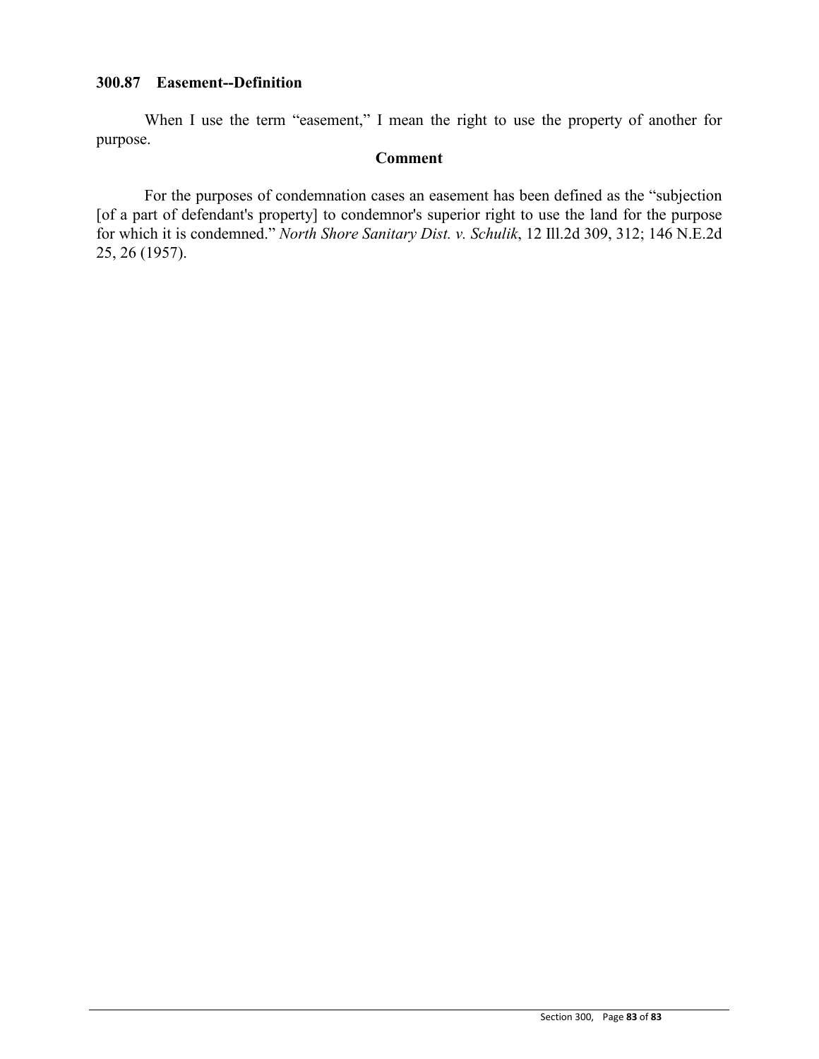### 300.87 Easement--Definition

When I use the term "easement," I mean the right to use the property of another for purpose.

**Comment**

For the purposes of condemnation cases an easement has been defined as the "subjection [of a part of defendant's property] to condemnor's superior right to use the land for the purpose for which it is condemned." *North Shore Sanitary Dist. v. Schulik*, 12 Ill.2d 309, 312; 146 N.E.2d 25, 26 (1957).